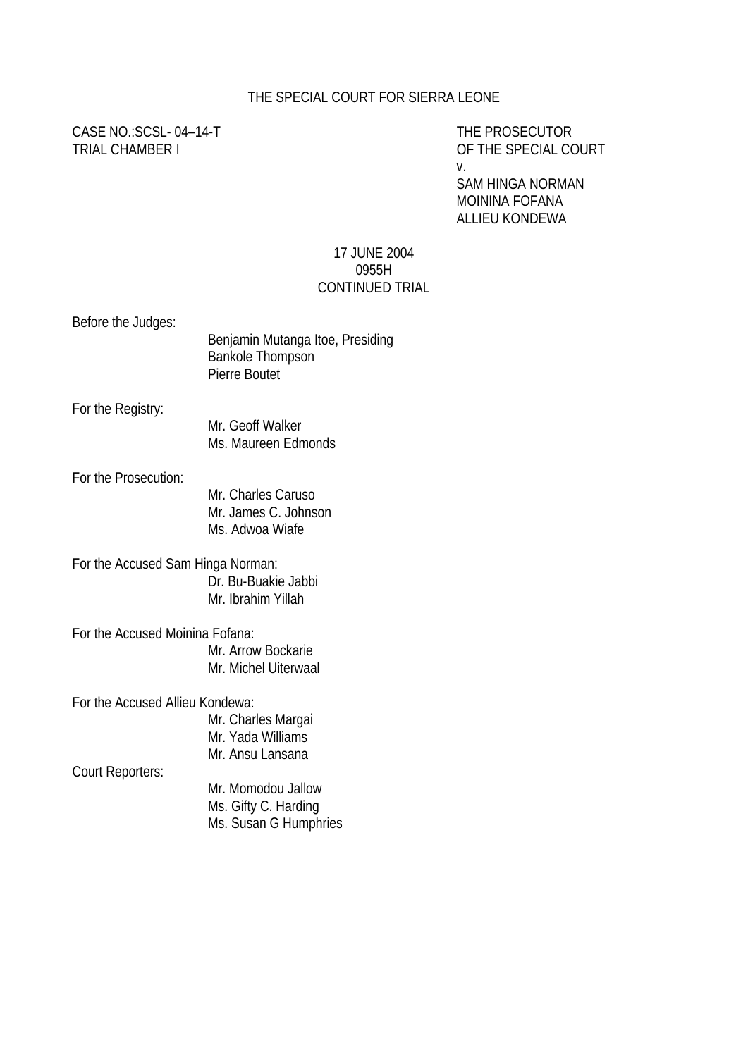THE SPECIAL COURT FOR SIERRA LEONE

CASE NO.:SCSL- 04–14-T
TRIAL CHAMBER I

THE PROSECUTOR
OF THE SPECIAL COURT
v.
SAM HINGA NORMAN
MOININA FOFANA
ALLIEU KONDEWA

17 JUNE 2004
0955H
CONTINUED TRIAL

Before the Judges:
Benjamin Mutanga Itoe, Presiding
Bankole Thompson
Pierre Boutet

For the Registry:
Mr. Geoff Walker
Ms. Maureen Edmonds

For the Prosecution:
Mr. Charles Caruso
Mr. James C. Johnson
Ms. Adwoa Wiafe

For the Accused Sam Hinga Norman:
Dr. Bu-Buakie Jabbi
Mr. Ibrahim Yillah

For the Accused Moinina Fofana:
Mr. Arrow Bockarie
Mr. Michel Uiterwaal

For the Accused Allieu Kondewa:
Mr. Charles Margai
Mr. Yada Williams
Mr. Ansu Lansana

Court Reporters:
Mr. Momodou Jallow
Ms. Gifty C. Harding
Ms. Susan G Humphries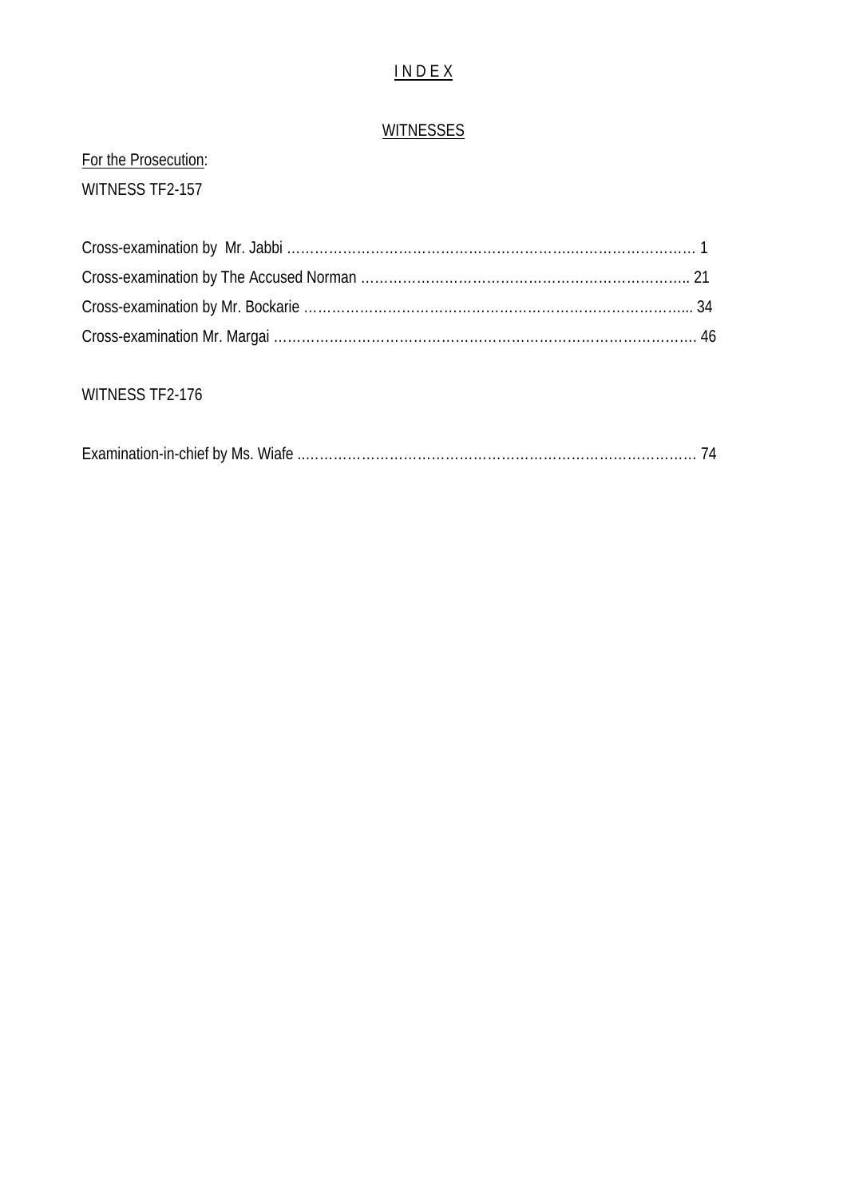# I N D E X

## WITNESSES

For the Prosecution:

WITNESS TF2-157

Cross-examination by Mr. Jabbi ……………………………………………………………………………… 1

Cross-examination by The Accused Norman ………………………………………………………………. 21

Cross-examination by Mr. Bockarie ……………………………………………………………………... 34

Cross-examination Mr. Margai ………………………………………………………………………………. 46

WITNESS TF2-176

Examination-in-chief by Ms. Wiafe ……………………………………………………………………… 74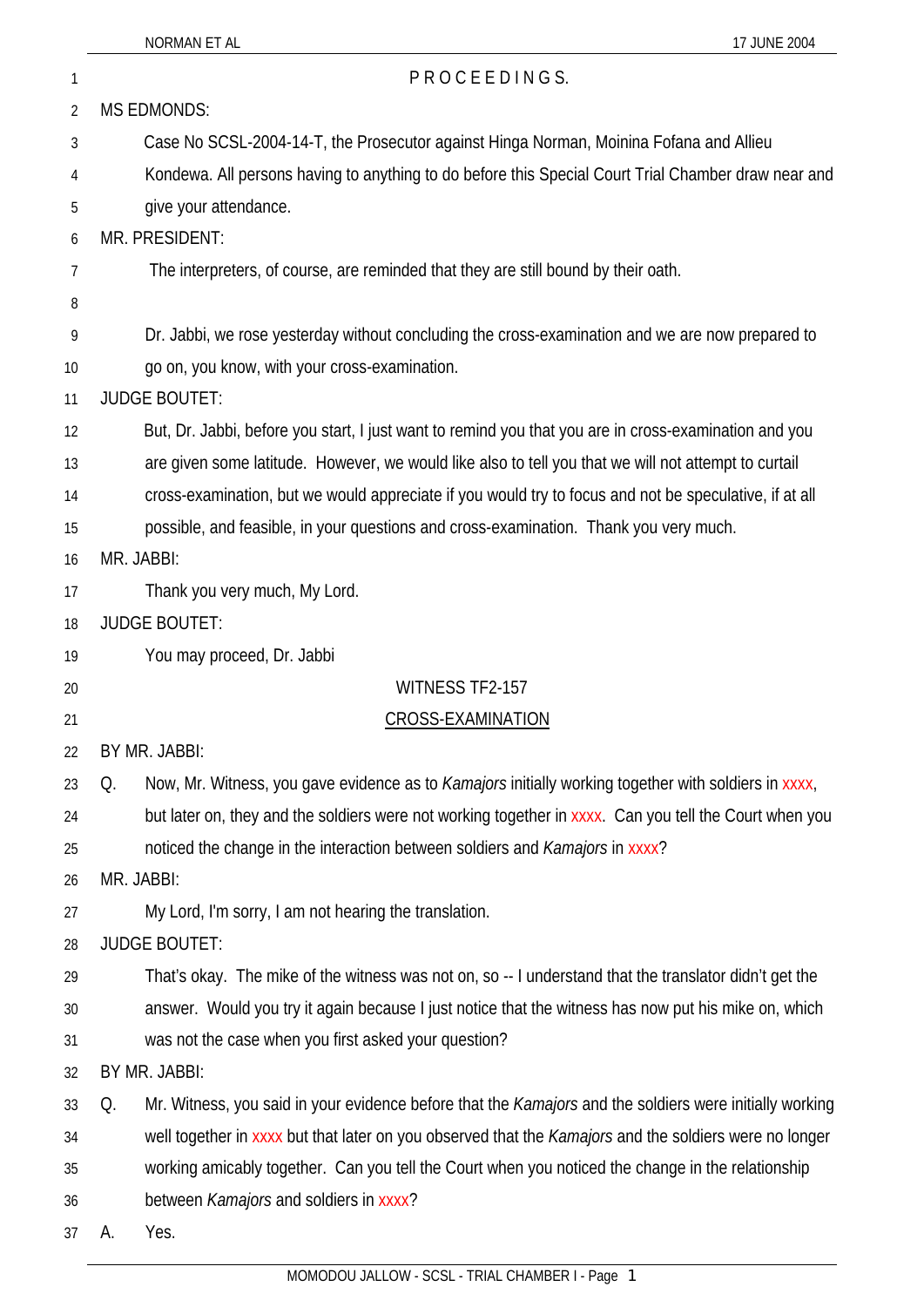PROCEEDINGS.

MS EDMONDS:

Case No SCSL-2004-14-T, the Prosecutor against Hinga Norman, Moinina Fofana and Allieu Kondewa. All persons having to anything to do before this Special Court Trial Chamber draw near and give your attendance.

MR. PRESIDENT:

The interpreters, of course, are reminded that they are still bound by their oath.

Dr. Jabbi, we rose yesterday without concluding the cross-examination and we are now prepared to go on, you know, with your cross-examination.

JUDGE BOUTET:

But, Dr. Jabbi, before you start, I just want to remind you that you are in cross-examination and you are given some latitude. However, we would like also to tell you that we will not attempt to curtail cross-examination, but we would appreciate if you would try to focus and not be speculative, if at all possible, and feasible, in your questions and cross-examination. Thank you very much.

MR. JABBI:

Thank you very much, My Lord.

JUDGE BOUTET:

You may proceed, Dr. Jabbi

WITNESS TF2-157

CROSS-EXAMINATION

BY MR. JABBI:

Q. Now, Mr. Witness, you gave evidence as to *Kamajors* initially working together with soldiers in xxxx, but later on, they and the soldiers were not working together in xxxx. Can you tell the Court when you noticed the change in the interaction between soldiers and *Kamajors* in xxxx?

MR. JABBI:

My Lord, I'm sorry, I am not hearing the translation.

JUDGE BOUTET:

That's okay. The mike of the witness was not on, so -- I understand that the translator didn't get the answer. Would you try it again because I just notice that the witness has now put his mike on, which was not the case when you first asked your question?

BY MR. JABBI:

Q. Mr. Witness, you said in your evidence before that the *Kamajors* and the soldiers were initially working well together in xxxx but that later on you observed that the *Kamajors* and the soldiers were no longer working amicably together. Can you tell the Court when you noticed the change in the relationship between *Kamajors* and soldiers in xxxx?

A. Yes.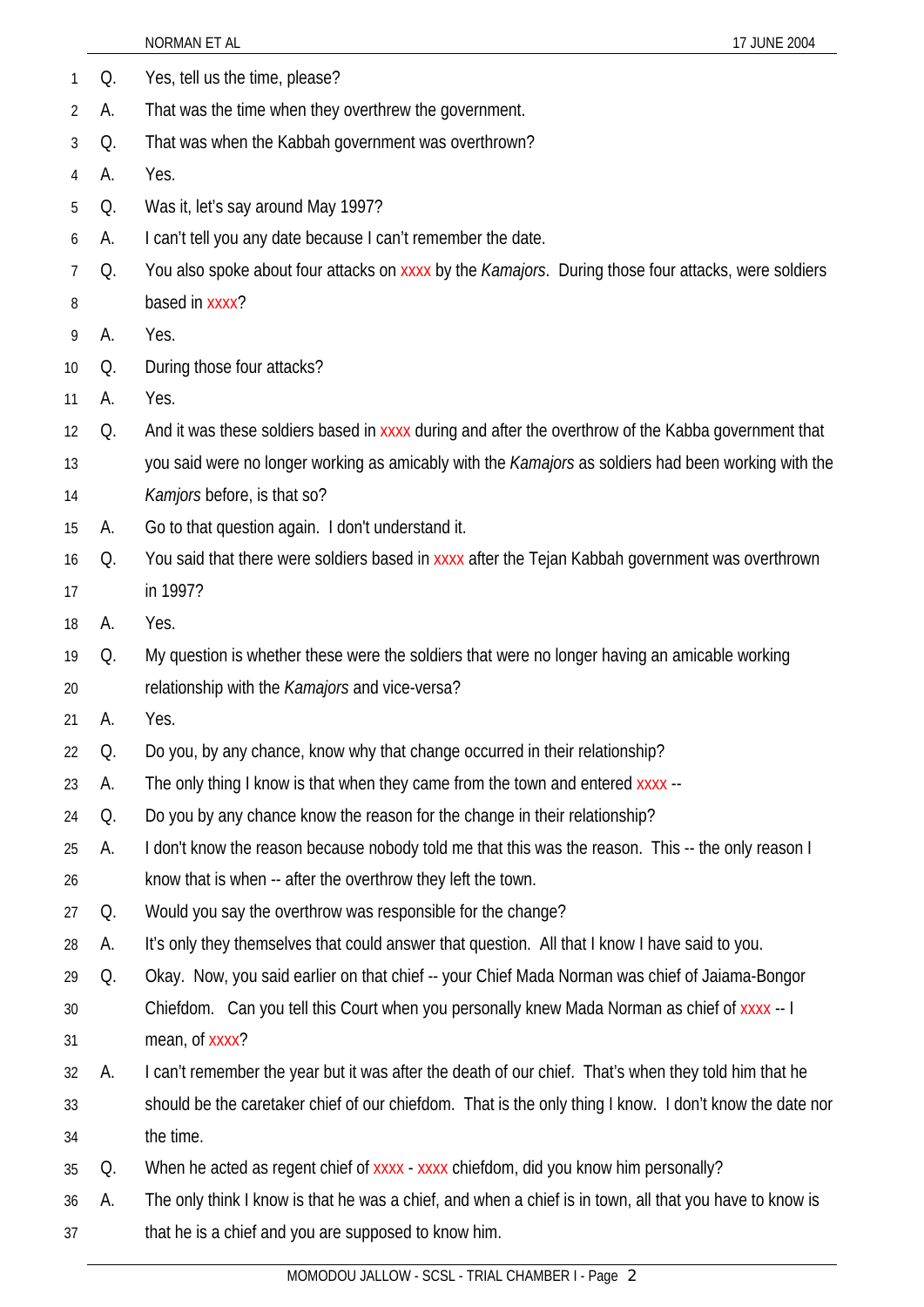Q. Yes, tell us the time, please?

A. That was the time when they overthrew the government.

Q. That was when the Kabbah government was overthrown?

A. Yes.

Q. Was it, let's say around May 1997?

A. I can't tell you any date because I can't remember the date.

Q. You also spoke about four attacks on xxxx by the *Kamajors*. During those four attacks, were soldiers based in xxxx?

A. Yes.

Q. During those four attacks?

A. Yes.

Q. And it was these soldiers based in xxxx during and after the overthrow of the Kabba government that you said were no longer working as amicably with the *Kamajors* as soldiers had been working with the *Kamjors* before, is that so?

A. Go to that question again. I don't understand it.

Q. You said that there were soldiers based in xxxx after the Tejan Kabbah government was overthrown in 1997?

A. Yes.

Q. My question is whether these were the soldiers that were no longer having an amicable working relationship with the *Kamajors* and vice-versa?

A. Yes.

Q. Do you, by any chance, know why that change occurred in their relationship?

A. The only thing I know is that when they came from the town and entered xxxx --

Q. Do you by any chance know the reason for the change in their relationship?

A. I don't know the reason because nobody told me that this was the reason. This -- the only reason I know that is when -- after the overthrow they left the town.

Q. Would you say the overthrow was responsible for the change?

A. It's only they themselves that could answer that question. All that I know I have said to you.

Q. Okay. Now, you said earlier on that chief -- your Chief Mada Norman was chief of Jaiama-Bongor Chiefdom. Can you tell this Court when you personally knew Mada Norman as chief of xxxx -- I mean, of xxxx?

A. I can't remember the year but it was after the death of our chief. That's when they told him that he should be the caretaker chief of our chiefdom. That is the only thing I know. I don't know the date nor the time.

Q. When he acted as regent chief of xxxx - xxxx chiefdom, did you know him personally?

A. The only think I know is that he was a chief, and when a chief is in town, all that you have to know is that he is a chief and you are supposed to know him.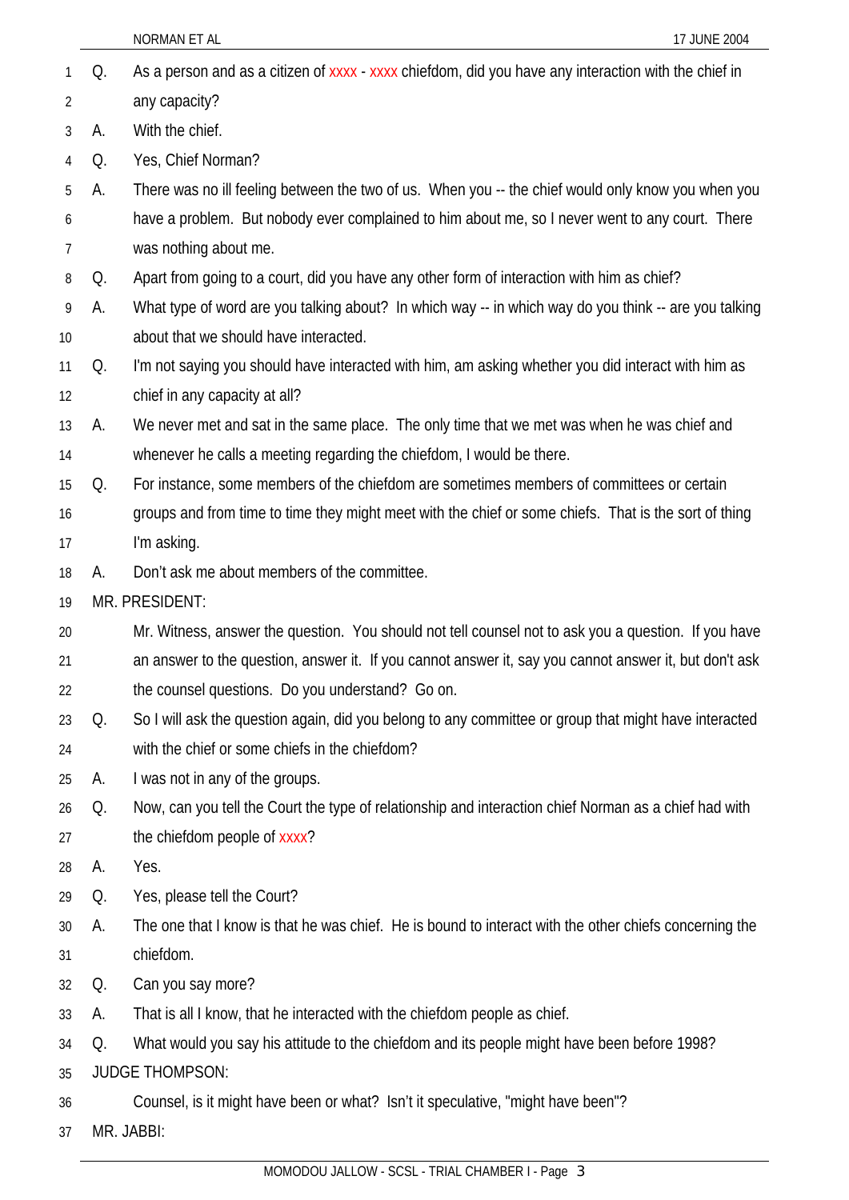Q. As a person and as a citizen of xxxx - xxxx chiefdom, did you have any interaction with the chief in any capacity?

A. With the chief.

Q. Yes, Chief Norman?

A. There was no ill feeling between the two of us. When you -- the chief would only know you when you have a problem. But nobody ever complained to him about me, so I never went to any court. There was nothing about me.

Q. Apart from going to a court, did you have any other form of interaction with him as chief?

A. What type of word are you talking about? In which way -- in which way do you think -- are you talking about that we should have interacted.

Q. I'm not saying you should have interacted with him, am asking whether you did interact with him as chief in any capacity at all?

A. We never met and sat in the same place. The only time that we met was when he was chief and whenever he calls a meeting regarding the chiefdom, I would be there.

Q. For instance, some members of the chiefdom are sometimes members of committees or certain groups and from time to time they might meet with the chief or some chiefs. That is the sort of thing I'm asking.

A. Don't ask me about members of the committee.

MR. PRESIDENT:

Mr. Witness, answer the question. You should not tell counsel not to ask you a question. If you have an answer to the question, answer it. If you cannot answer it, say you cannot answer it, but don't ask the counsel questions. Do you understand? Go on.

Q. So I will ask the question again, did you belong to any committee or group that might have interacted with the chief or some chiefs in the chiefdom?

A. I was not in any of the groups.

Q. Now, can you tell the Court the type of relationship and interaction chief Norman as a chief had with the chiefdom people of xxxx?

A. Yes.

Q. Yes, please tell the Court?

A. The one that I know is that he was chief. He is bound to interact with the other chiefs concerning the chiefdom.

Q. Can you say more?

A. That is all I know, that he interacted with the chiefdom people as chief.

Q. What would you say his attitude to the chiefdom and its people might have been before 1998?

JUDGE THOMPSON:

Counsel, is it might have been or what? Isn't it speculative, "might have been"?

MR. JABBI: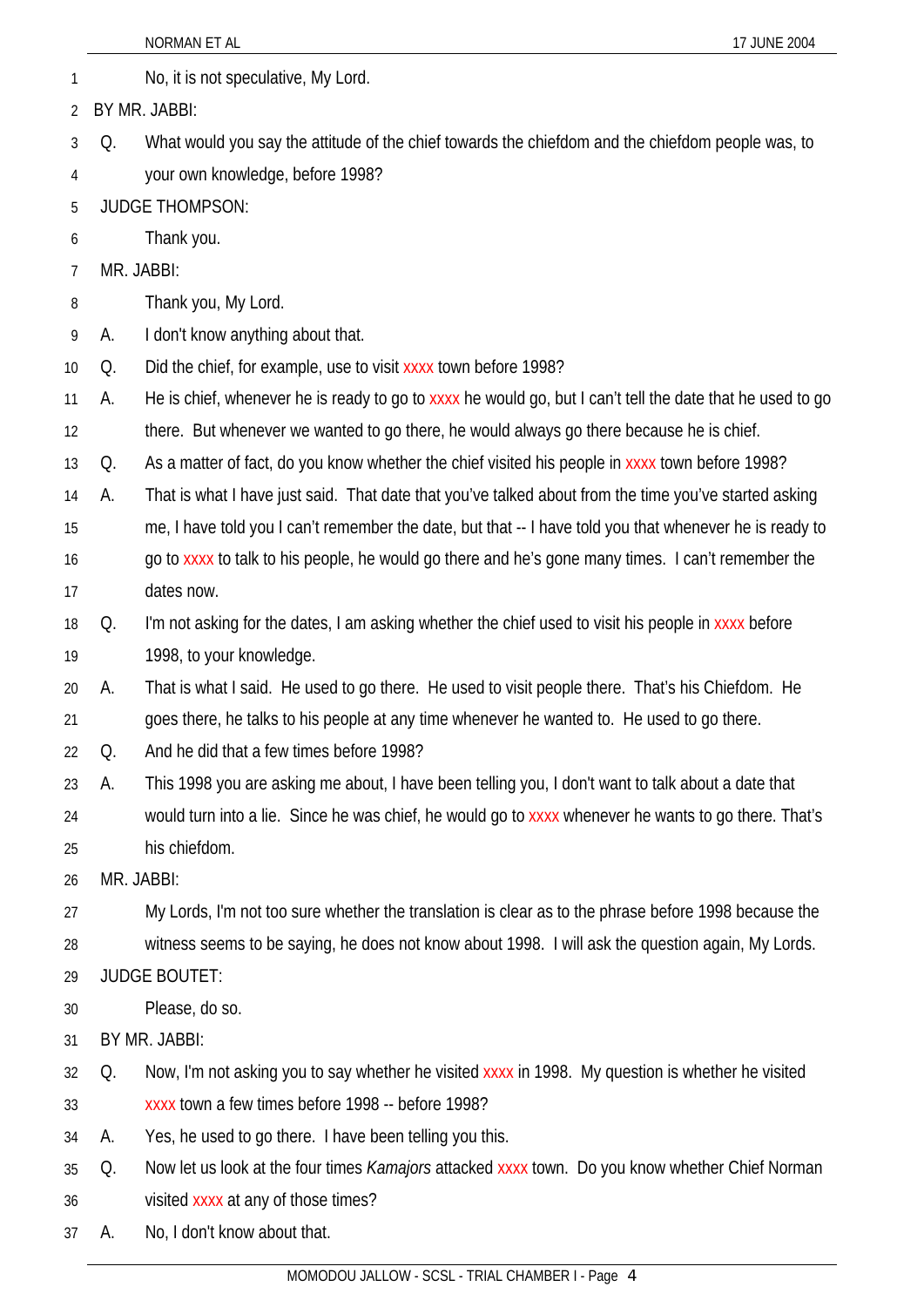No, it is not speculative, My Lord.

BY MR. JABBI:

Q. What would you say the attitude of the chief towards the chiefdom and the chiefdom people was, to your own knowledge, before 1998?

JUDGE THOMPSON:

Thank you.

MR. JABBI:

Thank you, My Lord.

A. I don't know anything about that.

Q. Did the chief, for example, use to visit xxxx town before 1998?

A. He is chief, whenever he is ready to go to xxxx he would go, but I can't tell the date that he used to go there. But whenever we wanted to go there, he would always go there because he is chief.

Q. As a matter of fact, do you know whether the chief visited his people in xxxx town before 1998?

A. That is what I have just said. That date that you've talked about from the time you've started asking me, I have told you I can't remember the date, but that -- I have told you that whenever he is ready to go to xxxx to talk to his people, he would go there and he's gone many times. I can't remember the dates now.

Q. I'm not asking for the dates, I am asking whether the chief used to visit his people in xxxx before 1998, to your knowledge.

A. That is what I said. He used to go there. He used to visit people there. That's his Chiefdom. He goes there, he talks to his people at any time whenever he wanted to. He used to go there.

Q. And he did that a few times before 1998?

A. This 1998 you are asking me about, I have been telling you, I don't want to talk about a date that would turn into a lie. Since he was chief, he would go to xxxx whenever he wants to go there. That's his chiefdom.

MR. JABBI:

My Lords, I'm not too sure whether the translation is clear as to the phrase before 1998 because the witness seems to be saying, he does not know about 1998. I will ask the question again, My Lords.

JUDGE BOUTET:

Please, do so.

BY MR. JABBI:

Q. Now, I'm not asking you to say whether he visited xxxx in 1998. My question is whether he visited xxxx town a few times before 1998 -- before 1998?

A. Yes, he used to go there. I have been telling you this.

Q. Now let us look at the four times *Kamajors* attacked xxxx town. Do you know whether Chief Norman visited xxxx at any of those times?

A. No, I don't know about that.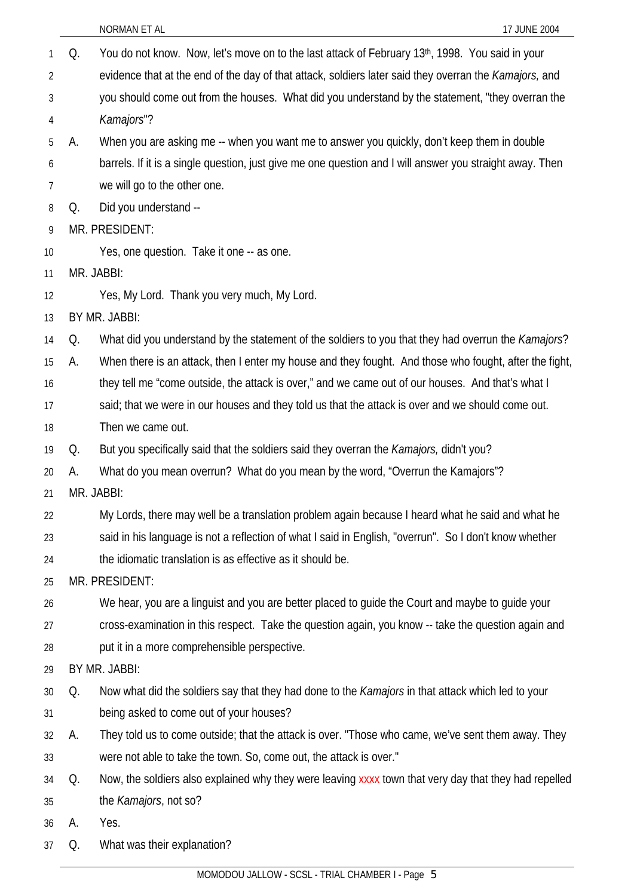Q. You do not know. Now, let's move on to the last attack of February 13th, 1998. You said in your evidence that at the end of the day of that attack, soldiers later said they overran the *Kamajors,* and you should come out from the houses. What did you understand by the statement, "they overran the *Kamajors*"?

A. When you are asking me -- when you want me to answer you quickly, don't keep them in double barrels. If it is a single question, just give me one question and I will answer you straight away. Then we will go to the other one.

Q. Did you understand --

MR. PRESIDENT:

Yes, one question. Take it one -- as one.

MR. JABBI:

Yes, My Lord. Thank you very much, My Lord.

BY MR. JABBI:

Q. What did you understand by the statement of the soldiers to you that they had overrun the *Kamajors*?

A. When there is an attack, then I enter my house and they fought. And those who fought, after the fight, they tell me "come outside, the attack is over," and we came out of our houses. And that's what I said; that we were in our houses and they told us that the attack is over and we should come out. Then we came out.

Q. But you specifically said that the soldiers said they overran the *Kamajors,* didn't you?

A. What do you mean overrun? What do you mean by the word, "Overrun the Kamajors"?

MR. JABBI:

My Lords, there may well be a translation problem again because I heard what he said and what he said in his language is not a reflection of what I said in English, "overrun". So I don't know whether the idiomatic translation is as effective as it should be.

MR. PRESIDENT:

We hear, you are a linguist and you are better placed to guide the Court and maybe to guide your cross-examination in this respect. Take the question again, you know -- take the question again and put it in a more comprehensible perspective.

BY MR. JABBI:

Q. Now what did the soldiers say that they had done to the *Kamajors* in that attack which led to your being asked to come out of your houses?

A. They told us to come outside; that the attack is over. "Those who came, we've sent them away. They were not able to take the town. So, come out, the attack is over."

Q. Now, the soldiers also explained why they were leaving xxxx town that very day that they had repelled the *Kamajors*, not so?

A. Yes.

Q. What was their explanation?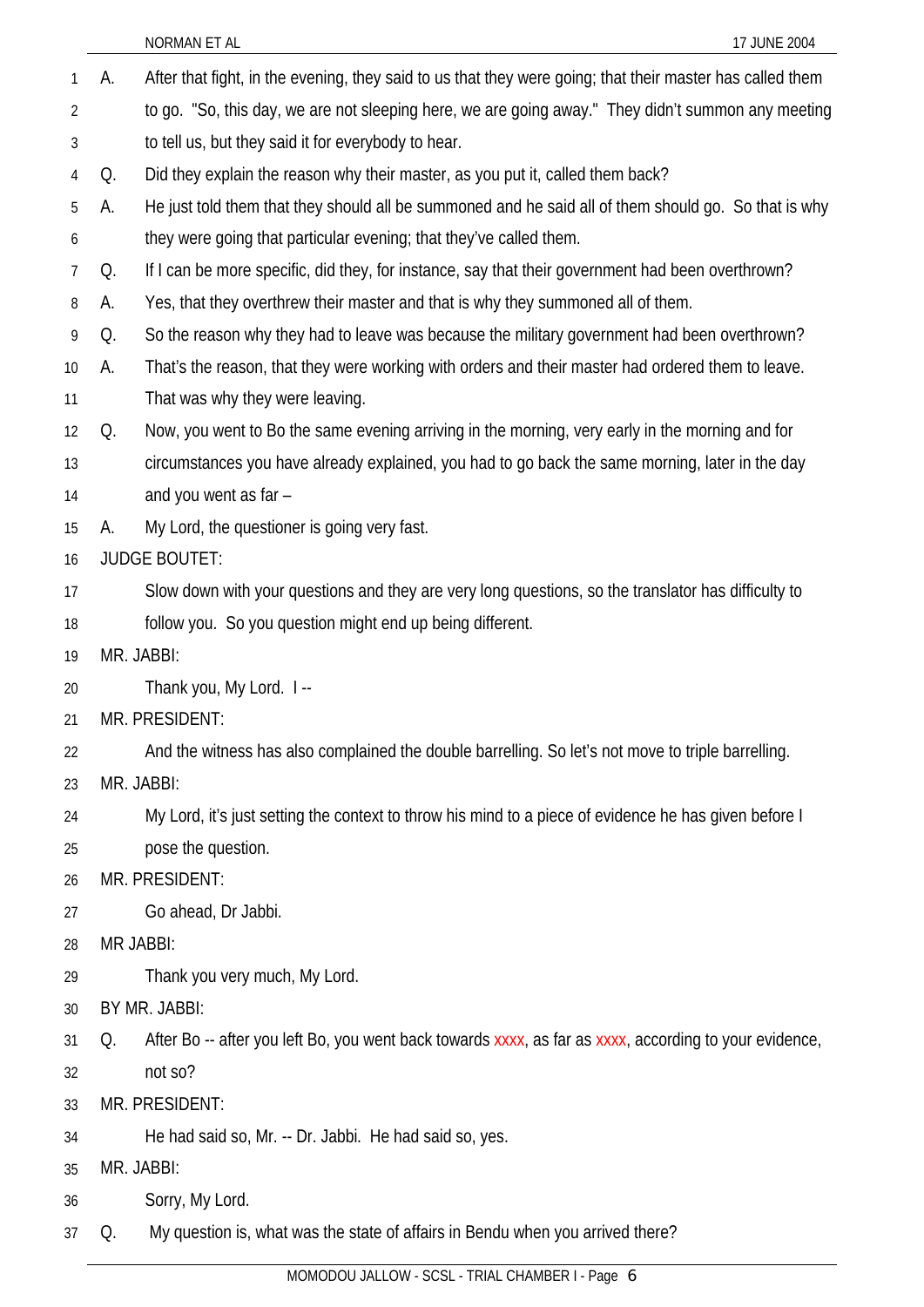A. After that fight, in the evening, they said to us that they were going; that their master has called them to go. "So, this day, we are not sleeping here, we are going away." They didn't summon any meeting to tell us, but they said it for everybody to hear.

Q. Did they explain the reason why their master, as you put it, called them back?

A. He just told them that they should all be summoned and he said all of them should go. So that is why they were going that particular evening; that they've called them.

Q. If I can be more specific, did they, for instance, say that their government had been overthrown?

A. Yes, that they overthrew their master and that is why they summoned all of them.

Q. So the reason why they had to leave was because the military government had been overthrown?

A. That's the reason, that they were working with orders and their master had ordered them to leave. That was why they were leaving.

Q. Now, you went to Bo the same evening arriving in the morning, very early in the morning and for circumstances you have already explained, you had to go back the same morning, later in the day and you went as far –

A. My Lord, the questioner is going very fast.

JUDGE BOUTET:

Slow down with your questions and they are very long questions, so the translator has difficulty to follow you. So you question might end up being different.

MR. JABBI:

Thank you, My Lord. I --

MR. PRESIDENT:

And the witness has also complained the double barrelling. So let's not move to triple barrelling.

MR. JABBI:

My Lord, it's just setting the context to throw his mind to a piece of evidence he has given before I pose the question.

MR. PRESIDENT:

Go ahead, Dr Jabbi.

MR JABBI:

Thank you very much, My Lord.

BY MR. JABBI:

Q. After Bo -- after you left Bo, you went back towards xxxx, as far as xxxx, according to your evidence, not so?

MR. PRESIDENT:

He had said so, Mr. -- Dr. Jabbi. He had said so, yes.

MR. JABBI:

Sorry, My Lord.

Q. My question is, what was the state of affairs in Bendu when you arrived there?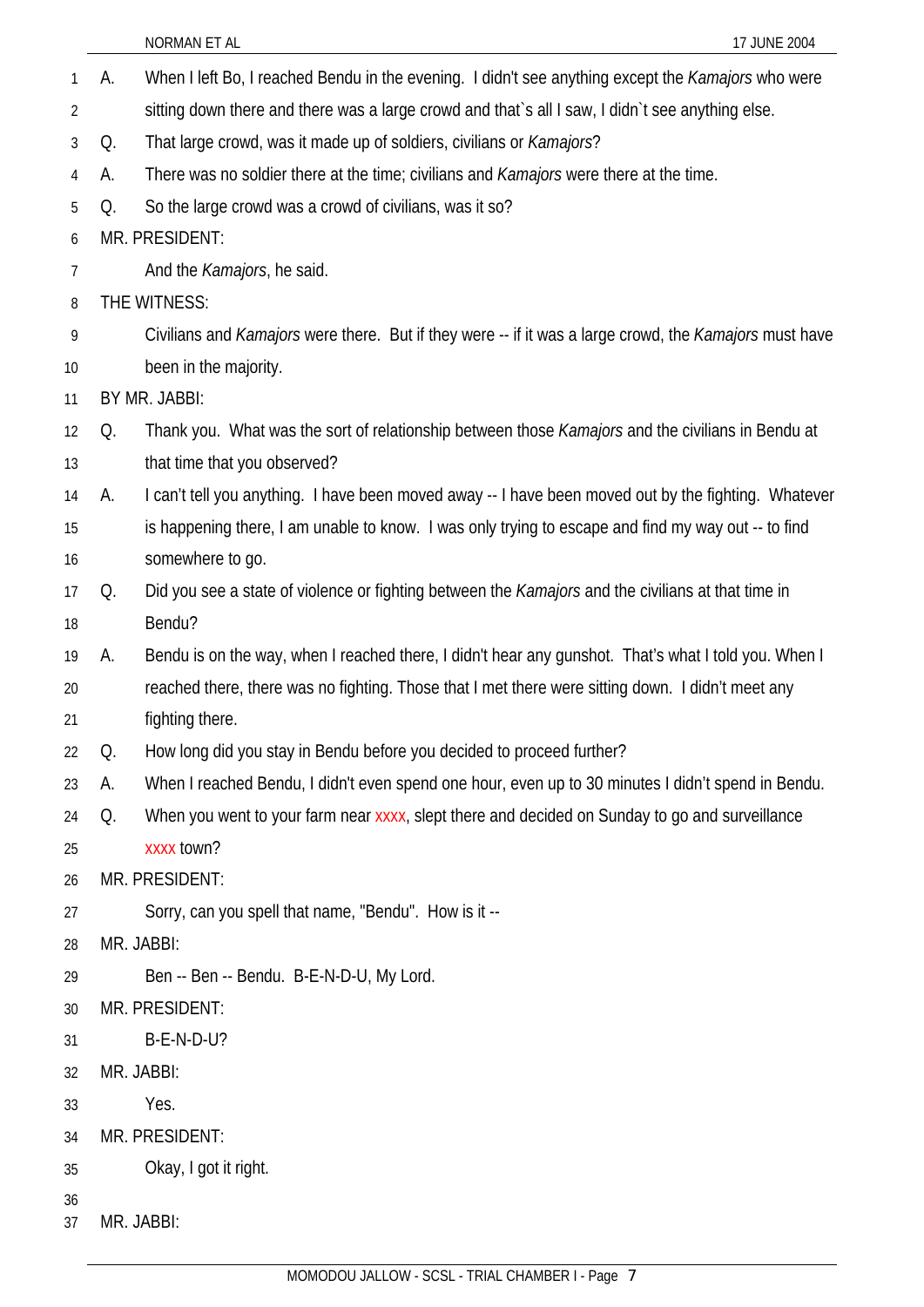A. When I left Bo, I reached Bendu in the evening. I didn't see anything except the *Kamajors* who were sitting down there and there was a large crowd and that`s all I saw, I didn`t see anything else.

Q. That large crowd, was it made up of soldiers, civilians or *Kamajors*?

A. There was no soldier there at the time; civilians and *Kamajors* were there at the time.

Q. So the large crowd was a crowd of civilians, was it so?

MR. PRESIDENT:

And the *Kamajors*, he said.

THE WITNESS:

Civilians and *Kamajors* were there. But if they were -- if it was a large crowd, the *Kamajors* must have been in the majority.

BY MR. JABBI:

Q. Thank you. What was the sort of relationship between those *Kamajors* and the civilians in Bendu at that time that you observed?

A. I can't tell you anything. I have been moved away -- I have been moved out by the fighting. Whatever is happening there, I am unable to know. I was only trying to escape and find my way out -- to find somewhere to go.

Q. Did you see a state of violence or fighting between the *Kamajors* and the civilians at that time in Bendu?

A. Bendu is on the way, when I reached there, I didn't hear any gunshot. That's what I told you. When I reached there, there was no fighting. Those that I met there were sitting down. I didn't meet any fighting there.

Q. How long did you stay in Bendu before you decided to proceed further?

A. When I reached Bendu, I didn't even spend one hour, even up to 30 minutes I didn't spend in Bendu.

Q. When you went to your farm near xxxx, slept there and decided on Sunday to go and surveillance xxxx town?

MR. PRESIDENT:

Sorry, can you spell that name, "Bendu". How is it --

MR. JABBI:

Ben -- Ben -- Bendu. B-E-N-D-U, My Lord.

MR. PRESIDENT:

B-E-N-D-U?

MR. JABBI:

Yes.

MR. PRESIDENT:

Okay, I got it right.

MR. JABBI: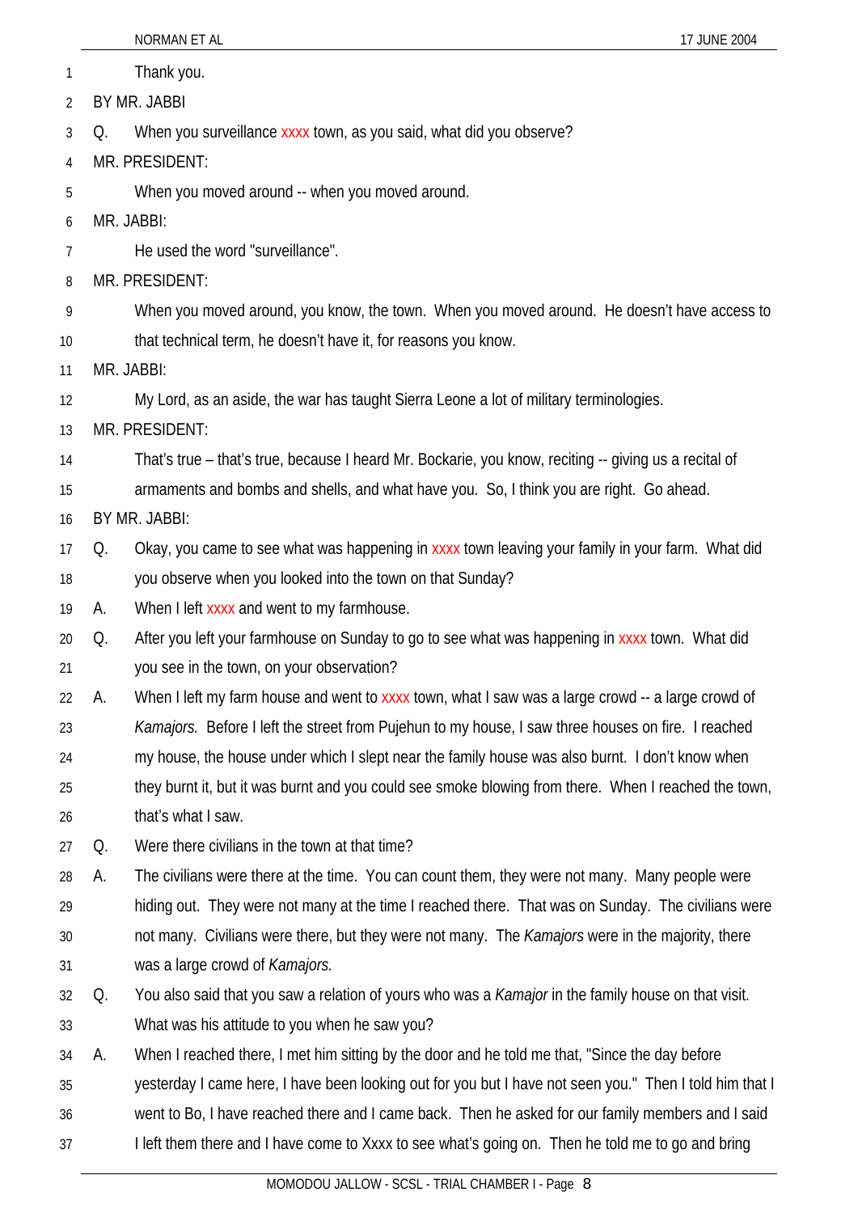Thank you.

BY MR. JABBI

Q. When you surveillance xxxx town, as you said, what did you observe?

MR. PRESIDENT:

When you moved around -- when you moved around.

MR. JABBI:

He used the word "surveillance".

MR. PRESIDENT:

When you moved around, you know, the town. When you moved around. He doesn't have access to that technical term, he doesn't have it, for reasons you know.

MR. JABBI:

My Lord, as an aside, the war has taught Sierra Leone a lot of military terminologies.

MR. PRESIDENT:

That's true – that's true, because I heard Mr. Bockarie, you know, reciting -- giving us a recital of armaments and bombs and shells, and what have you. So, I think you are right. Go ahead.

BY MR. JABBI:

Q. Okay, you came to see what was happening in xxxx town leaving your family in your farm. What did you observe when you looked into the town on that Sunday?

A. When I left xxxx and went to my farmhouse.

Q. After you left your farmhouse on Sunday to go to see what was happening in xxxx town. What did you see in the town, on your observation?

A. When I left my farm house and went to xxxx town, what I saw was a large crowd -- a large crowd of *Kamajors.* Before I left the street from Pujehun to my house, I saw three houses on fire. I reached my house, the house under which I slept near the family house was also burnt. I don't know when they burnt it, but it was burnt and you could see smoke blowing from there. When I reached the town, that's what I saw.

Q. Were there civilians in the town at that time?

A. The civilians were there at the time. You can count them, they were not many. Many people were hiding out. They were not many at the time I reached there. That was on Sunday. The civilians were not many. Civilians were there, but they were not many. The *Kamajors* were in the majority, there was a large crowd of *Kamajors.*

Q. You also said that you saw a relation of yours who was a *Kamajor* in the family house on that visit. What was his attitude to you when he saw you?

A. When I reached there, I met him sitting by the door and he told me that, "Since the day before yesterday I came here, I have been looking out for you but I have not seen you." Then I told him that I went to Bo, I have reached there and I came back. Then he asked for our family members and I said I left them there and I have come to Xxxx to see what's going on. Then he told me to go and bring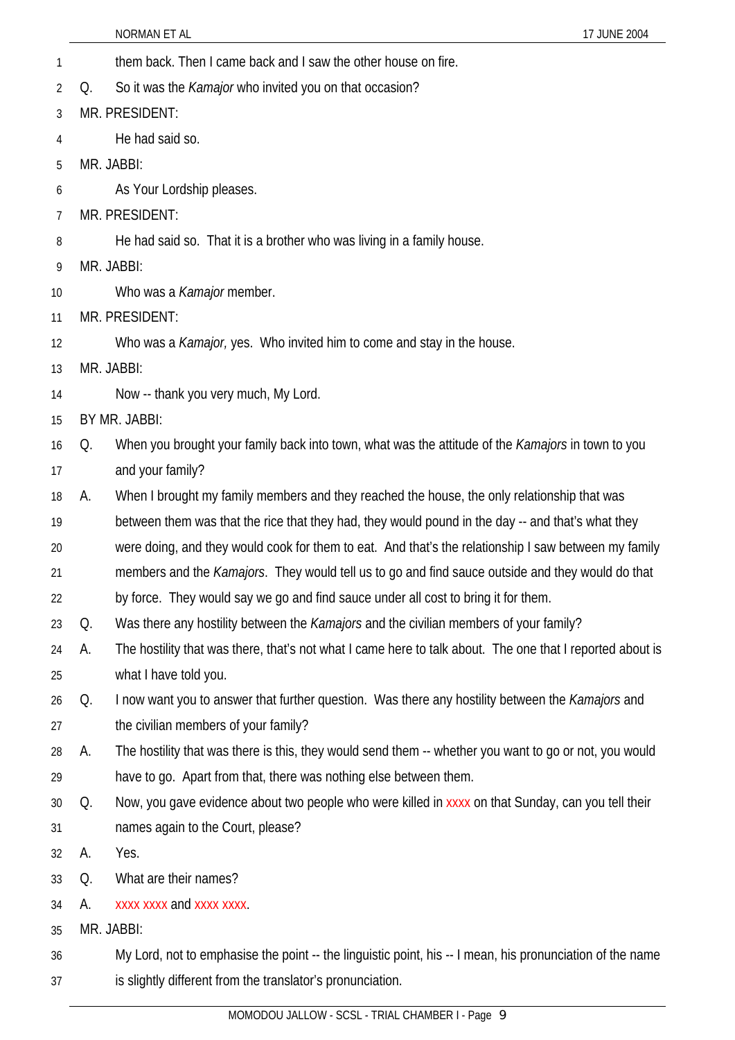them back. Then I came back and I saw the other house on fire.

Q. So it was the *Kamajor* who invited you on that occasion?

MR. PRESIDENT:

He had said so.

MR. JABBI:

As Your Lordship pleases.

MR. PRESIDENT:

He had said so. That it is a brother who was living in a family house.

MR. JABBI:

Who was a *Kamajor* member.

MR. PRESIDENT:

Who was a *Kamajor,* yes. Who invited him to come and stay in the house.

MR. JABBI:

Now -- thank you very much, My Lord.

BY MR. JABBI:

Q. When you brought your family back into town, what was the attitude of the *Kamajors* in town to you and your family?

A. When I brought my family members and they reached the house, the only relationship that was between them was that the rice that they had, they would pound in the day -- and that's what they were doing, and they would cook for them to eat. And that's the relationship I saw between my family members and the *Kamajors*. They would tell us to go and find sauce outside and they would do that by force. They would say we go and find sauce under all cost to bring it for them.

Q. Was there any hostility between the *Kamajors* and the civilian members of your family?

A. The hostility that was there, that's not what I came here to talk about. The one that I reported about is what I have told you.

Q. I now want you to answer that further question. Was there any hostility between the *Kamajors* and the civilian members of your family?

A. The hostility that was there is this, they would send them -- whether you want to go or not, you would have to go. Apart from that, there was nothing else between them.

Q. Now, you gave evidence about two people who were killed in xxxx on that Sunday, can you tell their names again to the Court, please?

A. Yes.

Q. What are their names?

A. xxxx xxxx and xxxx xxxx.

MR. JABBI:

My Lord, not to emphasise the point -- the linguistic point, his -- I mean, his pronunciation of the name is slightly different from the translator's pronunciation.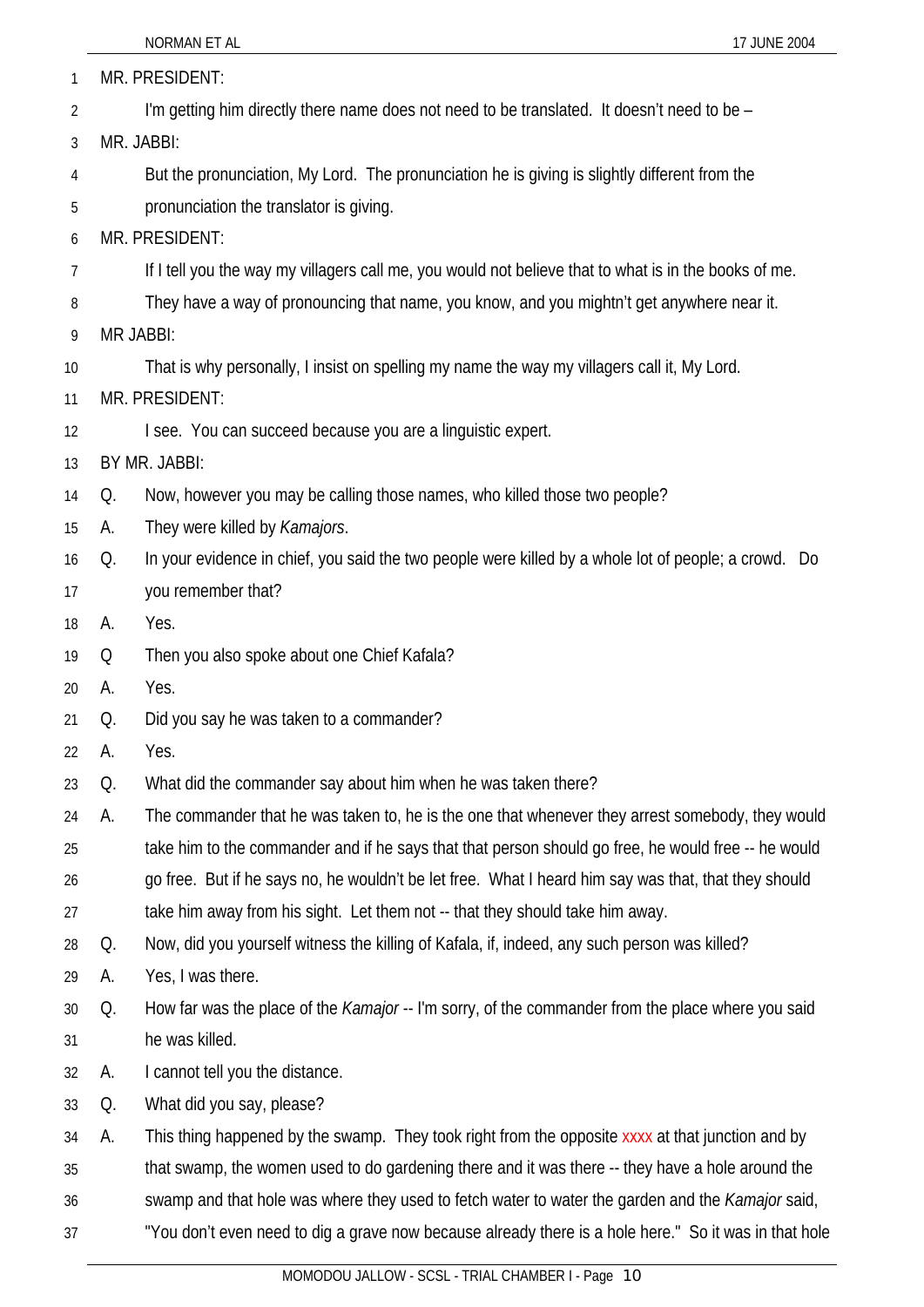MR. PRESIDENT:

I'm getting him directly there name does not need to be translated. It doesn't need to be –

MR. JABBI:

But the pronunciation, My Lord. The pronunciation he is giving is slightly different from the pronunciation the translator is giving.

MR. PRESIDENT:

If I tell you the way my villagers call me, you would not believe that to what is in the books of me. They have a way of pronouncing that name, you know, and you mightn't get anywhere near it.

MR JABBI:

That is why personally, I insist on spelling my name the way my villagers call it, My Lord.

MR. PRESIDENT:

I see. You can succeed because you are a linguistic expert.

BY MR. JABBI:

Q. Now, however you may be calling those names, who killed those two people?

A. They were killed by *Kamajors*.

Q. In your evidence in chief, you said the two people were killed by a whole lot of people; a crowd. Do you remember that?

A. Yes.

Q Then you also spoke about one Chief Kafala?

A. Yes.

Q. Did you say he was taken to a commander?

A. Yes.

Q. What did the commander say about him when he was taken there?

A. The commander that he was taken to, he is the one that whenever they arrest somebody, they would take him to the commander and if he says that that person should go free, he would free -- he would go free. But if he says no, he wouldn't be let free. What I heard him say was that, that they should take him away from his sight. Let them not -- that they should take him away.

Q. Now, did you yourself witness the killing of Kafala, if, indeed, any such person was killed?

A. Yes, I was there.

Q. How far was the place of the *Kamajor* -- I'm sorry, of the commander from the place where you said he was killed.

A. I cannot tell you the distance.

Q. What did you say, please?

A. This thing happened by the swamp. They took right from the opposite xxxx at that junction and by that swamp, the women used to do gardening there and it was there -- they have a hole around the swamp and that hole was where they used to fetch water to water the garden and the *Kamajor* said, "You don't even need to dig a grave now because already there is a hole here." So it was in that hole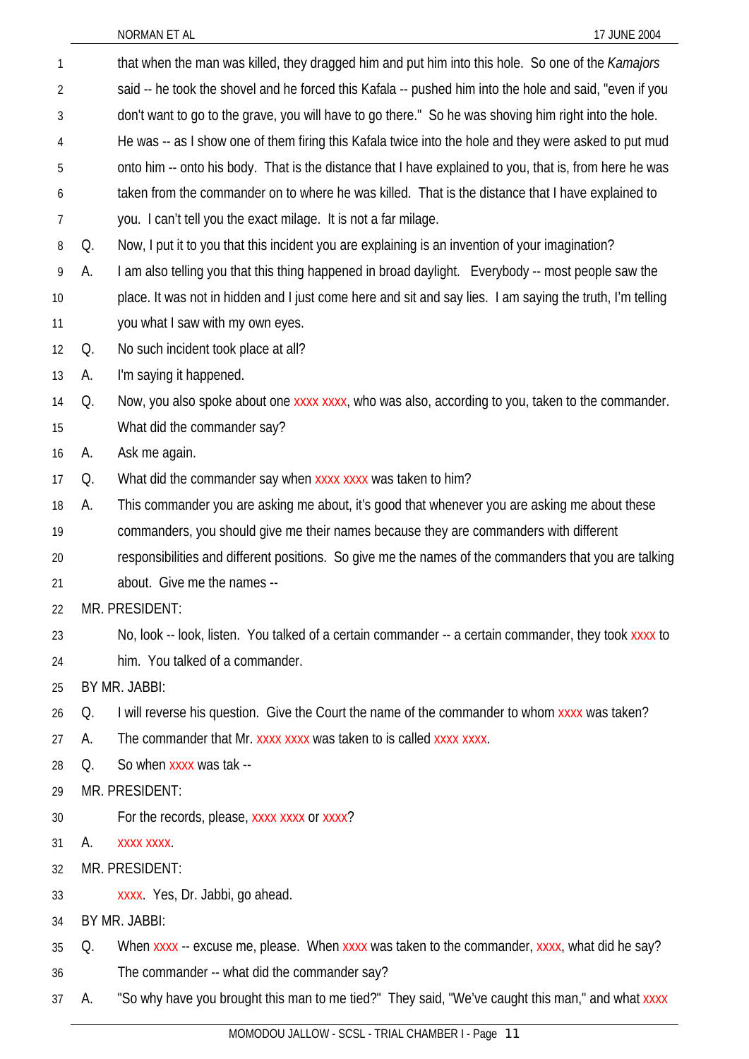that when the man was killed, they dragged him and put him into this hole. So one of the *Kamajors* said -- he took the shovel and he forced this Kafala -- pushed him into the hole and said, "even if you don't want to go to the grave, you will have to go there." So he was shoving him right into the hole. He was -- as I show one of them firing this Kafala twice into the hole and they were asked to put mud onto him -- onto his body. That is the distance that I have explained to you, that is, from here he was taken from the commander on to where he was killed. That is the distance that I have explained to you. I can't tell you the exact milage. It is not a far milage.

Q. Now, I put it to you that this incident you are explaining is an invention of your imagination?

A. I am also telling you that this thing happened in broad daylight. Everybody -- most people saw the place. It was not in hidden and I just come here and sit and say lies. I am saying the truth, I'm telling you what I saw with my own eyes.

Q. No such incident took place at all?

A. I'm saying it happened.

Q. Now, you also spoke about one xxxx xxxx, who was also, according to you, taken to the commander. What did the commander say?

A. Ask me again.

Q. What did the commander say when xxxx xxxx was taken to him?

A. This commander you are asking me about, it's good that whenever you are asking me about these commanders, you should give me their names because they are commanders with different responsibilities and different positions. So give me the names of the commanders that you are talking about. Give me the names --

MR. PRESIDENT:

No, look -- look, listen. You talked of a certain commander -- a certain commander, they took xxxx to him. You talked of a commander.

BY MR. JABBI:

Q. I will reverse his question. Give the Court the name of the commander to whom xxxx was taken?

A. The commander that Mr. xxxx xxxx was taken to is called xxxx xxxx.

Q. So when xxxx was tak --

MR. PRESIDENT:

For the records, please, xxxx xxxx or xxxx?

A. xxxx xxxx.

MR. PRESIDENT:

xxxx. Yes, Dr. Jabbi, go ahead.

BY MR. JABBI:

Q. When xxxx -- excuse me, please. When xxxx was taken to the commander, xxxx, what did he say? The commander -- what did the commander say?

A. "So why have you brought this man to me tied?" They said, "We've caught this man," and what xxxx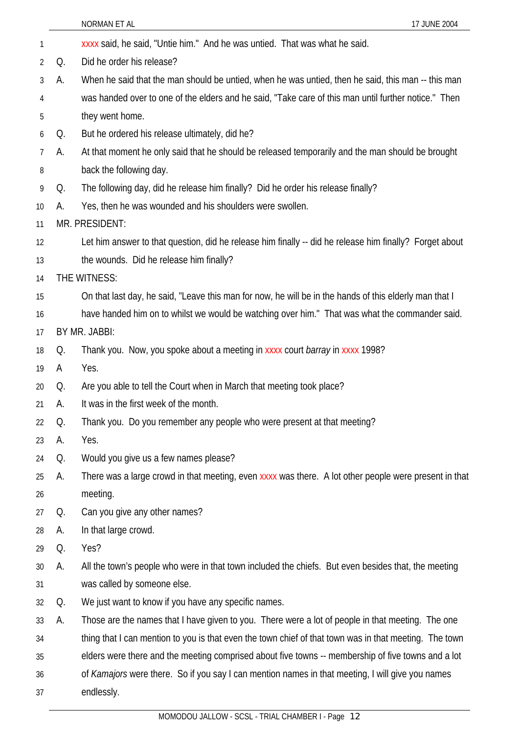xxxx said, he said, "Untie him." And he was untied. That was what he said.

Q. Did he order his release?

A. When he said that the man should be untied, when he was untied, then he said, this man -- this man was handed over to one of the elders and he said, "Take care of this man until further notice." Then they went home.

Q. But he ordered his release ultimately, did he?

A. At that moment he only said that he should be released temporarily and the man should be brought back the following day.

Q. The following day, did he release him finally? Did he order his release finally?

A. Yes, then he was wounded and his shoulders were swollen.

MR. PRESIDENT:

Let him answer to that question, did he release him finally -- did he release him finally? Forget about the wounds. Did he release him finally?

THE WITNESS:

On that last day, he said, "Leave this man for now, he will be in the hands of this elderly man that I have handed him on to whilst we would be watching over him." That was what the commander said.

BY MR. JABBI:

Q. Thank you. Now, you spoke about a meeting in xxxx court *barray* in xxxx 1998?

A Yes.

Q. Are you able to tell the Court when in March that meeting took place?

A. It was in the first week of the month.

Q. Thank you. Do you remember any people who were present at that meeting?

A. Yes.

Q. Would you give us a few names please?

A. There was a large crowd in that meeting, even xxxx was there. A lot other people were present in that meeting.

Q. Can you give any other names?

A. In that large crowd.

Q. Yes?

A. All the town's people who were in that town included the chiefs. But even besides that, the meeting was called by someone else.

Q. We just want to know if you have any specific names.

A. Those are the names that I have given to you. There were a lot of people in that meeting. The one thing that I can mention to you is that even the town chief of that town was in that meeting. The town elders were there and the meeting comprised about five towns -- membership of five towns and a lot of *Kamajors* were there. So if you say I can mention names in that meeting, I will give you names endlessly.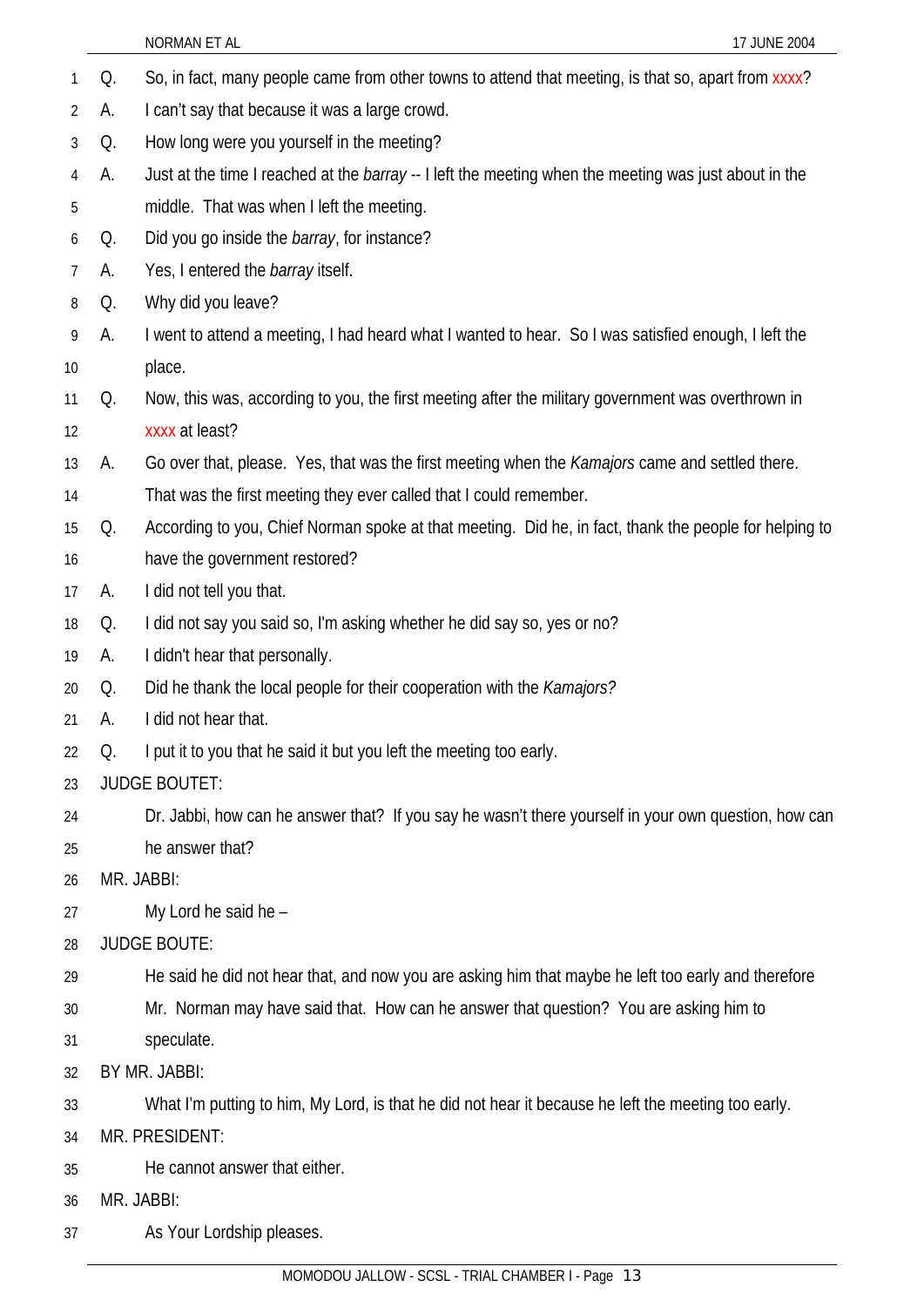Q. So, in fact, many people came from other towns to attend that meeting, is that so, apart from xxxx?

A. I can't say that because it was a large crowd.

Q. How long were you yourself in the meeting?

A. Just at the time I reached at the *barray* -- I left the meeting when the meeting was just about in the middle. That was when I left the meeting.

Q. Did you go inside the *barray*, for instance?

A. Yes, I entered the *barray* itself.

Q. Why did you leave?

A. I went to attend a meeting, I had heard what I wanted to hear. So I was satisfied enough, I left the place.

Q. Now, this was, according to you, the first meeting after the military government was overthrown in xxxx at least?

A. Go over that, please. Yes, that was the first meeting when the *Kamajors* came and settled there. That was the first meeting they ever called that I could remember.

Q. According to you, Chief Norman spoke at that meeting. Did he, in fact, thank the people for helping to have the government restored?

A. I did not tell you that.

Q. I did not say you said so, I'm asking whether he did say so, yes or no?

A. I didn't hear that personally.

Q. Did he thank the local people for their cooperation with the *Kamajors?*

A. I did not hear that.

Q. I put it to you that he said it but you left the meeting too early.

JUDGE BOUTET:

Dr. Jabbi, how can he answer that? If you say he wasn't there yourself in your own question, how can he answer that?

MR. JABBI:

My Lord he said he –

JUDGE BOUTE:

He said he did not hear that, and now you are asking him that maybe he left too early and therefore Mr. Norman may have said that. How can he answer that question? You are asking him to speculate.

BY MR. JABBI:

What I'm putting to him, My Lord, is that he did not hear it because he left the meeting too early.

MR. PRESIDENT:

He cannot answer that either.

MR. JABBI:

As Your Lordship pleases.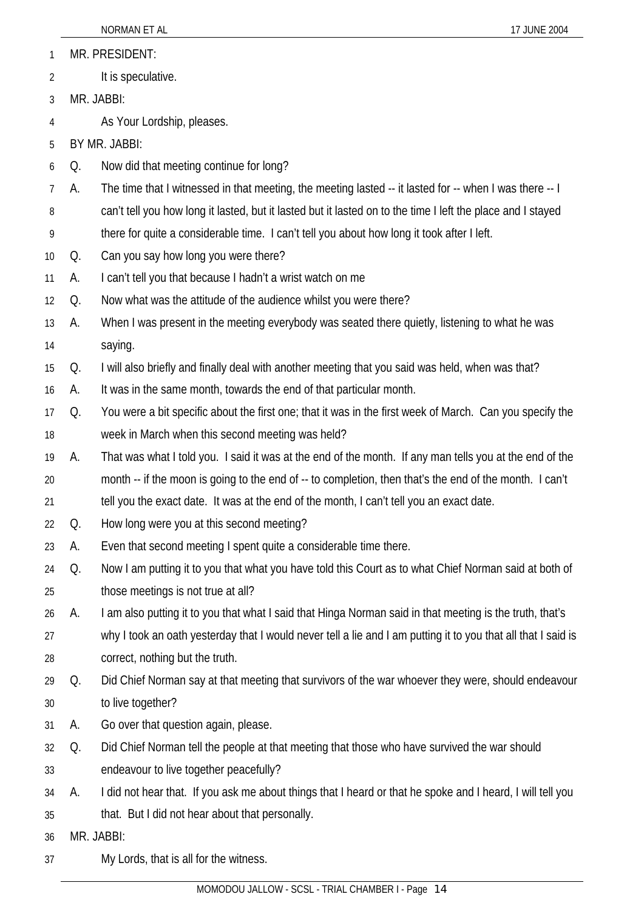MR. PRESIDENT:

It is speculative.

MR. JABBI:

As Your Lordship, pleases.

BY MR. JABBI:

Q. Now did that meeting continue for long?

A. The time that I witnessed in that meeting, the meeting lasted -- it lasted for -- when I was there -- I can't tell you how long it lasted, but it lasted but it lasted on to the time I left the place and I stayed there for quite a considerable time. I can't tell you about how long it took after I left.

Q. Can you say how long you were there?

A. I can't tell you that because I hadn't a wrist watch on me

Q. Now what was the attitude of the audience whilst you were there?

A. When I was present in the meeting everybody was seated there quietly, listening to what he was saying.

Q. I will also briefly and finally deal with another meeting that you said was held, when was that?

A. It was in the same month, towards the end of that particular month.

Q. You were a bit specific about the first one; that it was in the first week of March. Can you specify the week in March when this second meeting was held?

A. That was what I told you. I said it was at the end of the month. If any man tells you at the end of the month -- if the moon is going to the end of -- to completion, then that's the end of the month. I can't tell you the exact date. It was at the end of the month, I can't tell you an exact date.

Q. How long were you at this second meeting?

A. Even that second meeting I spent quite a considerable time there.

Q. Now I am putting it to you that what you have told this Court as to what Chief Norman said at both of those meetings is not true at all?

A. I am also putting it to you that what I said that Hinga Norman said in that meeting is the truth, that's why I took an oath yesterday that I would never tell a lie and I am putting it to you that all that I said is correct, nothing but the truth.

Q. Did Chief Norman say at that meeting that survivors of the war whoever they were, should endeavour to live together?

A. Go over that question again, please.

Q. Did Chief Norman tell the people at that meeting that those who have survived the war should endeavour to live together peacefully?

A. I did not hear that. If you ask me about things that I heard or that he spoke and I heard, I will tell you that. But I did not hear about that personally.

MR. JABBI:

My Lords, that is all for the witness.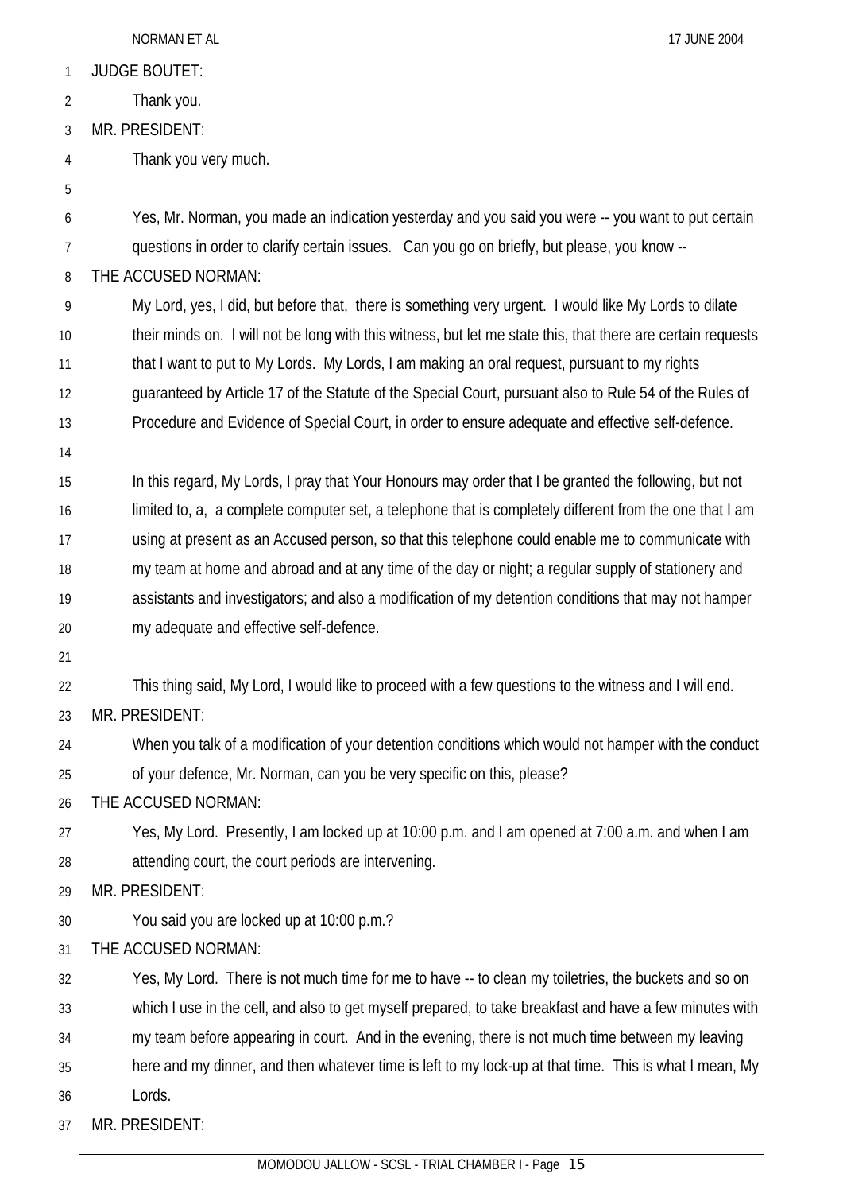JUDGE BOUTET:

Thank you.

MR. PRESIDENT:

Thank you very much.

Yes, Mr. Norman, you made an indication yesterday and you said you were -- you want to put certain questions in order to clarify certain issues. Can you go on briefly, but please, you know --

THE ACCUSED NORMAN:

My Lord, yes, I did, but before that, there is something very urgent. I would like My Lords to dilate their minds on. I will not be long with this witness, but let me state this, that there are certain requests that I want to put to My Lords. My Lords, I am making an oral request, pursuant to my rights guaranteed by Article 17 of the Statute of the Special Court, pursuant also to Rule 54 of the Rules of Procedure and Evidence of Special Court, in order to ensure adequate and effective self-defence.

In this regard, My Lords, I pray that Your Honours may order that I be granted the following, but not limited to, a, a complete computer set, a telephone that is completely different from the one that I am using at present as an Accused person, so that this telephone could enable me to communicate with my team at home and abroad and at any time of the day or night; a regular supply of stationery and assistants and investigators; and also a modification of my detention conditions that may not hamper my adequate and effective self-defence.

This thing said, My Lord, I would like to proceed with a few questions to the witness and I will end.

MR. PRESIDENT:

When you talk of a modification of your detention conditions which would not hamper with the conduct of your defence, Mr. Norman, can you be very specific on this, please?

THE ACCUSED NORMAN:

Yes, My Lord. Presently, I am locked up at 10:00 p.m. and I am opened at 7:00 a.m. and when I am attending court, the court periods are intervening.

MR. PRESIDENT:

You said you are locked up at 10:00 p.m.?

THE ACCUSED NORMAN:

Yes, My Lord. There is not much time for me to have -- to clean my toiletries, the buckets and so on which I use in the cell, and also to get myself prepared, to take breakfast and have a few minutes with my team before appearing in court. And in the evening, there is not much time between my leaving here and my dinner, and then whatever time is left to my lock-up at that time. This is what I mean, My Lords.

MR. PRESIDENT: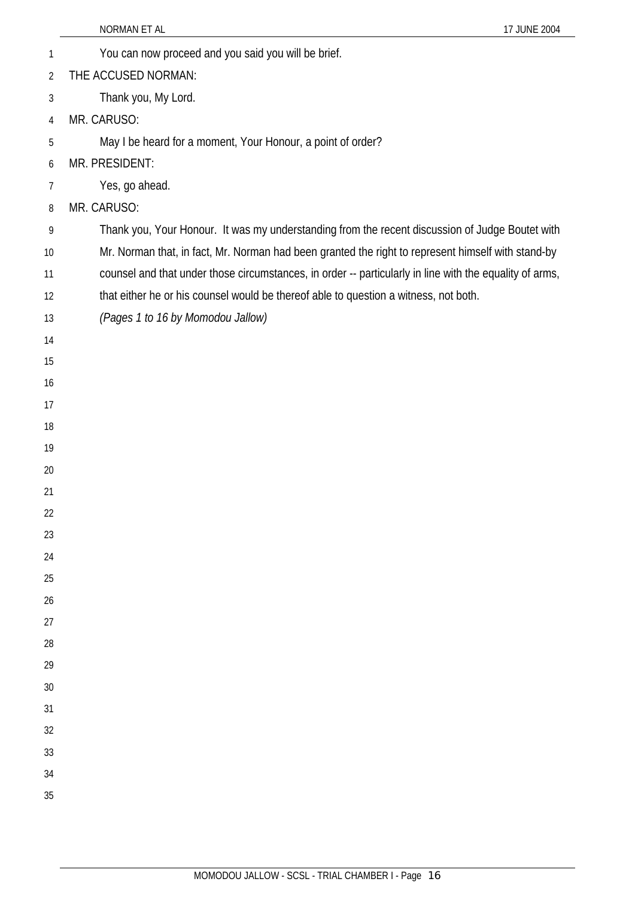You can now proceed and you said you will be brief.

THE ACCUSED NORMAN:

Thank you, My Lord.

MR. CARUSO:

May I be heard for a moment, Your Honour, a point of order?

MR. PRESIDENT:

Yes, go ahead.

MR. CARUSO:

Thank you, Your Honour. It was my understanding from the recent discussion of Judge Boutet with Mr. Norman that, in fact, Mr. Norman had been granted the right to represent himself with stand-by counsel and that under those circumstances, in order -- particularly in line with the equality of arms, that either he or his counsel would be thereof able to question a witness, not both.

*(Pages 1 to 16 by Momodou Jallow)*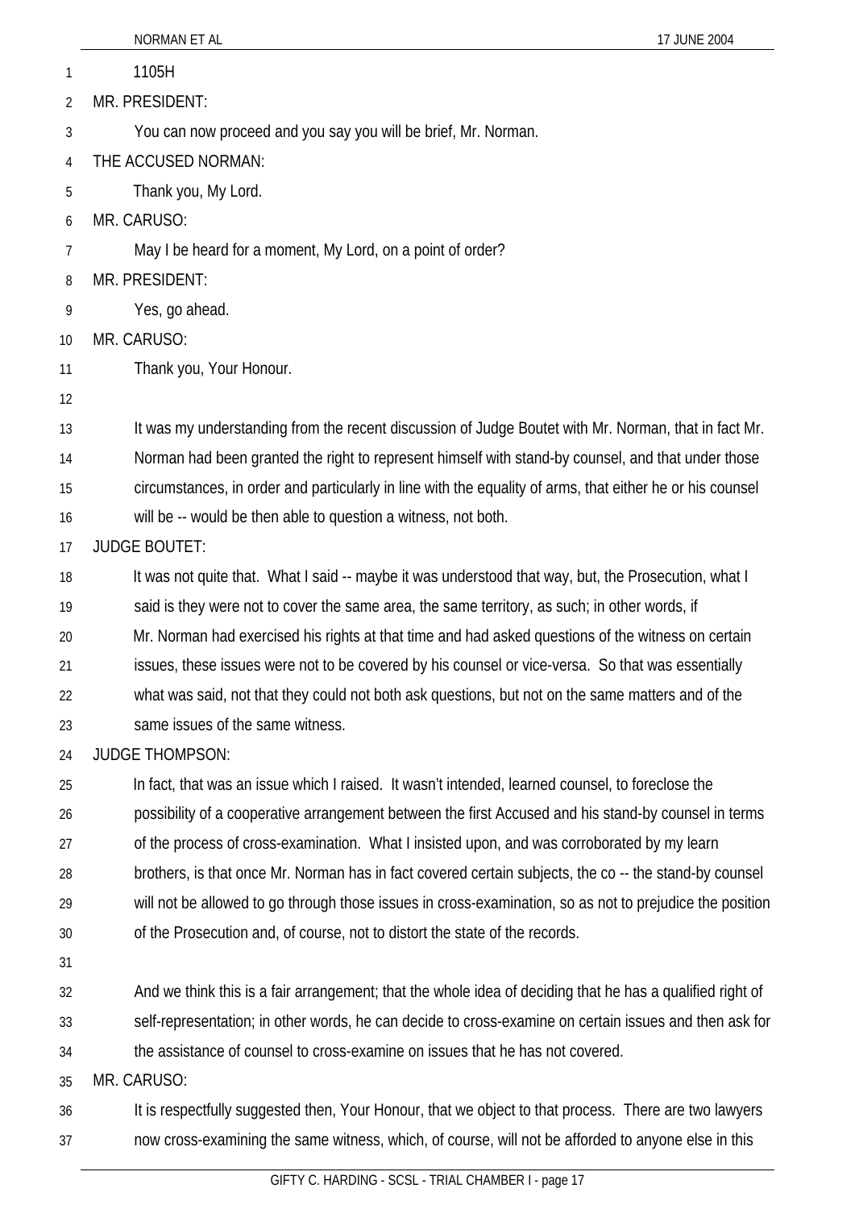1105H

MR. PRESIDENT:

You can now proceed and you say you will be brief, Mr. Norman.

THE ACCUSED NORMAN:

Thank you, My Lord.

MR. CARUSO:

May I be heard for a moment, My Lord, on a point of order?

MR. PRESIDENT:

Yes, go ahead.

MR. CARUSO:

Thank you, Your Honour.

It was my understanding from the recent discussion of Judge Boutet with Mr. Norman, that in fact Mr. Norman had been granted the right to represent himself with stand-by counsel, and that under those circumstances, in order and particularly in line with the equality of arms, that either he or his counsel will be -- would be then able to question a witness, not both.

JUDGE BOUTET:

It was not quite that. What I said -- maybe it was understood that way, but, the Prosecution, what I said is they were not to cover the same area, the same territory, as such; in other words, if Mr. Norman had exercised his rights at that time and had asked questions of the witness on certain issues, these issues were not to be covered by his counsel or vice-versa. So that was essentially what was said, not that they could not both ask questions, but not on the same matters and of the same issues of the same witness.

JUDGE THOMPSON:

In fact, that was an issue which I raised. It wasn't intended, learned counsel, to foreclose the possibility of a cooperative arrangement between the first Accused and his stand-by counsel in terms of the process of cross-examination. What I insisted upon, and was corroborated by my learn brothers, is that once Mr. Norman has in fact covered certain subjects, the co -- the stand-by counsel will not be allowed to go through those issues in cross-examination, so as not to prejudice the position of the Prosecution and, of course, not to distort the state of the records.

And we think this is a fair arrangement; that the whole idea of deciding that he has a qualified right of self-representation; in other words, he can decide to cross-examine on certain issues and then ask for the assistance of counsel to cross-examine on issues that he has not covered.

MR. CARUSO:

It is respectfully suggested then, Your Honour, that we object to that process. There are two lawyers now cross-examining the same witness, which, of course, will not be afforded to anyone else in this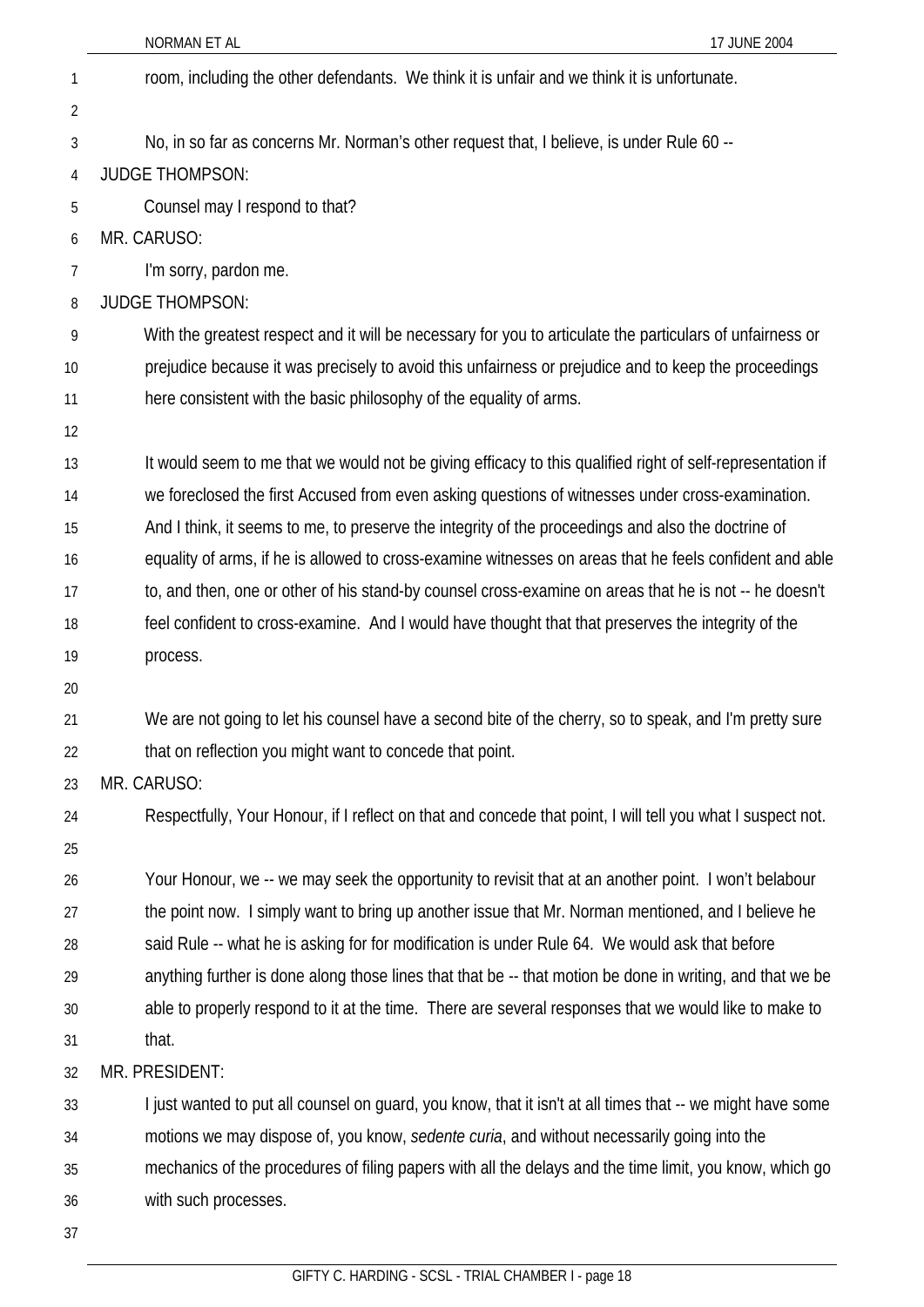room, including the other defendants. We think it is unfair and we think it is unfortunate.

No, in so far as concerns Mr. Norman's other request that, I believe, is under Rule 60 --

JUDGE THOMPSON:

Counsel may I respond to that?

MR. CARUSO:

I'm sorry, pardon me.

JUDGE THOMPSON:

With the greatest respect and it will be necessary for you to articulate the particulars of unfairness or prejudice because it was precisely to avoid this unfairness or prejudice and to keep the proceedings here consistent with the basic philosophy of the equality of arms.

It would seem to me that we would not be giving efficacy to this qualified right of self-representation if we foreclosed the first Accused from even asking questions of witnesses under cross-examination. And I think, it seems to me, to preserve the integrity of the proceedings and also the doctrine of equality of arms, if he is allowed to cross-examine witnesses on areas that he feels confident and able to, and then, one or other of his stand-by counsel cross-examine on areas that he is not -- he doesn't feel confident to cross-examine. And I would have thought that that preserves the integrity of the process.

We are not going to let his counsel have a second bite of the cherry, so to speak, and I'm pretty sure that on reflection you might want to concede that point.

MR. CARUSO:

Respectfully, Your Honour, if I reflect on that and concede that point, I will tell you what I suspect not.

Your Honour, we -- we may seek the opportunity to revisit that at an another point. I won't belabour the point now. I simply want to bring up another issue that Mr. Norman mentioned, and I believe he said Rule -- what he is asking for for modification is under Rule 64. We would ask that before anything further is done along those lines that that be -- that motion be done in writing, and that we be able to properly respond to it at the time. There are several responses that we would like to make to that.

MR. PRESIDENT:

I just wanted to put all counsel on guard, you know, that it isn't at all times that -- we might have some motions we may dispose of, you know, *sedente curia*, and without necessarily going into the mechanics of the procedures of filing papers with all the delays and the time limit, you know, which go with such processes.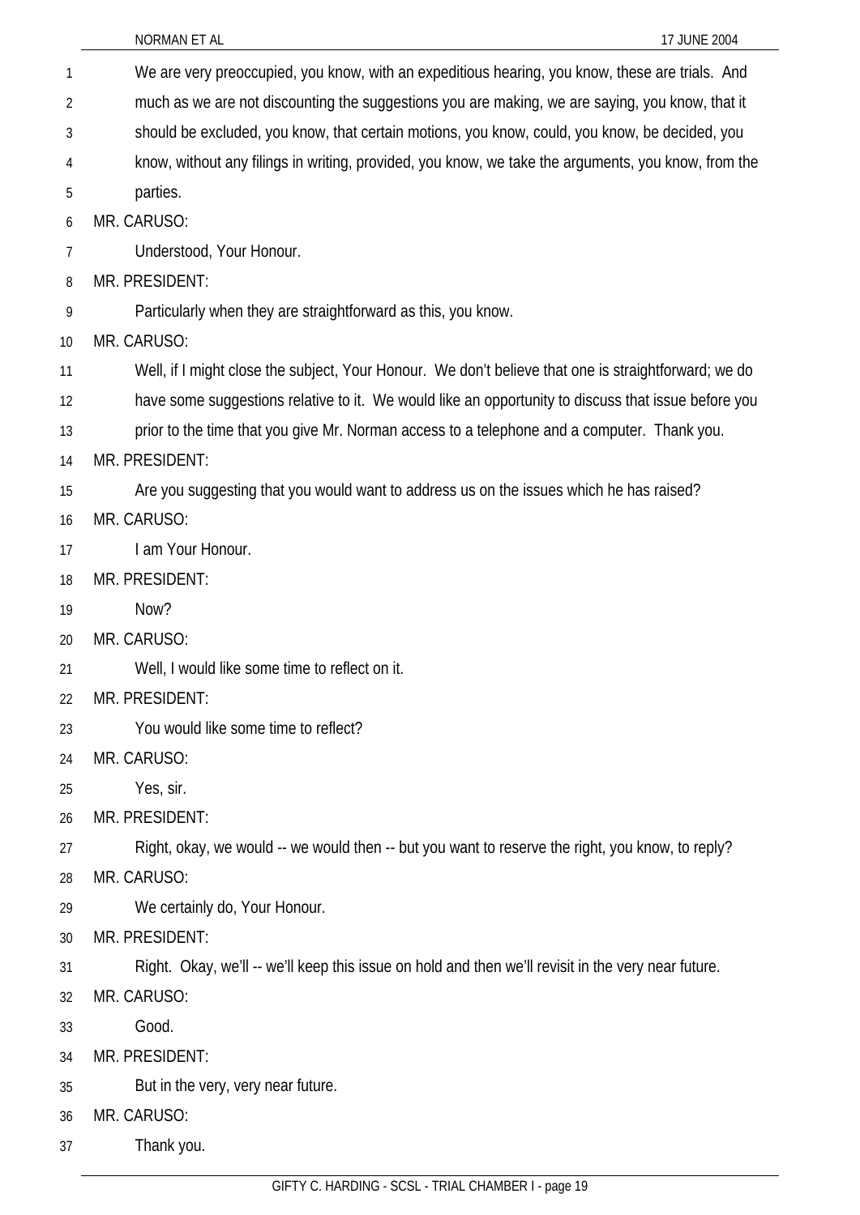We are very preoccupied, you know, with an expeditious hearing, you know, these are trials. And much as we are not discounting the suggestions you are making, we are saying, you know, that it should be excluded, you know, that certain motions, you know, could, you know, be decided, you know, without any filings in writing, provided, you know, we take the arguments, you know, from the parties.

MR. CARUSO:

Understood, Your Honour.

MR. PRESIDENT:

Particularly when they are straightforward as this, you know.

MR. CARUSO:

Well, if I might close the subject, Your Honour. We don't believe that one is straightforward; we do have some suggestions relative to it. We would like an opportunity to discuss that issue before you prior to the time that you give Mr. Norman access to a telephone and a computer. Thank you.

MR. PRESIDENT:

Are you suggesting that you would want to address us on the issues which he has raised?

MR. CARUSO:

I am Your Honour.

MR. PRESIDENT:

Now?

MR. CARUSO:

Well, I would like some time to reflect on it.

MR. PRESIDENT:

You would like some time to reflect?

MR. CARUSO:

Yes, sir.

MR. PRESIDENT:

Right, okay, we would -- we would then -- but you want to reserve the right, you know, to reply?

MR. CARUSO:

We certainly do, Your Honour.

MR. PRESIDENT:

Right. Okay, we'll -- we'll keep this issue on hold and then we'll revisit in the very near future.

MR. CARUSO:

Good.

MR. PRESIDENT:

But in the very, very near future.

MR. CARUSO:

Thank you.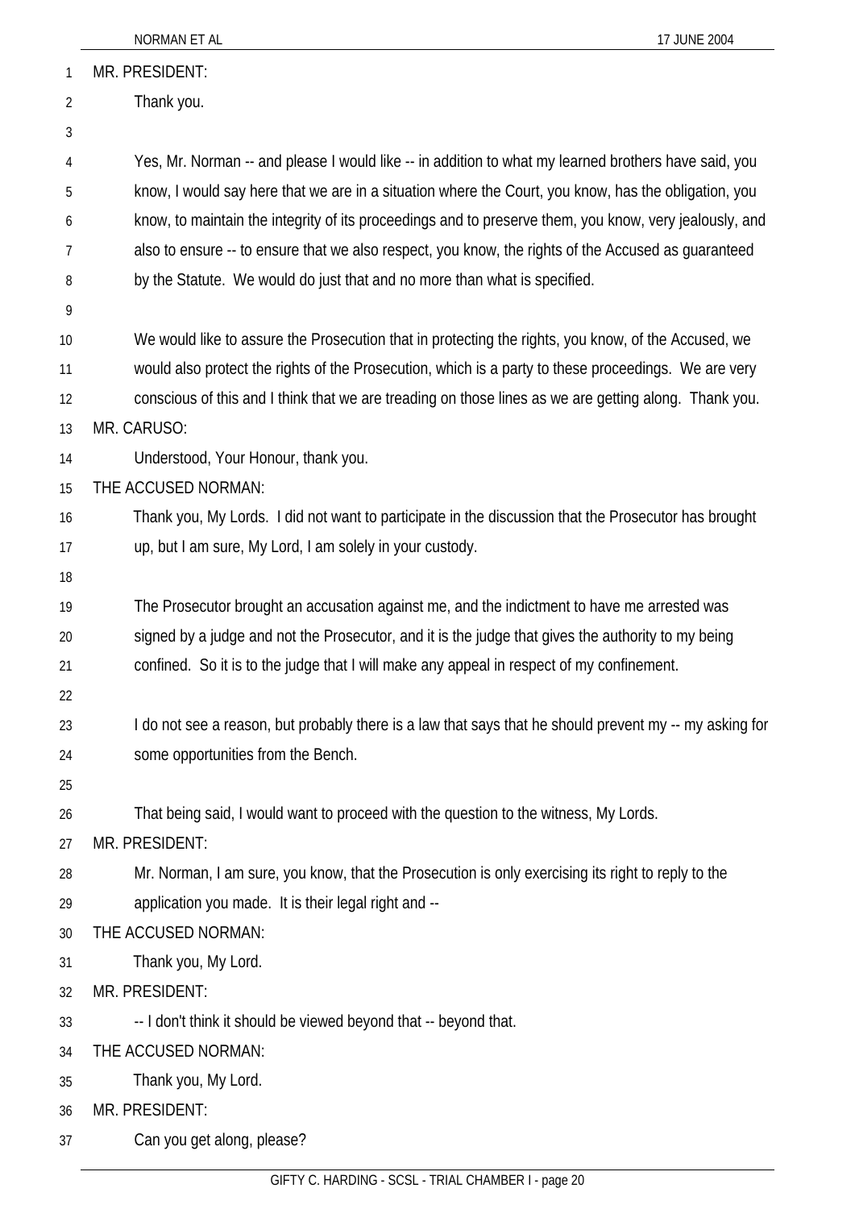MR. PRESIDENT:

Thank you.

Yes, Mr. Norman -- and please I would like -- in addition to what my learned brothers have said, you know, I would say here that we are in a situation where the Court, you know, has the obligation, you know, to maintain the integrity of its proceedings and to preserve them, you know, very jealously, and also to ensure -- to ensure that we also respect, you know, the rights of the Accused as guaranteed by the Statute. We would do just that and no more than what is specified.

We would like to assure the Prosecution that in protecting the rights, you know, of the Accused, we would also protect the rights of the Prosecution, which is a party to these proceedings. We are very conscious of this and I think that we are treading on those lines as we are getting along. Thank you.

MR. CARUSO:

Understood, Your Honour, thank you.

THE ACCUSED NORMAN:

Thank you, My Lords. I did not want to participate in the discussion that the Prosecutor has brought up, but I am sure, My Lord, I am solely in your custody.

The Prosecutor brought an accusation against me, and the indictment to have me arrested was signed by a judge and not the Prosecutor, and it is the judge that gives the authority to my being confined. So it is to the judge that I will make any appeal in respect of my confinement.

I do not see a reason, but probably there is a law that says that he should prevent my -- my asking for some opportunities from the Bench.

That being said, I would want to proceed with the question to the witness, My Lords.

MR. PRESIDENT:

Mr. Norman, I am sure, you know, that the Prosecution is only exercising its right to reply to the application you made. It is their legal right and --

THE ACCUSED NORMAN:

Thank you, My Lord.

MR. PRESIDENT:

-- I don't think it should be viewed beyond that -- beyond that.

THE ACCUSED NORMAN:

Thank you, My Lord.

MR. PRESIDENT:

Can you get along, please?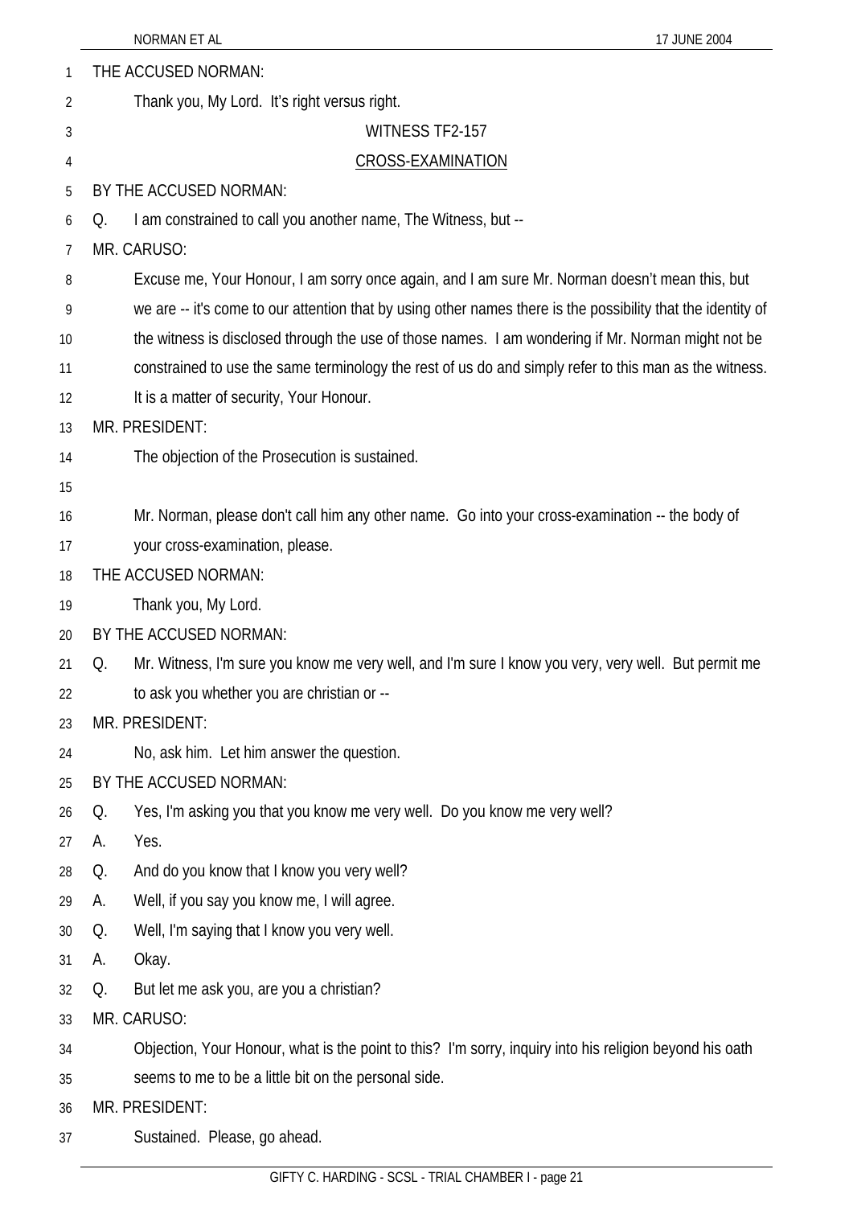THE ACCUSED NORMAN:

Thank you, My Lord. It's right versus right.

WITNESS TF2-157

CROSS-EXAMINATION

BY THE ACCUSED NORMAN:

Q. I am constrained to call you another name, The Witness, but --

MR. CARUSO:

Excuse me, Your Honour, I am sorry once again, and I am sure Mr. Norman doesn't mean this, but we are -- it's come to our attention that by using other names there is the possibility that the identity of the witness is disclosed through the use of those names. I am wondering if Mr. Norman might not be constrained to use the same terminology the rest of us do and simply refer to this man as the witness. It is a matter of security, Your Honour.

MR. PRESIDENT:

The objection of the Prosecution is sustained.

Mr. Norman, please don't call him any other name. Go into your cross-examination -- the body of your cross-examination, please.

THE ACCUSED NORMAN:

Thank you, My Lord.

BY THE ACCUSED NORMAN:

Q. Mr. Witness, I'm sure you know me very well, and I'm sure I know you very, very well. But permit me to ask you whether you are christian or --

MR. PRESIDENT:

No, ask him. Let him answer the question.

BY THE ACCUSED NORMAN:

Q. Yes, I'm asking you that you know me very well. Do you know me very well?

A. Yes.

Q. And do you know that I know you very well?

A. Well, if you say you know me, I will agree.

Q. Well, I'm saying that I know you very well.

A. Okay.

Q. But let me ask you, are you a christian?

MR. CARUSO:

Objection, Your Honour, what is the point to this? I'm sorry, inquiry into his religion beyond his oath seems to me to be a little bit on the personal side.

MR. PRESIDENT:

Sustained. Please, go ahead.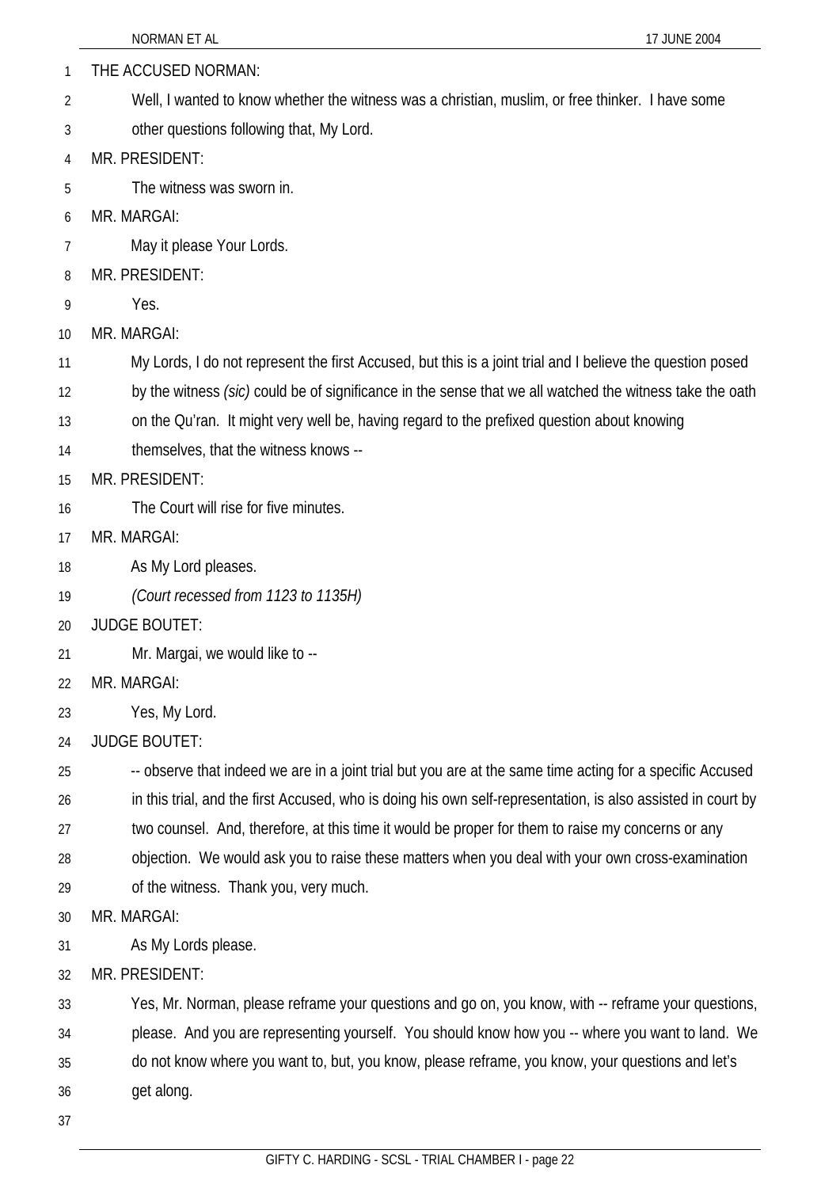THE ACCUSED NORMAN:

Well, I wanted to know whether the witness was a christian, muslim, or free thinker. I have some other questions following that, My Lord.

MR. PRESIDENT:

The witness was sworn in.

MR. MARGAI:

May it please Your Lords.

MR. PRESIDENT:

Yes.

MR. MARGAI:

My Lords, I do not represent the first Accused, but this is a joint trial and I believe the question posed by the witness *(sic)* could be of significance in the sense that we all watched the witness take the oath on the Qu'ran. It might very well be, having regard to the prefixed question about knowing themselves, that the witness knows --

MR. PRESIDENT:

The Court will rise for five minutes.

MR. MARGAI:

As My Lord pleases.

*(Court recessed from 1123 to 1135H)*

JUDGE BOUTET:

Mr. Margai, we would like to --

MR. MARGAI:

Yes, My Lord.

JUDGE BOUTET:

-- observe that indeed we are in a joint trial but you are at the same time acting for a specific Accused in this trial, and the first Accused, who is doing his own self-representation, is also assisted in court by two counsel. And, therefore, at this time it would be proper for them to raise my concerns or any objection. We would ask you to raise these matters when you deal with your own cross-examination of the witness. Thank you, very much.

MR. MARGAI:

As My Lords please.

MR. PRESIDENT:

Yes, Mr. Norman, please reframe your questions and go on, you know, with -- reframe your questions, please. And you are representing yourself. You should know how you -- where you want to land. We do not know where you want to, but, you know, please reframe, you know, your questions and let's get along.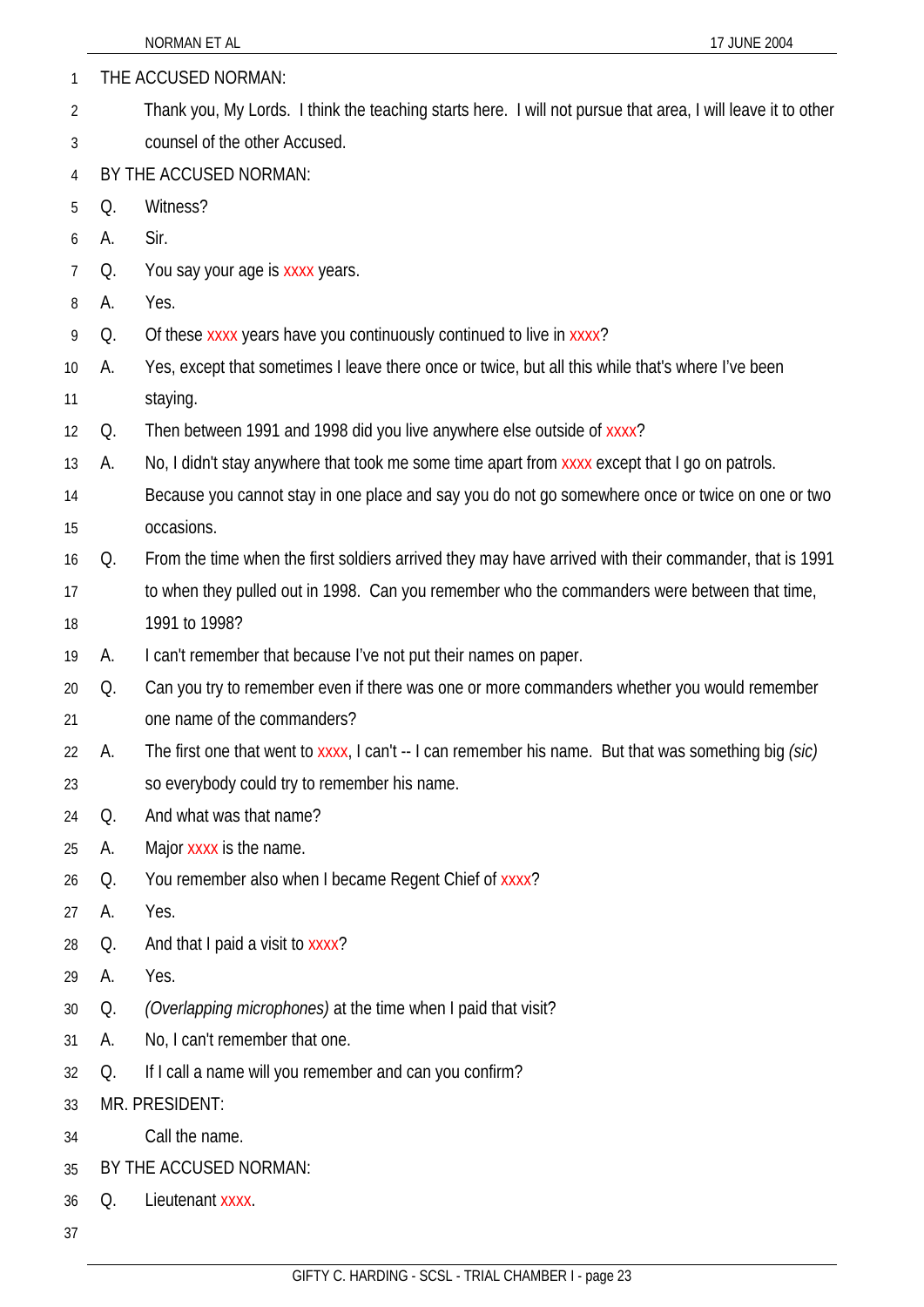THE ACCUSED NORMAN:

Thank you, My Lords. I think the teaching starts here. I will not pursue that area, I will leave it to other counsel of the other Accused.

BY THE ACCUSED NORMAN:

Q. Witness?

A. Sir.

Q. You say your age is xxxx years.

A. Yes.

Q. Of these xxxx years have you continuously continued to live in xxxx?

A. Yes, except that sometimes I leave there once or twice, but all this while that's where I've been staying.

Q. Then between 1991 and 1998 did you live anywhere else outside of xxxx?

A. No, I didn't stay anywhere that took me some time apart from xxxx except that I go on patrols. Because you cannot stay in one place and say you do not go somewhere once or twice on one or two occasions.

Q. From the time when the first soldiers arrived they may have arrived with their commander, that is 1991 to when they pulled out in 1998. Can you remember who the commanders were between that time, 1991 to 1998?

A. I can't remember that because I've not put their names on paper.

Q. Can you try to remember even if there was one or more commanders whether you would remember one name of the commanders?

A. The first one that went to xxxx, I can't -- I can remember his name. But that was something big *(sic)* so everybody could try to remember his name.

Q. And what was that name?

A. Major xxxx is the name.

Q. You remember also when I became Regent Chief of xxxx?

A. Yes.

Q. And that I paid a visit to xxxx?

A. Yes.

Q. *(Overlapping microphones)* at the time when I paid that visit?

A. No, I can't remember that one.

Q. If I call a name will you remember and can you confirm?

MR. PRESIDENT:

Call the name.

BY THE ACCUSED NORMAN:

Q. Lieutenant xxxx.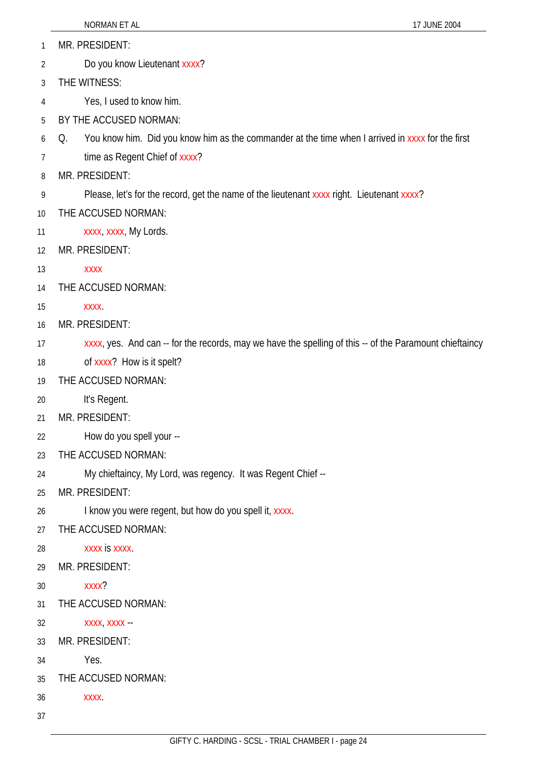MR. PRESIDENT:

Do you know Lieutenant xxxx?

THE WITNESS:

Yes, I used to know him.

BY THE ACCUSED NORMAN:

Q. You know him. Did you know him as the commander at the time when I arrived in xxxx for the first time as Regent Chief of xxxx?

MR. PRESIDENT:

Please, let's for the record, get the name of the lieutenant xxxx right. Lieutenant xxxx?

THE ACCUSED NORMAN:

xxxx, xxxx, My Lords.

MR. PRESIDENT:

xxxx

THE ACCUSED NORMAN:

xxxx.

MR. PRESIDENT:

xxxx, yes. And can -- for the records, may we have the spelling of this -- of the Paramount chieftaincy of xxxx? How is it spelt?

THE ACCUSED NORMAN:

It's Regent.

MR. PRESIDENT:

How do you spell your --

THE ACCUSED NORMAN:

My chieftaincy, My Lord, was regency. It was Regent Chief --

MR. PRESIDENT:

I know you were regent, but how do you spell it, xxxx.

THE ACCUSED NORMAN:

xxxx is xxxx.

MR. PRESIDENT:

xxxx?

THE ACCUSED NORMAN:

xxxx, xxxx --

MR. PRESIDENT:

Yes.

THE ACCUSED NORMAN:

xxxx.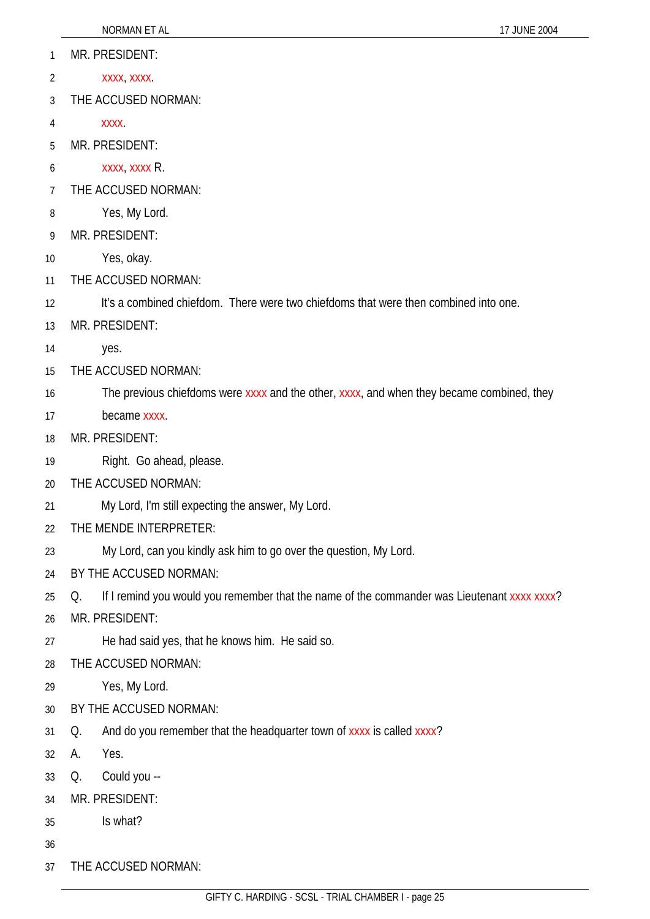MR. PRESIDENT:

xxxx, xxxx.

THE ACCUSED NORMAN:

xxxx.

MR. PRESIDENT:

xxxx, xxxx R.

THE ACCUSED NORMAN:

Yes, My Lord.

MR. PRESIDENT:

Yes, okay.

THE ACCUSED NORMAN:

It's a combined chiefdom. There were two chiefdoms that were then combined into one.

MR. PRESIDENT:

yes.

THE ACCUSED NORMAN:

The previous chiefdoms were xxxx and the other, xxxx, and when they became combined, they became xxxx.

MR. PRESIDENT:

Right. Go ahead, please.

THE ACCUSED NORMAN:

My Lord, I'm still expecting the answer, My Lord.

THE MENDE INTERPRETER:

My Lord, can you kindly ask him to go over the question, My Lord.

BY THE ACCUSED NORMAN:

Q. If I remind you would you remember that the name of the commander was Lieutenant xxxx xxxx?

MR. PRESIDENT:

He had said yes, that he knows him. He said so.

THE ACCUSED NORMAN:

Yes, My Lord.

BY THE ACCUSED NORMAN:

Q. And do you remember that the headquarter town of xxxx is called xxxx?

A. Yes.

Q. Could you --

MR. PRESIDENT:

Is what?

THE ACCUSED NORMAN: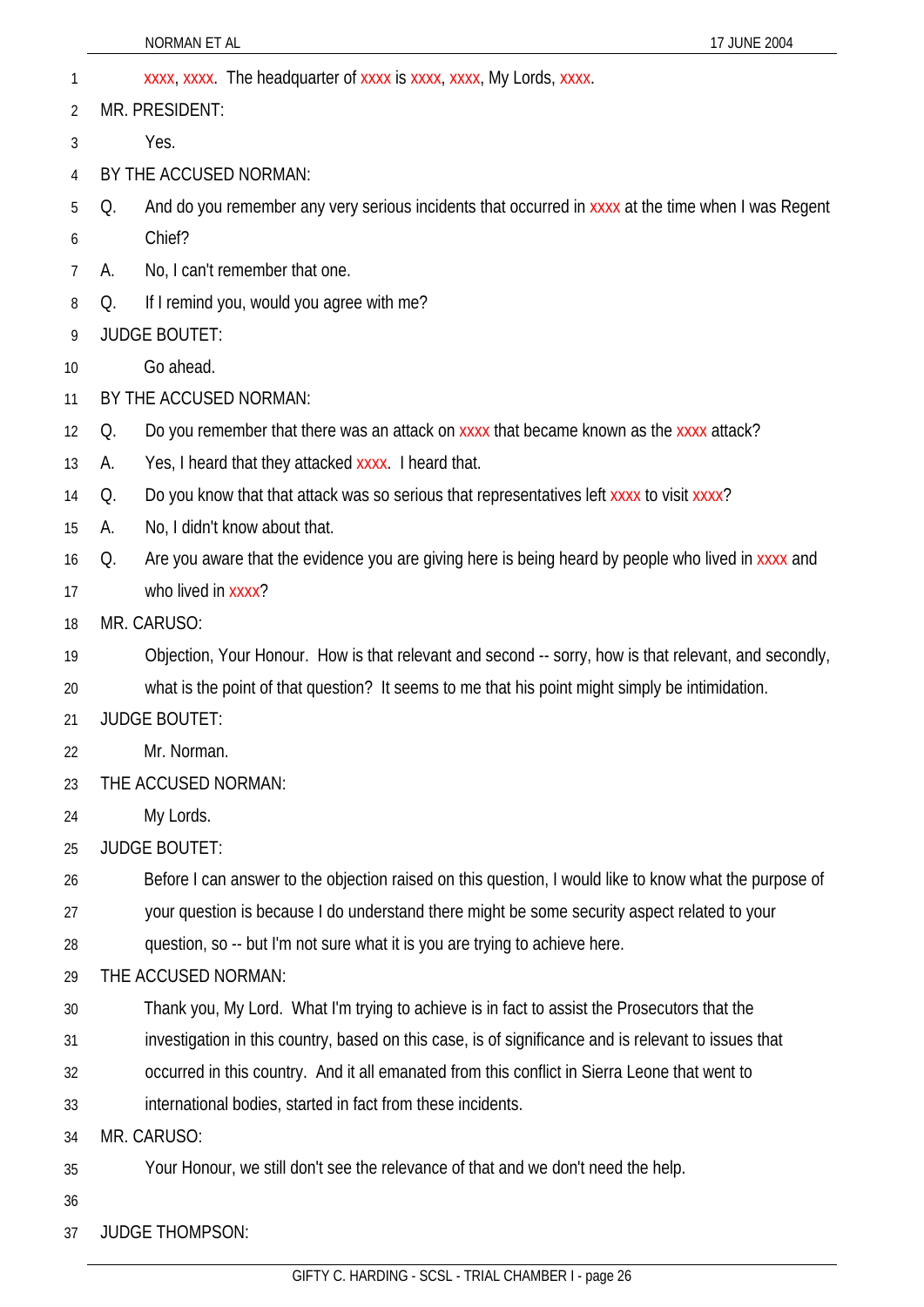xxxx, xxxx. The headquarter of xxxx is xxxx, xxxx, My Lords, xxxx.

MR. PRESIDENT:

Yes.

BY THE ACCUSED NORMAN:

Q. And do you remember any very serious incidents that occurred in xxxx at the time when I was Regent Chief?

A. No, I can't remember that one.

Q. If I remind you, would you agree with me?

JUDGE BOUTET:

Go ahead.

BY THE ACCUSED NORMAN:

Q. Do you remember that there was an attack on xxxx that became known as the xxxx attack?

A. Yes, I heard that they attacked xxxx. I heard that.

Q. Do you know that that attack was so serious that representatives left xxxx to visit xxxx?

A. No, I didn't know about that.

Q. Are you aware that the evidence you are giving here is being heard by people who lived in xxxx and who lived in xxxx?

MR. CARUSO:

Objection, Your Honour. How is that relevant and second -- sorry, how is that relevant, and secondly, what is the point of that question? It seems to me that his point might simply be intimidation.

JUDGE BOUTET:

Mr. Norman.

THE ACCUSED NORMAN:

My Lords.

JUDGE BOUTET:

Before I can answer to the objection raised on this question, I would like to know what the purpose of your question is because I do understand there might be some security aspect related to your question, so -- but I'm not sure what it is you are trying to achieve here.

THE ACCUSED NORMAN:

Thank you, My Lord. What I'm trying to achieve is in fact to assist the Prosecutors that the investigation in this country, based on this case, is of significance and is relevant to issues that occurred in this country. And it all emanated from this conflict in Sierra Leone that went to international bodies, started in fact from these incidents.

MR. CARUSO:

Your Honour, we still don't see the relevance of that and we don't need the help.

JUDGE THOMPSON: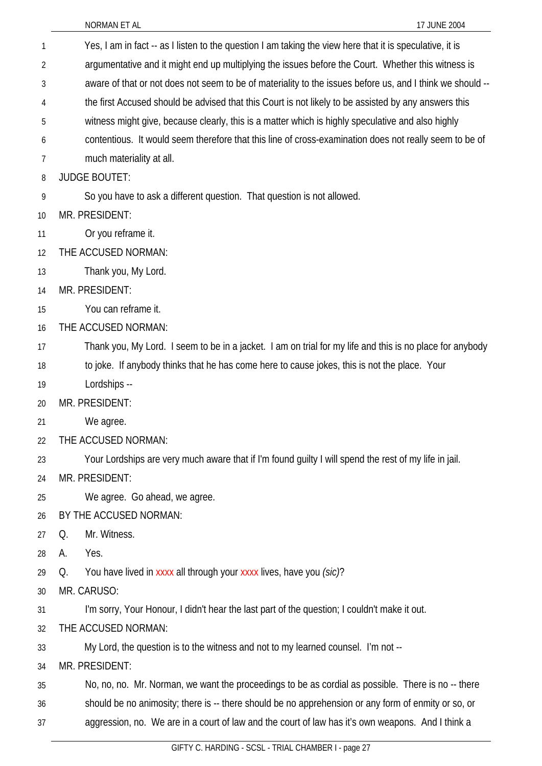Yes, I am in fact -- as I listen to the question I am taking the view here that it is speculative, it is argumentative and it might end up multiplying the issues before the Court. Whether this witness is aware of that or not does not seem to be of materiality to the issues before us, and I think we should -- the first Accused should be advised that this Court is not likely to be assisted by any answers this witness might give, because clearly, this is a matter which is highly speculative and also highly contentious. It would seem therefore that this line of cross-examination does not really seem to be of much materiality at all.

JUDGE BOUTET:

So you have to ask a different question. That question is not allowed.

MR. PRESIDENT:

Or you reframe it.

THE ACCUSED NORMAN:

Thank you, My Lord.

MR. PRESIDENT:

You can reframe it.

THE ACCUSED NORMAN:

Thank you, My Lord. I seem to be in a jacket. I am on trial for my life and this is no place for anybody to joke. If anybody thinks that he has come here to cause jokes, this is not the place. Your Lordships --

MR. PRESIDENT:

We agree.

THE ACCUSED NORMAN:

Your Lordships are very much aware that if I'm found guilty I will spend the rest of my life in jail.

MR. PRESIDENT:

We agree. Go ahead, we agree.

BY THE ACCUSED NORMAN:

Q. Mr. Witness.

A. Yes.

Q. You have lived in xxxx all through your xxxx lives, have you *(sic)*?

MR. CARUSO:

I'm sorry, Your Honour, I didn't hear the last part of the question; I couldn't make it out.

THE ACCUSED NORMAN:

My Lord, the question is to the witness and not to my learned counsel. I'm not --

MR. PRESIDENT:

No, no, no. Mr. Norman, we want the proceedings to be as cordial as possible. There is no -- there should be no animosity; there is -- there should be no apprehension or any form of enmity or so, or aggression, no. We are in a court of law and the court of law has it's own weapons. And I think a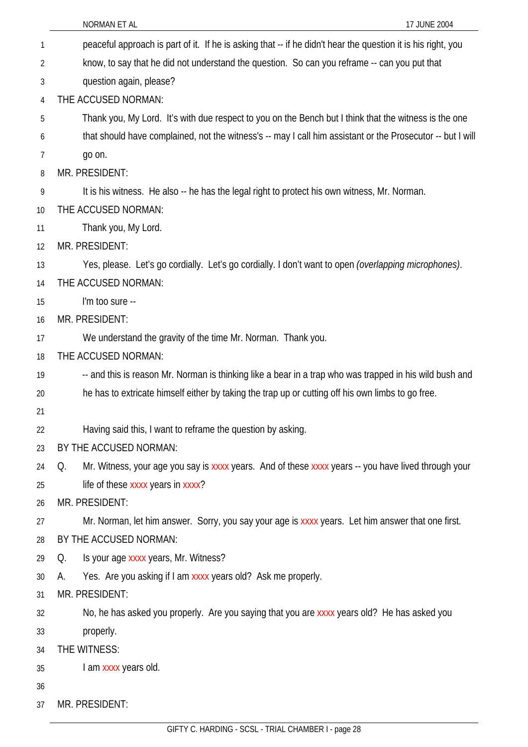peaceful approach is part of it. If he is asking that -- if he didn't hear the question it is his right, you know, to say that he did not understand the question. So can you reframe -- can you put that question again, please?

THE ACCUSED NORMAN:

Thank you, My Lord. It's with due respect to you on the Bench but I think that the witness is the one that should have complained, not the witness's -- may I call him assistant or the Prosecutor -- but I will go on.

MR. PRESIDENT:

It is his witness. He also -- he has the legal right to protect his own witness, Mr. Norman.

THE ACCUSED NORMAN:

Thank you, My Lord.

MR. PRESIDENT:

Yes, please. Let's go cordially. Let's go cordially. I don't want to open *(overlapping microphones)*.

THE ACCUSED NORMAN:

I'm too sure --

MR. PRESIDENT:

We understand the gravity of the time Mr. Norman. Thank you.

THE ACCUSED NORMAN:

-- and this is reason Mr. Norman is thinking like a bear in a trap who was trapped in his wild bush and he has to extricate himself either by taking the trap up or cutting off his own limbs to go free.

Having said this, I want to reframe the question by asking.

BY THE ACCUSED NORMAN:

Q. Mr. Witness, your age you say is xxxx years. And of these xxxx years -- you have lived through your life of these xxxx years in xxxx?

MR. PRESIDENT:

Mr. Norman, let him answer. Sorry, you say your age is xxxx years. Let him answer that one first.

BY THE ACCUSED NORMAN:

Q. Is your age xxxx years, Mr. Witness?

A. Yes. Are you asking if I am xxxx years old? Ask me properly.

MR. PRESIDENT:

No, he has asked you properly. Are you saying that you are xxxx years old? He has asked you properly.

THE WITNESS:

I am xxxx years old.

MR. PRESIDENT: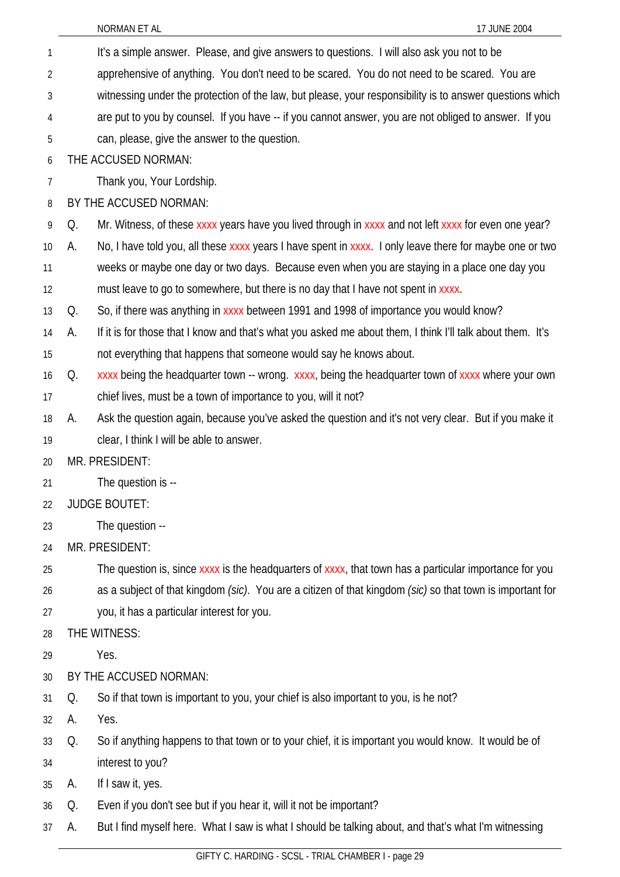It's a simple answer. Please, and give answers to questions. I will also ask you not to be apprehensive of anything. You don't need to be scared. You do not need to be scared. You are witnessing under the protection of the law, but please, your responsibility is to answer questions which are put to you by counsel. If you have -- if you cannot answer, you are not obliged to answer. If you can, please, give the answer to the question.

THE ACCUSED NORMAN:

Thank you, Your Lordship.

BY THE ACCUSED NORMAN:

Q. Mr. Witness, of these xxxx years have you lived through in xxxx and not left xxxx for even one year?

A. No, I have told you, all these xxxx years I have spent in xxxx. I only leave there for maybe one or two weeks or maybe one day or two days. Because even when you are staying in a place one day you must leave to go to somewhere, but there is no day that I have not spent in xxxx.

Q. So, if there was anything in xxxx between 1991 and 1998 of importance you would know?

A. If it is for those that I know and that's what you asked me about them, I think I'll talk about them. It's not everything that happens that someone would say he knows about.

Q. xxxx being the headquarter town -- wrong. xxxx, being the headquarter town of xxxx where your own chief lives, must be a town of importance to you, will it not?

A. Ask the question again, because you've asked the question and it's not very clear. But if you make it clear, I think I will be able to answer.

MR. PRESIDENT:

The question is --

JUDGE BOUTET:

The question --

MR. PRESIDENT:

The question is, since xxxx is the headquarters of xxxx, that town has a particular importance for you as a subject of that kingdom *(sic)*. You are a citizen of that kingdom *(sic)* so that town is important for you, it has a particular interest for you.

THE WITNESS:

Yes.

BY THE ACCUSED NORMAN:

Q. So if that town is important to you, your chief is also important to you, is he not?

A. Yes.

Q. So if anything happens to that town or to your chief, it is important you would know. It would be of interest to you?

A. If I saw it, yes.

Q. Even if you don't see but if you hear it, will it not be important?

A. But I find myself here. What I saw is what I should be talking about, and that's what I'm witnessing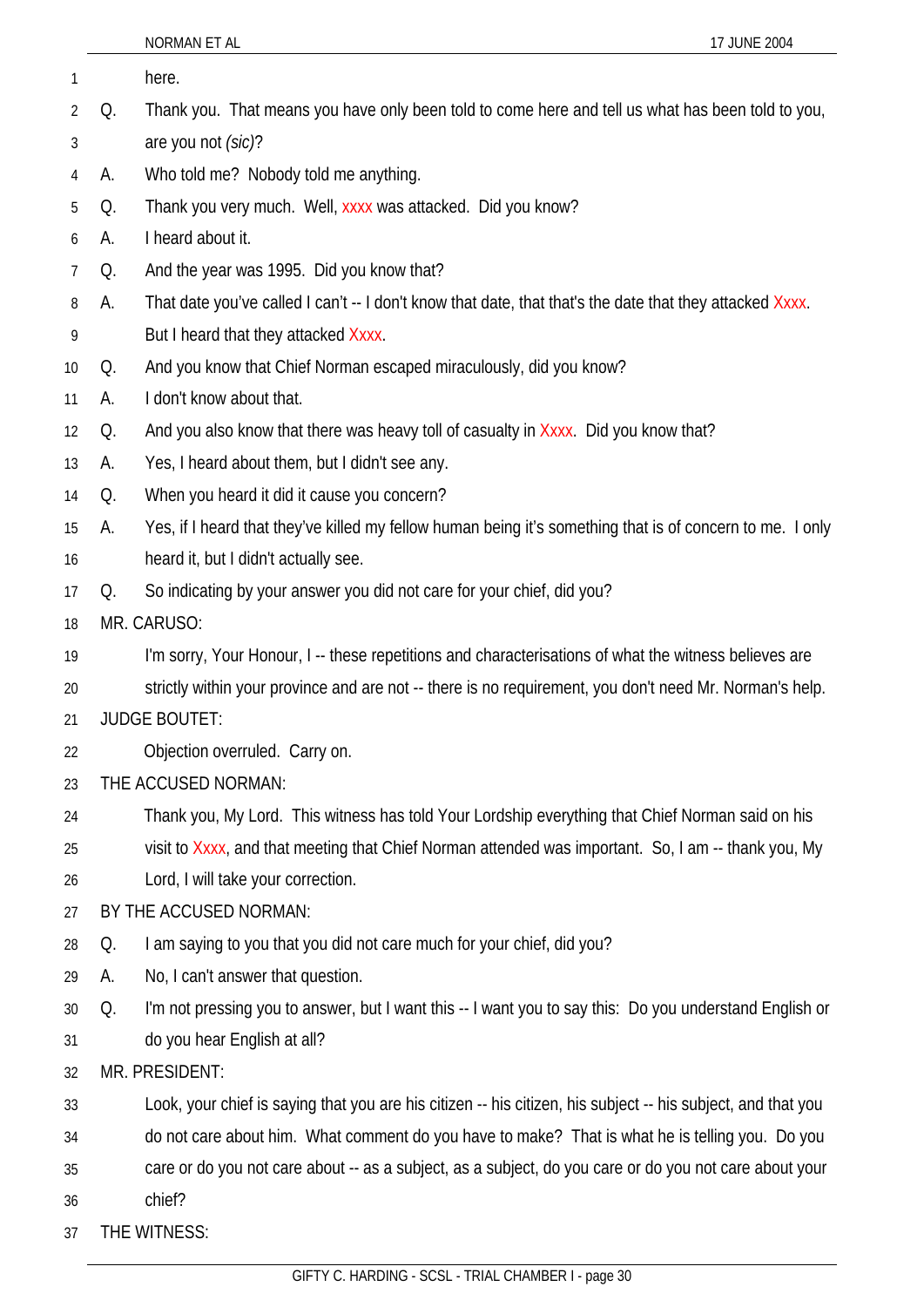here.

Q. Thank you. That means you have only been told to come here and tell us what has been told to you, are you not *(sic)*?

A. Who told me? Nobody told me anything.

Q. Thank you very much. Well, xxxx was attacked. Did you know?

A. I heard about it.

Q. And the year was 1995. Did you know that?

A. That date you've called I can't -- I don't know that date, that that's the date that they attacked Xxxx. But I heard that they attacked Xxxx.

Q. And you know that Chief Norman escaped miraculously, did you know?

A. I don't know about that.

Q. And you also know that there was heavy toll of casualty in Xxxx. Did you know that?

A. Yes, I heard about them, but I didn't see any.

Q. When you heard it did it cause you concern?

A. Yes, if I heard that they've killed my fellow human being it's something that is of concern to me. I only heard it, but I didn't actually see.

Q. So indicating by your answer you did not care for your chief, did you?

MR. CARUSO:

I'm sorry, Your Honour, I -- these repetitions and characterisations of what the witness believes are strictly within your province and are not -- there is no requirement, you don't need Mr. Norman's help.

JUDGE BOUTET:

Objection overruled. Carry on.

THE ACCUSED NORMAN:

Thank you, My Lord. This witness has told Your Lordship everything that Chief Norman said on his visit to Xxxx, and that meeting that Chief Norman attended was important. So, I am -- thank you, My Lord, I will take your correction.

BY THE ACCUSED NORMAN:

Q. I am saying to you that you did not care much for your chief, did you?

A. No, I can't answer that question.

Q. I'm not pressing you to answer, but I want this -- I want you to say this: Do you understand English or do you hear English at all?

MR. PRESIDENT:

Look, your chief is saying that you are his citizen -- his citizen, his subject -- his subject, and that you do not care about him. What comment do you have to make? That is what he is telling you. Do you care or do you not care about -- as a subject, as a subject, do you care or do you not care about your chief?

THE WITNESS: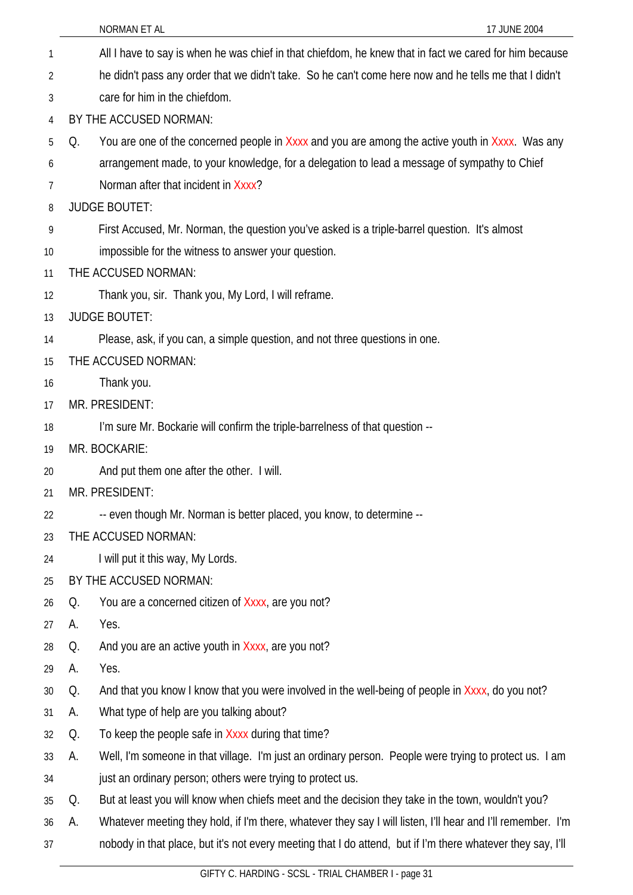All I have to say is when he was chief in that chiefdom, he knew that in fact we cared for him because he didn't pass any order that we didn't take. So he can't come here now and he tells me that I didn't care for him in the chiefdom.

BY THE ACCUSED NORMAN:

Q. You are one of the concerned people in Xxxx and you are among the active youth in Xxxx. Was any arrangement made, to your knowledge, for a delegation to lead a message of sympathy to Chief Norman after that incident in Xxxx?

JUDGE BOUTET:

First Accused, Mr. Norman, the question you've asked is a triple-barrel question. It's almost impossible for the witness to answer your question.

THE ACCUSED NORMAN:

Thank you, sir. Thank you, My Lord, I will reframe.

JUDGE BOUTET:

Please, ask, if you can, a simple question, and not three questions in one.

THE ACCUSED NORMAN:

Thank you.

MR. PRESIDENT:

I'm sure Mr. Bockarie will confirm the triple-barrelness of that question --

MR. BOCKARIE:

And put them one after the other. I will.

MR. PRESIDENT:

-- even though Mr. Norman is better placed, you know, to determine --

THE ACCUSED NORMAN:

I will put it this way, My Lords.

BY THE ACCUSED NORMAN:

Q. You are a concerned citizen of Xxxx, are you not?

A. Yes.

Q. And you are an active youth in Xxxx, are you not?

A. Yes.

Q. And that you know I know that you were involved in the well-being of people in Xxxx, do you not?

A. What type of help are you talking about?

Q. To keep the people safe in Xxxx during that time?

A. Well, I'm someone in that village. I'm just an ordinary person. People were trying to protect us. I am just an ordinary person; others were trying to protect us.

Q. But at least you will know when chiefs meet and the decision they take in the town, wouldn't you?

A. Whatever meeting they hold, if I'm there, whatever they say I will listen, I'll hear and I'll remember. I'm nobody in that place, but it's not every meeting that I do attend, but if I'm there whatever they say, I'll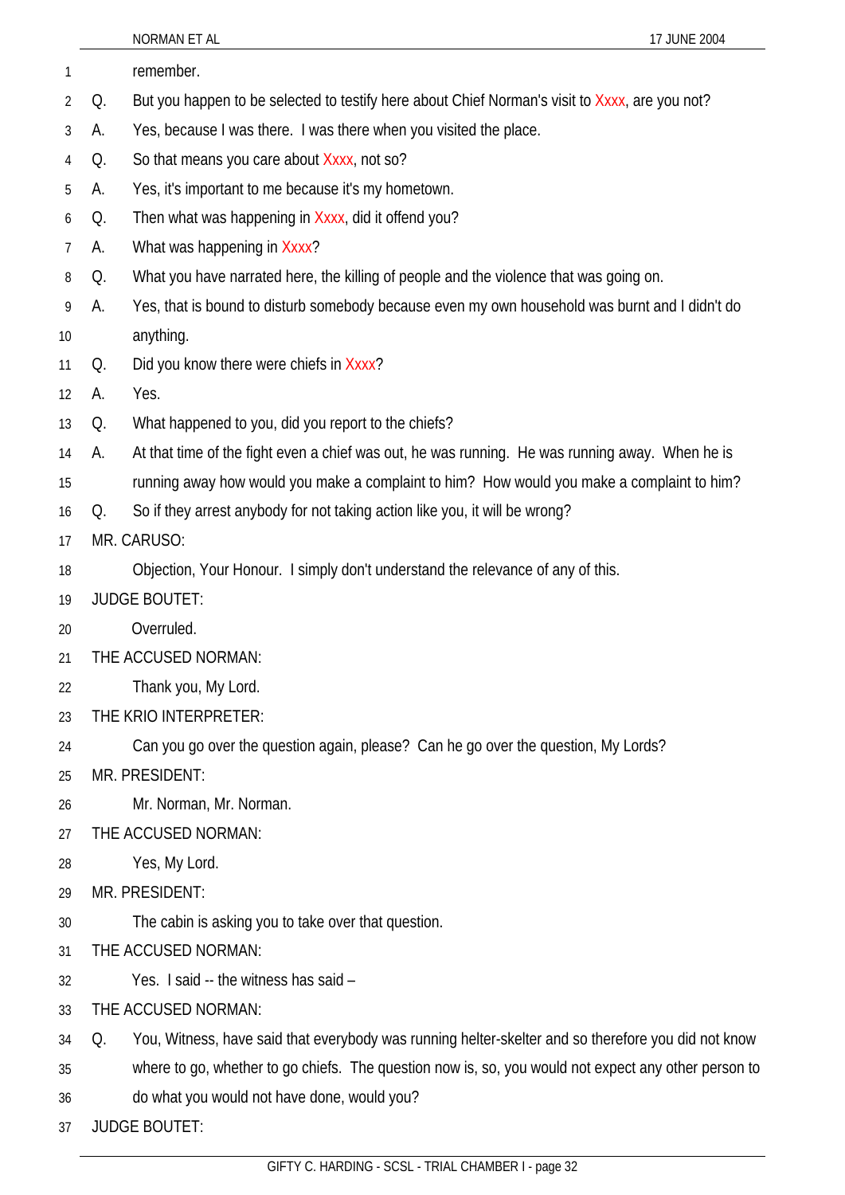remember.

Q. But you happen to be selected to testify here about Chief Norman's visit to Xxxx, are you not?

A. Yes, because I was there. I was there when you visited the place.

Q. So that means you care about Xxxx, not so?

A. Yes, it's important to me because it's my hometown.

Q. Then what was happening in Xxxx, did it offend you?

A. What was happening in Xxxx?

Q. What you have narrated here, the killing of people and the violence that was going on.

A. Yes, that is bound to disturb somebody because even my own household was burnt and I didn't do anything.

Q. Did you know there were chiefs in Xxxx?

A. Yes.

Q. What happened to you, did you report to the chiefs?

A. At that time of the fight even a chief was out, he was running. He was running away. When he is running away how would you make a complaint to him? How would you make a complaint to him?

Q. So if they arrest anybody for not taking action like you, it will be wrong?

MR. CARUSO:

Objection, Your Honour. I simply don't understand the relevance of any of this.

JUDGE BOUTET:

Overruled.

THE ACCUSED NORMAN:

Thank you, My Lord.

THE KRIO INTERPRETER:

Can you go over the question again, please? Can he go over the question, My Lords?

MR. PRESIDENT:

Mr. Norman, Mr. Norman.

THE ACCUSED NORMAN:

Yes, My Lord.

MR. PRESIDENT:

The cabin is asking you to take over that question.

THE ACCUSED NORMAN:

Yes. I said -- the witness has said –

THE ACCUSED NORMAN:

Q. You, Witness, have said that everybody was running helter-skelter and so therefore you did not know where to go, whether to go chiefs. The question now is, so, you would not expect any other person to do what you would not have done, would you?

JUDGE BOUTET: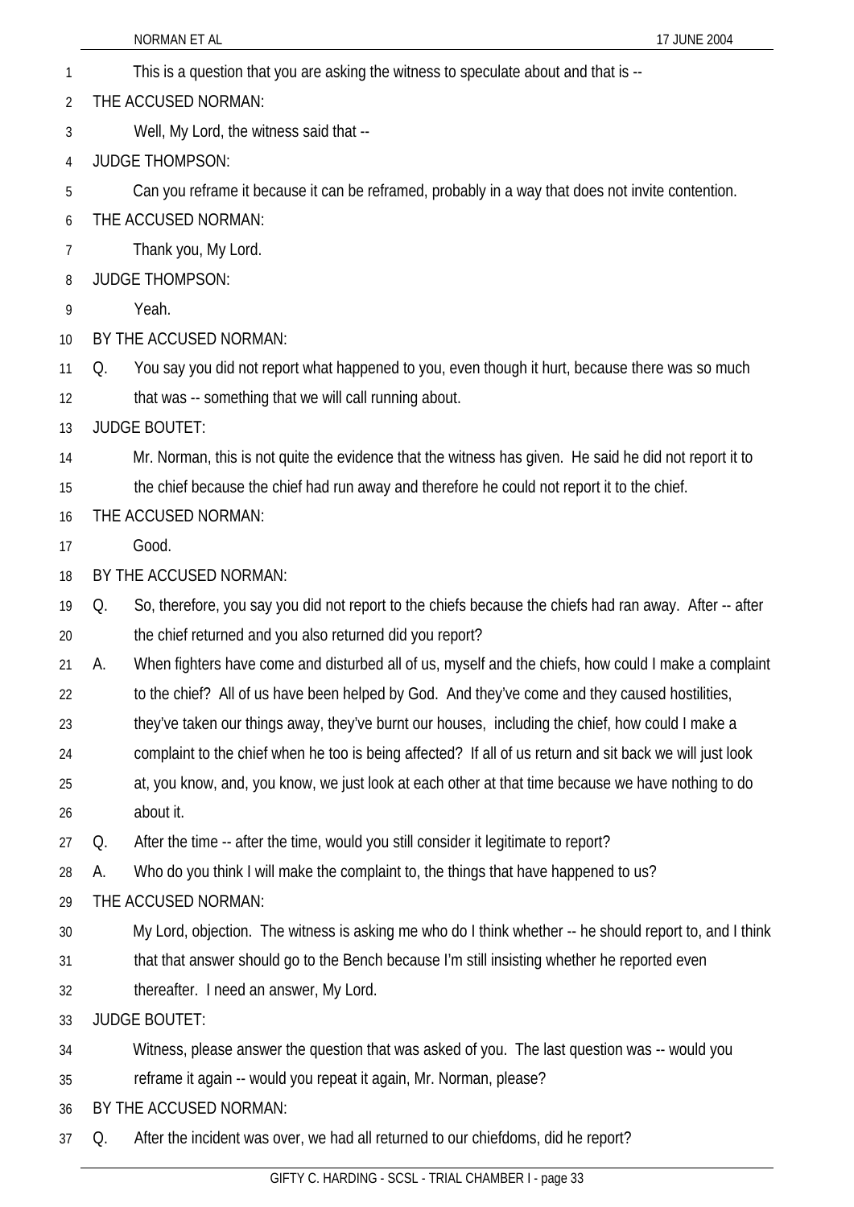This is a question that you are asking the witness to speculate about and that is --

THE ACCUSED NORMAN:

Well, My Lord, the witness said that --

JUDGE THOMPSON:

Can you reframe it because it can be reframed, probably in a way that does not invite contention.

THE ACCUSED NORMAN:

Thank you, My Lord.

JUDGE THOMPSON:

Yeah.

BY THE ACCUSED NORMAN:

Q. You say you did not report what happened to you, even though it hurt, because there was so much that was -- something that we will call running about.

JUDGE BOUTET:

Mr. Norman, this is not quite the evidence that the witness has given. He said he did not report it to the chief because the chief had run away and therefore he could not report it to the chief.

THE ACCUSED NORMAN:

Good.

BY THE ACCUSED NORMAN:

Q. So, therefore, you say you did not report to the chiefs because the chiefs had ran away. After -- after the chief returned and you also returned did you report?

A. When fighters have come and disturbed all of us, myself and the chiefs, how could I make a complaint to the chief? All of us have been helped by God. And they've come and they caused hostilities, they've taken our things away, they've burnt our houses, including the chief, how could I make a complaint to the chief when he too is being affected? If all of us return and sit back we will just look at, you know, and, you know, we just look at each other at that time because we have nothing to do about it.

Q. After the time -- after the time, would you still consider it legitimate to report?

A. Who do you think I will make the complaint to, the things that have happened to us?

THE ACCUSED NORMAN:

My Lord, objection. The witness is asking me who do I think whether -- he should report to, and I think that that answer should go to the Bench because I'm still insisting whether he reported even thereafter. I need an answer, My Lord.

JUDGE BOUTET:

Witness, please answer the question that was asked of you. The last question was -- would you reframe it again -- would you repeat it again, Mr. Norman, please?

BY THE ACCUSED NORMAN:

Q. After the incident was over, we had all returned to our chiefdoms, did he report?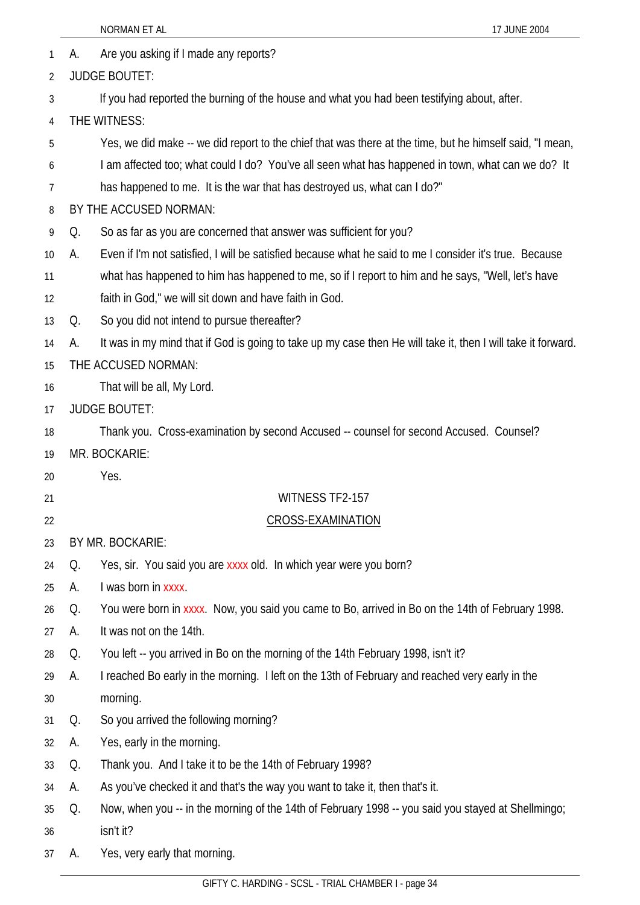A. Are you asking if I made any reports?

JUDGE BOUTET:

If you had reported the burning of the house and what you had been testifying about, after.

THE WITNESS:

Yes, we did make -- we did report to the chief that was there at the time, but he himself said, "I mean, I am affected too; what could I do? You've all seen what has happened in town, what can we do? It has happened to me. It is the war that has destroyed us, what can I do?"

BY THE ACCUSED NORMAN:

Q. So as far as you are concerned that answer was sufficient for you?

A. Even if I'm not satisfied, I will be satisfied because what he said to me I consider it's true. Because what has happened to him has happened to me, so if I report to him and he says, "Well, let's have faith in God," we will sit down and have faith in God.

Q. So you did not intend to pursue thereafter?

A. It was in my mind that if God is going to take up my case then He will take it, then I will take it forward.

THE ACCUSED NORMAN:

That will be all, My Lord.

JUDGE BOUTET:

Thank you. Cross-examination by second Accused -- counsel for second Accused. Counsel?

MR. BOCKARIE:

Yes.

WITNESS TF2-157

CROSS-EXAMINATION

BY MR. BOCKARIE:

Q. Yes, sir. You said you are xxxx old. In which year were you born?

A. I was born in xxxx.

Q. You were born in xxxx. Now, you said you came to Bo, arrived in Bo on the 14th of February 1998.

A. It was not on the 14th.

Q. You left -- you arrived in Bo on the morning of the 14th February 1998, isn't it?

A. I reached Bo early in the morning. I left on the 13th of February and reached very early in the morning.

Q. So you arrived the following morning?

A. Yes, early in the morning.

Q. Thank you. And I take it to be the 14th of February 1998?

A. As you've checked it and that's the way you want to take it, then that's it.

Q. Now, when you -- in the morning of the 14th of February 1998 -- you said you stayed at Shellmingo; isn't it?

A. Yes, very early that morning.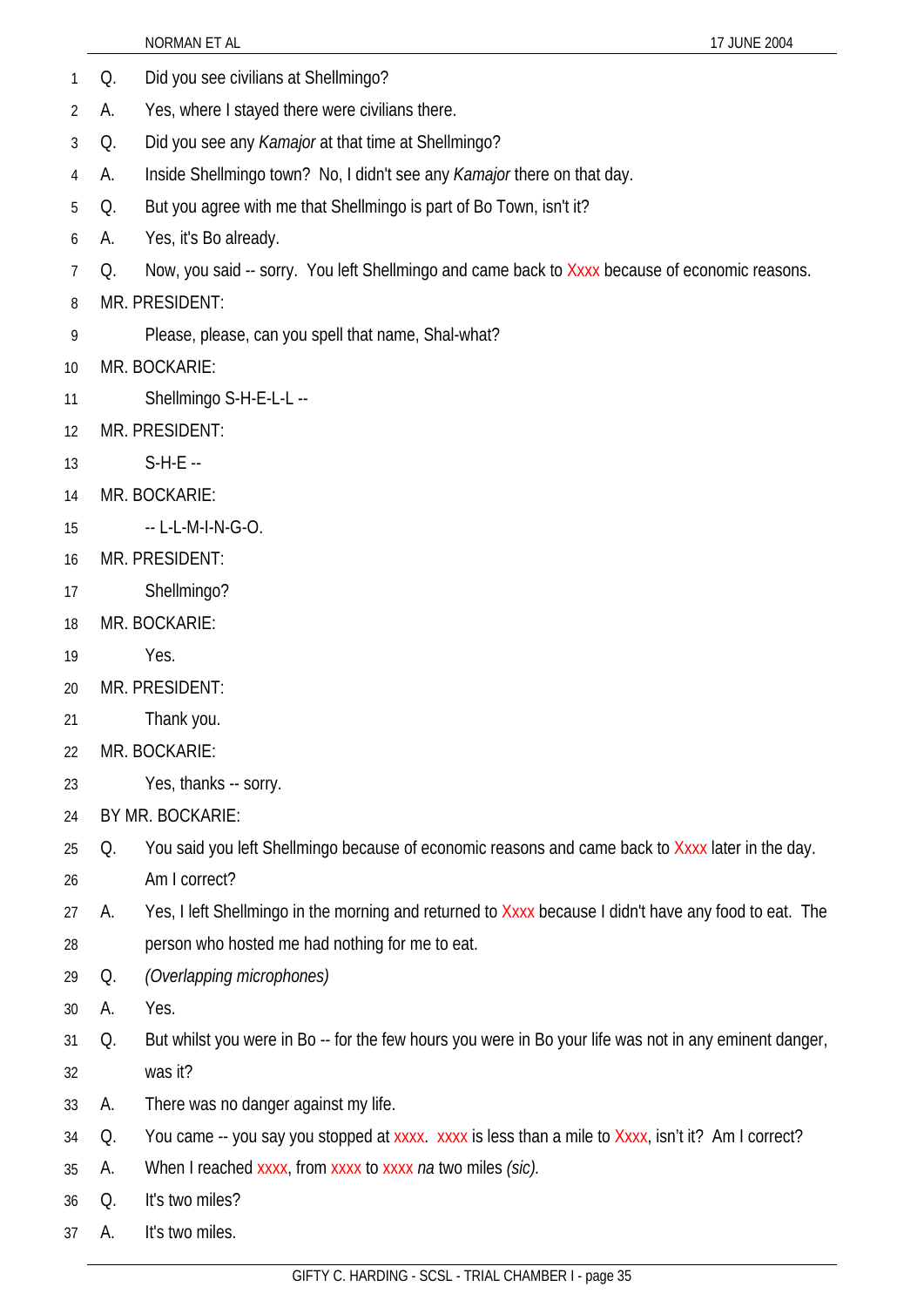1 Q. Did you see civilians at Shellmingo?

2 A. Yes, where I stayed there were civilians there.

3 Q. Did you see any *Kamajor* at that time at Shellmingo?

4 A. Inside Shellmingo town? No, I didn't see any *Kamajor* there on that day.

5 Q. But you agree with me that Shellmingo is part of Bo Town, isn't it?

6 A. Yes, it's Bo already.

7 Q. Now, you said -- sorry. You left Shellmingo and came back to Xxxx because of economic reasons.

8 MR. PRESIDENT:

9 Please, please, can you spell that name, Shal-what?

10 MR. BOCKARIE:

11 Shellmingo S-H-E-L-L --

12 MR. PRESIDENT:

13 S-H-E --

14 MR. BOCKARIE:

15 -- L-L-M-I-N-G-O.

16 MR. PRESIDENT:

17 Shellmingo?

18 MR. BOCKARIE:

19 Yes.

20 MR. PRESIDENT:

21 Thank you.

22 MR. BOCKARIE:

23 Yes, thanks -- sorry.

24 BY MR. BOCKARIE:

25 Q. You said you left Shellmingo because of economic reasons and came back to Xxxx later in the day.

26 Am I correct?

27 A. Yes, I left Shellmingo in the morning and returned to Xxxx because I didn't have any food to eat. The

28 person who hosted me had nothing for me to eat.

29 Q. *(Overlapping microphones)*

30 A. Yes.

31 Q. But whilst you were in Bo -- for the few hours you were in Bo your life was not in any eminent danger,

32 was it?

33 A. There was no danger against my life.

34 Q. You came -- you say you stopped at xxxx. xxxx is less than a mile to Xxxx, isn't it? Am I correct?

35 A. When I reached xxxx, from xxxx to xxxx *na* two miles *(sic).*

36 Q. It's two miles?

37 A. It's two miles.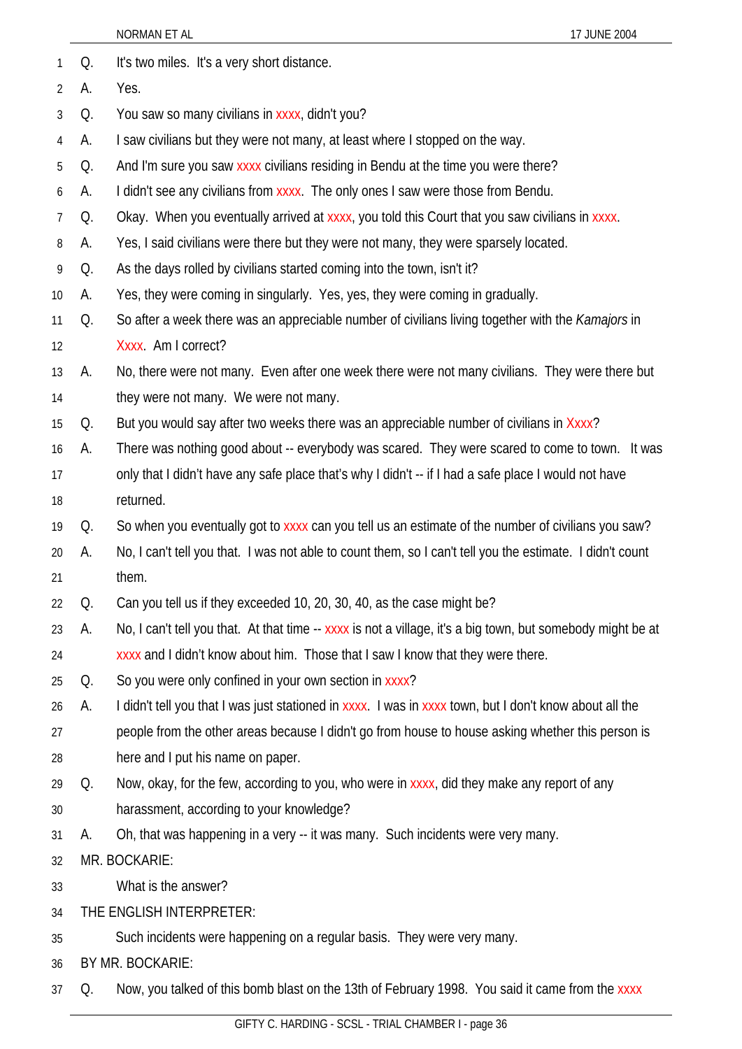Q. It's two miles. It's a very short distance.

A. Yes.

Q. You saw so many civilians in xxxx, didn't you?

A. I saw civilians but they were not many, at least where I stopped on the way.

Q. And I'm sure you saw xxxx civilians residing in Bendu at the time you were there?

A. I didn't see any civilians from xxxx. The only ones I saw were those from Bendu.

Q. Okay. When you eventually arrived at xxxx, you told this Court that you saw civilians in xxxx.

A. Yes, I said civilians were there but they were not many, they were sparsely located.

Q. As the days rolled by civilians started coming into the town, isn't it?

A. Yes, they were coming in singularly. Yes, yes, they were coming in gradually.

Q. So after a week there was an appreciable number of civilians living together with the *Kamajors* in Xxxx. Am I correct?

A. No, there were not many. Even after one week there were not many civilians. They were there but they were not many. We were not many.

Q. But you would say after two weeks there was an appreciable number of civilians in Xxxx?

A. There was nothing good about -- everybody was scared. They were scared to come to town. It was only that I didn't have any safe place that's why I didn't -- if I had a safe place I would not have returned.

Q. So when you eventually got to xxxx can you tell us an estimate of the number of civilians you saw?

A. No, I can't tell you that. I was not able to count them, so I can't tell you the estimate. I didn't count them.

Q. Can you tell us if they exceeded 10, 20, 30, 40, as the case might be?

A. No, I can't tell you that. At that time -- xxxx is not a village, it's a big town, but somebody might be at xxxx and I didn't know about him. Those that I saw I know that they were there.

Q. So you were only confined in your own section in xxxx?

A. I didn't tell you that I was just stationed in xxxx. I was in xxxx town, but I don't know about all the people from the other areas because I didn't go from house to house asking whether this person is here and I put his name on paper.

Q. Now, okay, for the few, according to you, who were in xxxx, did they make any report of any harassment, according to your knowledge?

A. Oh, that was happening in a very -- it was many. Such incidents were very many.

MR. BOCKARIE:

What is the answer?

THE ENGLISH INTERPRETER:

Such incidents were happening on a regular basis. They were very many.

BY MR. BOCKARIE:

Q. Now, you talked of this bomb blast on the 13th of February 1998. You said it came from the xxxx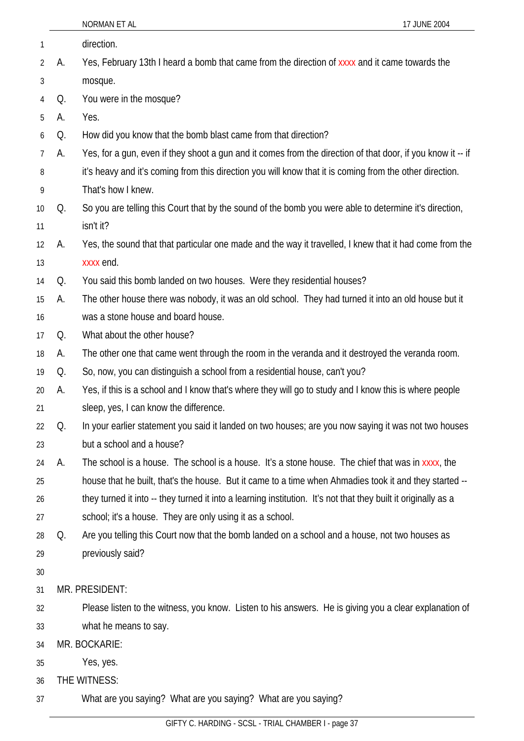direction.

A. Yes, February 13th I heard a bomb that came from the direction of xxxx and it came towards the mosque.

Q. You were in the mosque?

A. Yes.

Q. How did you know that the bomb blast came from that direction?

A. Yes, for a gun, even if they shoot a gun and it comes from the direction of that door, if you know it -- if it's heavy and it's coming from this direction you will know that it is coming from the other direction. That's how I knew.

Q. So you are telling this Court that by the sound of the bomb you were able to determine it's direction, isn't it?

A. Yes, the sound that that particular one made and the way it travelled, I knew that it had come from the xxxx end.

Q. You said this bomb landed on two houses. Were they residential houses?

A. The other house there was nobody, it was an old school. They had turned it into an old house but it was a stone house and board house.

Q. What about the other house?

A. The other one that came went through the room in the veranda and it destroyed the veranda room.

Q. So, now, you can distinguish a school from a residential house, can't you?

A. Yes, if this is a school and I know that's where they will go to study and I know this is where people sleep, yes, I can know the difference.

Q. In your earlier statement you said it landed on two houses; are you now saying it was not two houses but a school and a house?

A. The school is a house. The school is a house. It's a stone house. The chief that was in xxxx, the house that he built, that's the house. But it came to a time when Ahmadies took it and they started -- they turned it into -- they turned it into a learning institution. It's not that they built it originally as a school; it's a house. They are only using it as a school.

Q. Are you telling this Court now that the bomb landed on a school and a house, not two houses as previously said?

MR. PRESIDENT:

Please listen to the witness, you know. Listen to his answers. He is giving you a clear explanation of what he means to say.

MR. BOCKARIE:

Yes, yes.

THE WITNESS:

What are you saying? What are you saying? What are you saying?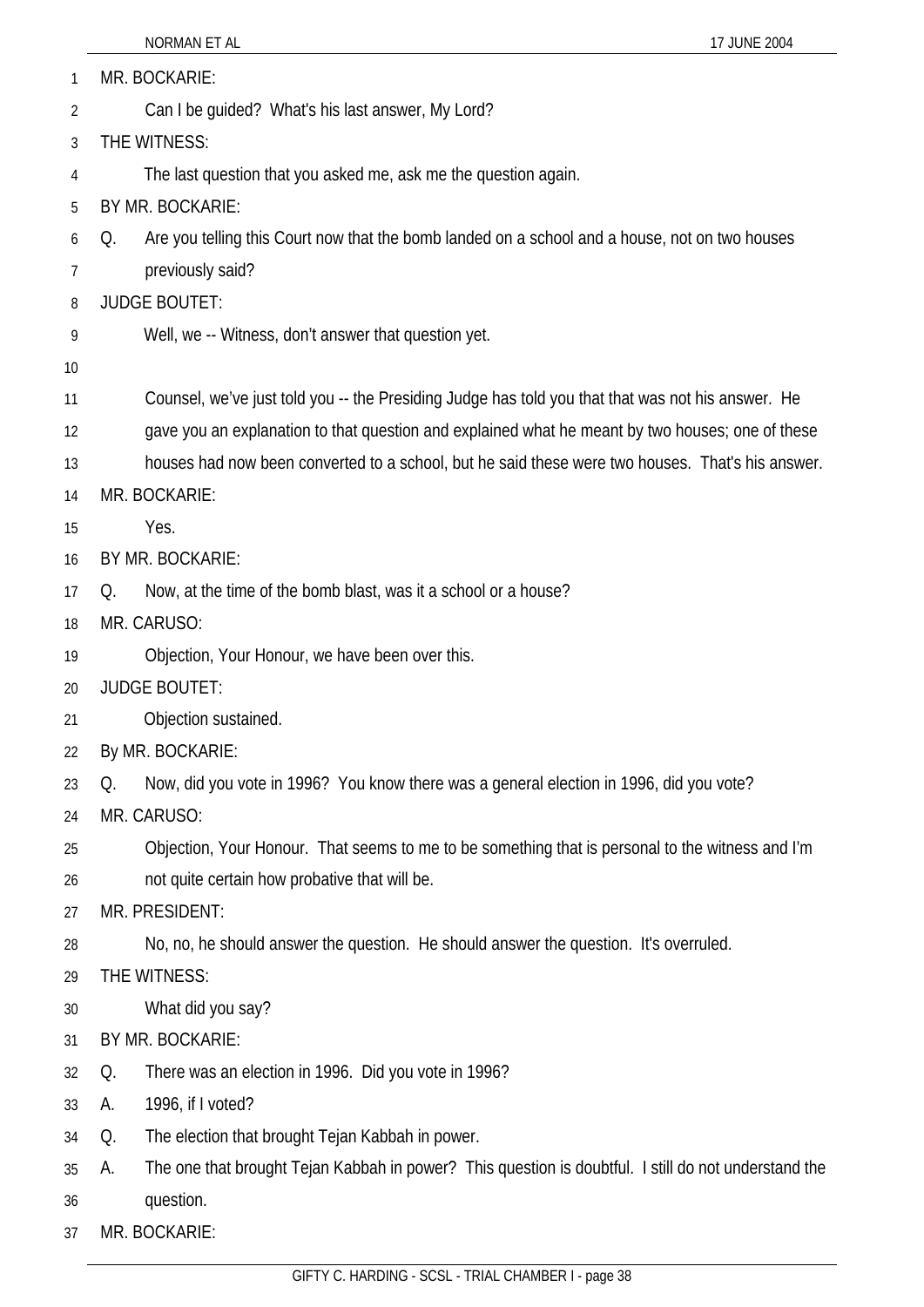MR. BOCKARIE:

Can I be guided? What's his last answer, My Lord?

THE WITNESS:

The last question that you asked me, ask me the question again.

BY MR. BOCKARIE:

Q. Are you telling this Court now that the bomb landed on a school and a house, not on two houses previously said?

JUDGE BOUTET:

Well, we -- Witness, don't answer that question yet.

Counsel, we've just told you -- the Presiding Judge has told you that that was not his answer. He gave you an explanation to that question and explained what he meant by two houses; one of these houses had now been converted to a school, but he said these were two houses. That's his answer.

MR. BOCKARIE:

Yes.

BY MR. BOCKARIE:

Q. Now, at the time of the bomb blast, was it a school or a house?

MR. CARUSO:

Objection, Your Honour, we have been over this.

JUDGE BOUTET:

Objection sustained.

By MR. BOCKARIE:

Q. Now, did you vote in 1996? You know there was a general election in 1996, did you vote?

MR. CARUSO:

Objection, Your Honour. That seems to me to be something that is personal to the witness and I'm not quite certain how probative that will be.

MR. PRESIDENT:

No, no, he should answer the question. He should answer the question. It's overruled.

THE WITNESS:

What did you say?

BY MR. BOCKARIE:

Q. There was an election in 1996. Did you vote in 1996?

A. 1996, if I voted?

Q. The election that brought Tejan Kabbah in power.

A. The one that brought Tejan Kabbah in power? This question is doubtful. I still do not understand the question.

MR. BOCKARIE: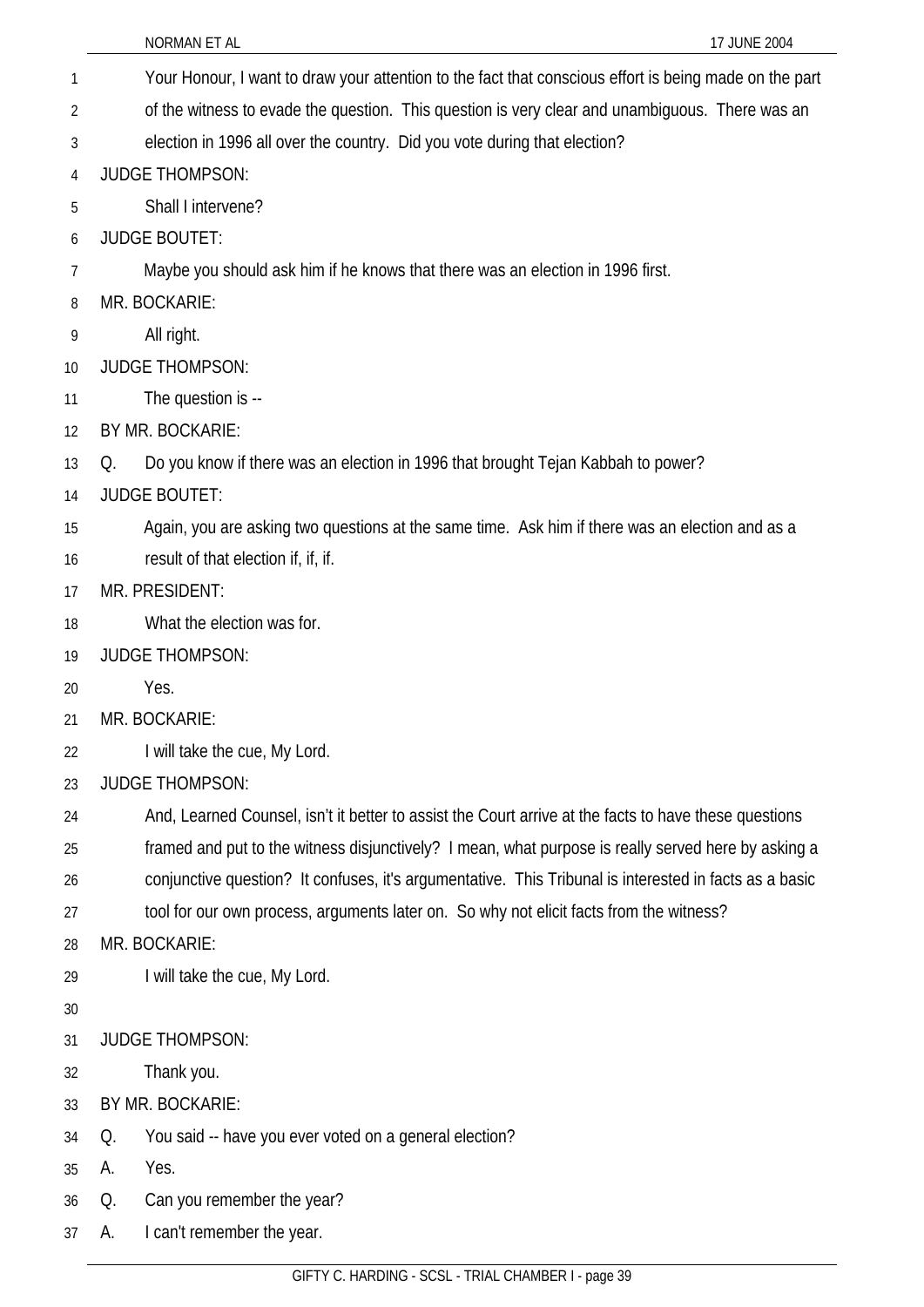Your Honour, I want to draw your attention to the fact that conscious effort is being made on the part of the witness to evade the question. This question is very clear and unambiguous. There was an election in 1996 all over the country. Did you vote during that election?

JUDGE THOMPSON:

Shall I intervene?

JUDGE BOUTET:

Maybe you should ask him if he knows that there was an election in 1996 first.

MR. BOCKARIE:

All right.

JUDGE THOMPSON:

The question is --

BY MR. BOCKARIE:

Q. Do you know if there was an election in 1996 that brought Tejan Kabbah to power?

JUDGE BOUTET:

Again, you are asking two questions at the same time. Ask him if there was an election and as a result of that election if, if, if.

MR. PRESIDENT:

What the election was for.

JUDGE THOMPSON:

Yes.

MR. BOCKARIE:

I will take the cue, My Lord.

JUDGE THOMPSON:

And, Learned Counsel, isn't it better to assist the Court arrive at the facts to have these questions framed and put to the witness disjunctively? I mean, what purpose is really served here by asking a conjunctive question? It confuses, it's argumentative. This Tribunal is interested in facts as a basic tool for our own process, arguments later on. So why not elicit facts from the witness?

MR. BOCKARIE:

I will take the cue, My Lord.

JUDGE THOMPSON:

Thank you.

BY MR. BOCKARIE:

Q. You said -- have you ever voted on a general election?

A. Yes.

Q. Can you remember the year?

A. I can't remember the year.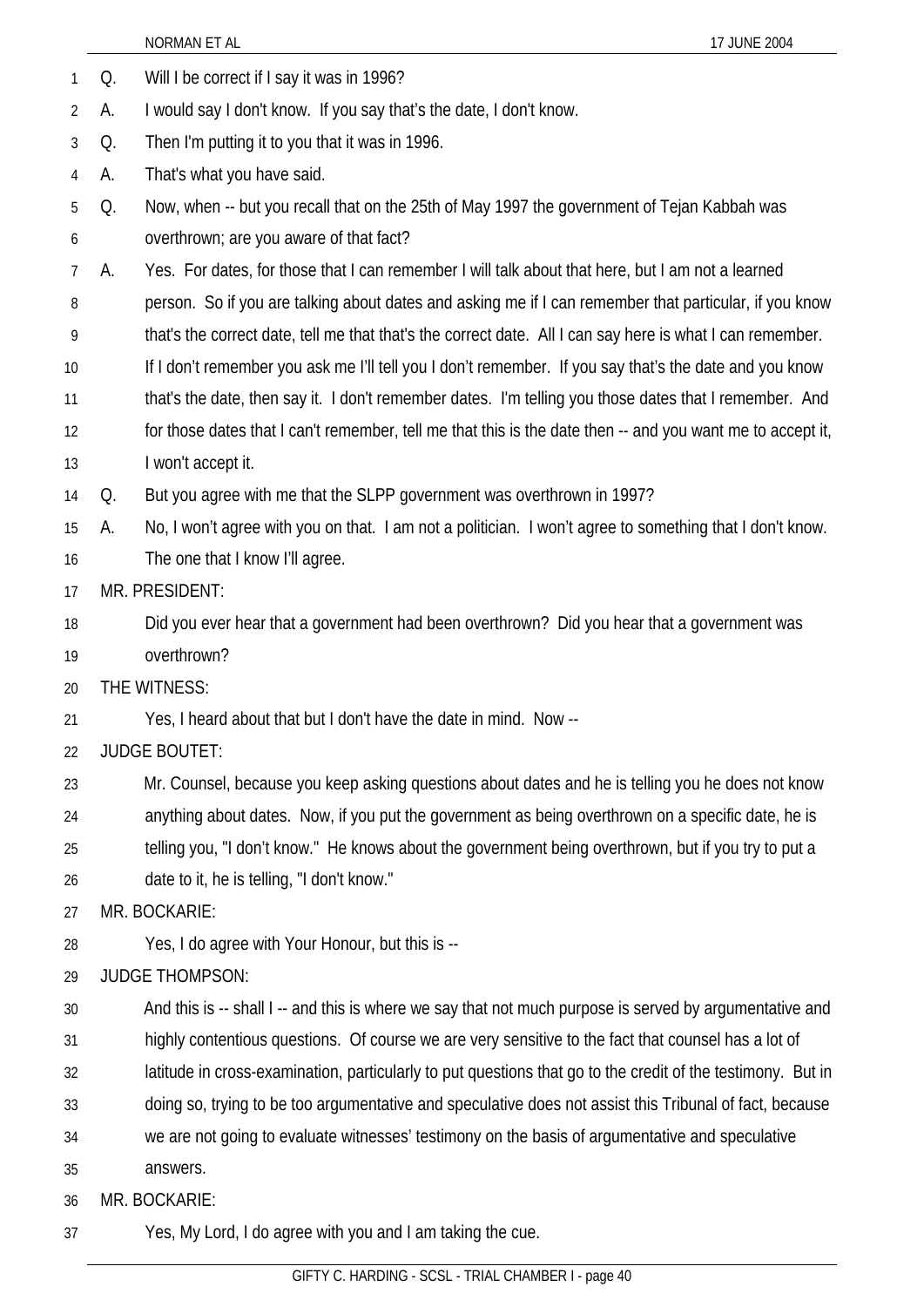Q. Will I be correct if I say it was in 1996?

A. I would say I don't know. If you say that's the date, I don't know.

Q. Then I'm putting it to you that it was in 1996.

A. That's what you have said.

Q. Now, when -- but you recall that on the 25th of May 1997 the government of Tejan Kabbah was overthrown; are you aware of that fact?

A. Yes. For dates, for those that I can remember I will talk about that here, but I am not a learned person. So if you are talking about dates and asking me if I can remember that particular, if you know that's the correct date, tell me that that's the correct date. All I can say here is what I can remember. If I don't remember you ask me I'll tell you I don't remember. If you say that's the date and you know that's the date, then say it. I don't remember dates. I'm telling you those dates that I remember. And for those dates that I can't remember, tell me that this is the date then -- and you want me to accept it, I won't accept it.

Q. But you agree with me that the SLPP government was overthrown in 1997?

A. No, I won't agree with you on that. I am not a politician. I won't agree to something that I don't know. The one that I know I'll agree.

MR. PRESIDENT:

Did you ever hear that a government had been overthrown? Did you hear that a government was overthrown?

THE WITNESS:

Yes, I heard about that but I don't have the date in mind. Now --

JUDGE BOUTET:

Mr. Counsel, because you keep asking questions about dates and he is telling you he does not know anything about dates. Now, if you put the government as being overthrown on a specific date, he is telling you, "I don't know." He knows about the government being overthrown, but if you try to put a date to it, he is telling, "I don't know."

MR. BOCKARIE:

Yes, I do agree with Your Honour, but this is --

JUDGE THOMPSON:

And this is -- shall I -- and this is where we say that not much purpose is served by argumentative and highly contentious questions. Of course we are very sensitive to the fact that counsel has a lot of latitude in cross-examination, particularly to put questions that go to the credit of the testimony. But in doing so, trying to be too argumentative and speculative does not assist this Tribunal of fact, because we are not going to evaluate witnesses' testimony on the basis of argumentative and speculative answers.

MR. BOCKARIE:

Yes, My Lord, I do agree with you and I am taking the cue.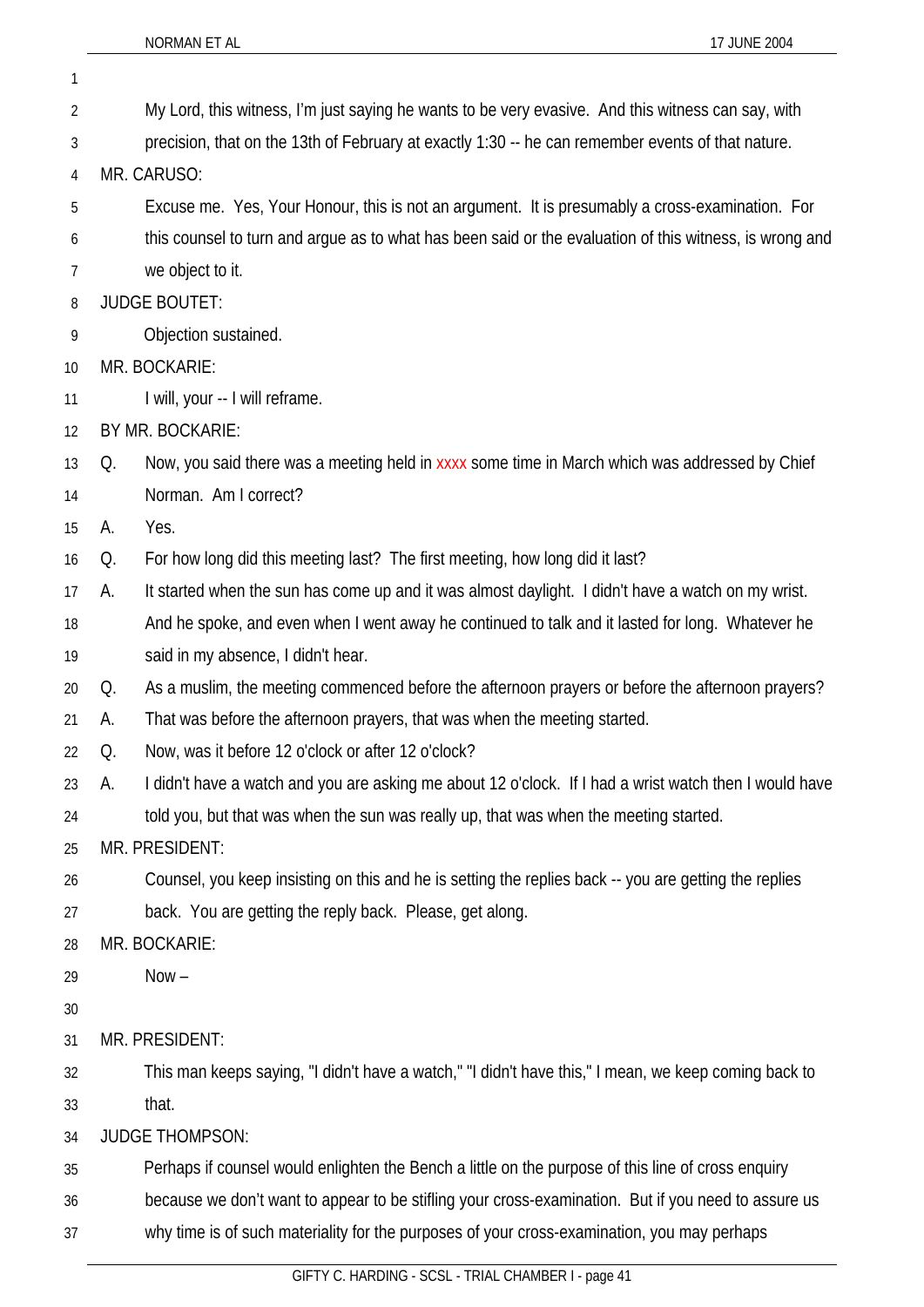My Lord, this witness, I'm just saying he wants to be very evasive. And this witness can say, with precision, that on the 13th of February at exactly 1:30 -- he can remember events of that nature.

MR. CARUSO:

Excuse me. Yes, Your Honour, this is not an argument. It is presumably a cross-examination. For this counsel to turn and argue as to what has been said or the evaluation of this witness, is wrong and we object to it.

JUDGE BOUTET:

Objection sustained.

MR. BOCKARIE:

I will, your -- I will reframe.

BY MR. BOCKARIE:

Q. Now, you said there was a meeting held in xxxx some time in March which was addressed by Chief Norman. Am I correct?

A. Yes.

Q. For how long did this meeting last? The first meeting, how long did it last?

A. It started when the sun has come up and it was almost daylight. I didn't have a watch on my wrist. And he spoke, and even when I went away he continued to talk and it lasted for long. Whatever he said in my absence, I didn't hear.

Q. As a muslim, the meeting commenced before the afternoon prayers or before the afternoon prayers?

A. That was before the afternoon prayers, that was when the meeting started.

Q. Now, was it before 12 o'clock or after 12 o'clock?

A. I didn't have a watch and you are asking me about 12 o'clock. If I had a wrist watch then I would have told you, but that was when the sun was really up, that was when the meeting started.

MR. PRESIDENT:

Counsel, you keep insisting on this and he is setting the replies back -- you are getting the replies back. You are getting the reply back. Please, get along.

MR. BOCKARIE:

Now –

MR. PRESIDENT:

This man keeps saying, "I didn't have a watch," "I didn't have this," I mean, we keep coming back to that.

JUDGE THOMPSON:

Perhaps if counsel would enlighten the Bench a little on the purpose of this line of cross enquiry because we don't want to appear to be stifling your cross-examination. But if you need to assure us why time is of such materiality for the purposes of your cross-examination, you may perhaps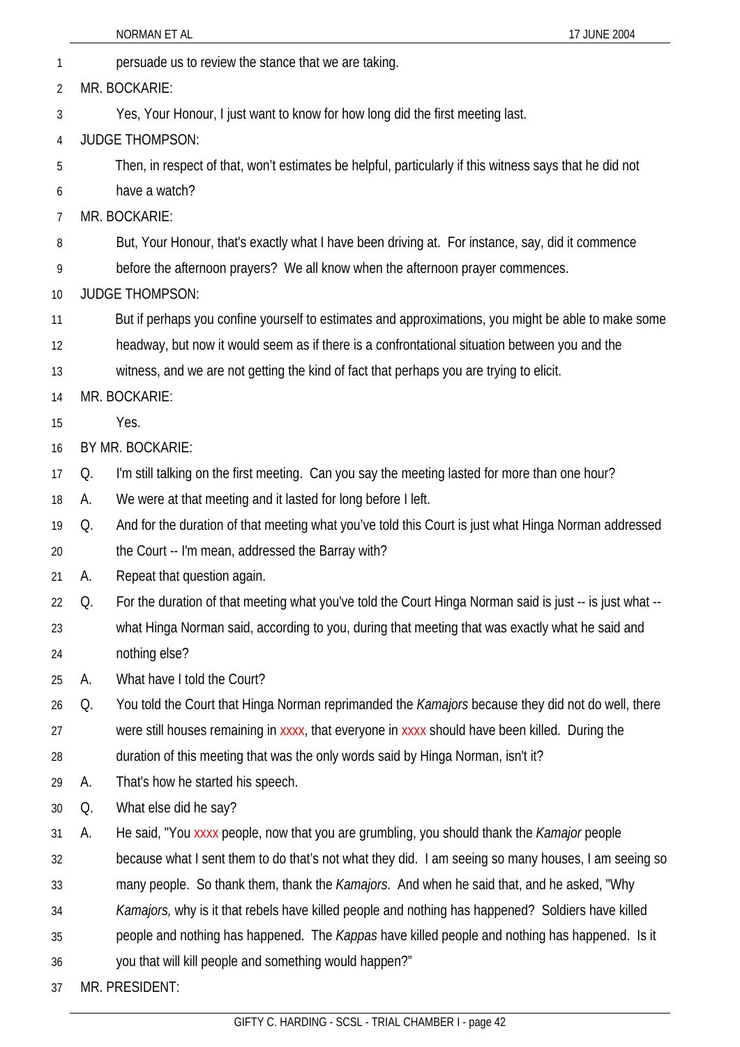persuade us to review the stance that we are taking.

MR. BOCKARIE:

Yes, Your Honour, I just want to know for how long did the first meeting last.

JUDGE THOMPSON:

Then, in respect of that, won't estimates be helpful, particularly if this witness says that he did not have a watch?

MR. BOCKARIE:

But, Your Honour, that's exactly what I have been driving at. For instance, say, did it commence before the afternoon prayers? We all know when the afternoon prayer commences.

JUDGE THOMPSON:

But if perhaps you confine yourself to estimates and approximations, you might be able to make some headway, but now it would seem as if there is a confrontational situation between you and the witness, and we are not getting the kind of fact that perhaps you are trying to elicit.

MR. BOCKARIE:

Yes.

BY MR. BOCKARIE:

Q. I'm still talking on the first meeting. Can you say the meeting lasted for more than one hour?

A. We were at that meeting and it lasted for long before I left.

Q. And for the duration of that meeting what you've told this Court is just what Hinga Norman addressed the Court -- I'm mean, addressed the Barray with?

A. Repeat that question again.

Q. For the duration of that meeting what you've told the Court Hinga Norman said is just -- is just what -- what Hinga Norman said, according to you, during that meeting that was exactly what he said and nothing else?

A. What have I told the Court?

Q. You told the Court that Hinga Norman reprimanded the *Kamajors* because they did not do well, there were still houses remaining in xxxx, that everyone in xxxx should have been killed. During the duration of this meeting that was the only words said by Hinga Norman, isn't it?

A. That's how he started his speech.

Q. What else did he say?

A. He said, "You xxxx people, now that you are grumbling, you should thank the *Kamajor* people because what I sent them to do that's not what they did. I am seeing so many houses, I am seeing so many people. So thank them, thank the *Kamajors*. And when he said that, and he asked, "Why *Kamajors,* why is it that rebels have killed people and nothing has happened? Soldiers have killed people and nothing has happened. The *Kappas* have killed people and nothing has happened. Is it you that will kill people and something would happen?"

MR. PRESIDENT: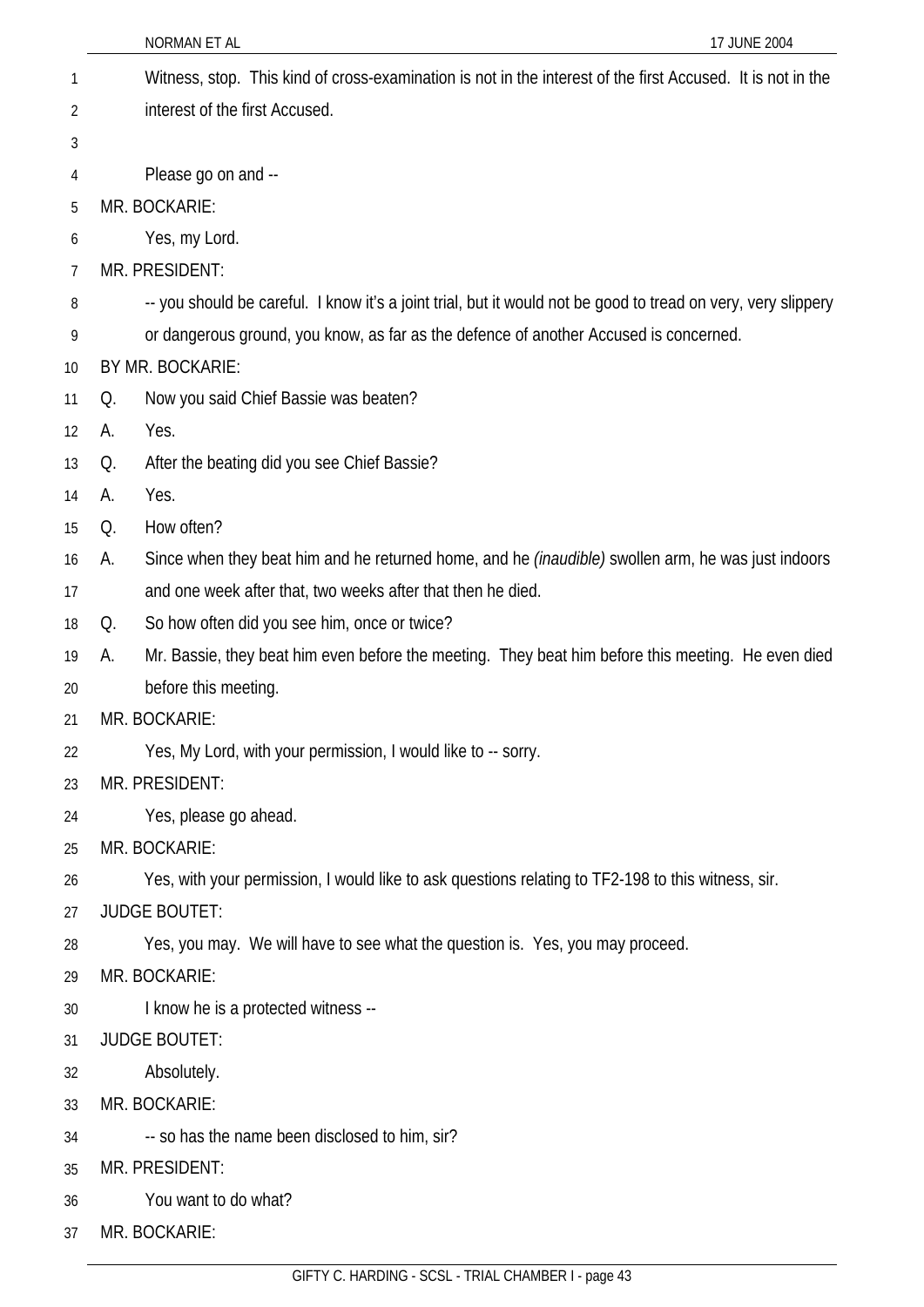Witness, stop. This kind of cross-examination is not in the interest of the first Accused. It is not in the interest of the first Accused.

Please go on and --

MR. BOCKARIE:

Yes, my Lord.

MR. PRESIDENT:

-- you should be careful. I know it's a joint trial, but it would not be good to tread on very, very slippery or dangerous ground, you know, as far as the defence of another Accused is concerned.

BY MR. BOCKARIE:

Q. Now you said Chief Bassie was beaten?

A. Yes.

Q. After the beating did you see Chief Bassie?

A. Yes.

Q. How often?

A. Since when they beat him and he returned home, and he *(inaudible)* swollen arm, he was just indoors and one week after that, two weeks after that then he died.

Q. So how often did you see him, once or twice?

A. Mr. Bassie, they beat him even before the meeting. They beat him before this meeting. He even died before this meeting.

MR. BOCKARIE:

Yes, My Lord, with your permission, I would like to -- sorry.

MR. PRESIDENT:

Yes, please go ahead.

MR. BOCKARIE:

Yes, with your permission, I would like to ask questions relating to TF2-198 to this witness, sir.

JUDGE BOUTET:

Yes, you may. We will have to see what the question is. Yes, you may proceed.

MR. BOCKARIE:

I know he is a protected witness --

JUDGE BOUTET:

Absolutely.

MR. BOCKARIE:

-- so has the name been disclosed to him, sir?

MR. PRESIDENT:

You want to do what?

MR. BOCKARIE: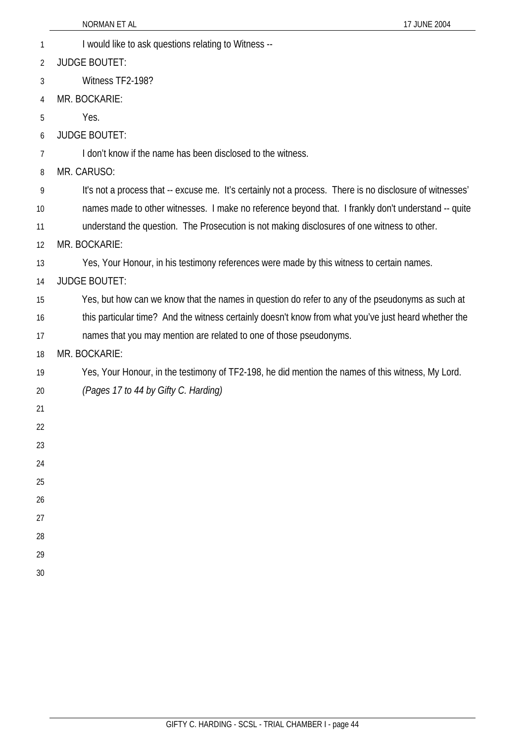I would like to ask questions relating to Witness --

JUDGE BOUTET:

Witness TF2-198?

MR. BOCKARIE:

Yes.

JUDGE BOUTET:

I don't know if the name has been disclosed to the witness.

MR. CARUSO:

It's not a process that -- excuse me. It's certainly not a process. There is no disclosure of witnesses' names made to other witnesses. I make no reference beyond that. I frankly don't understand -- quite understand the question. The Prosecution is not making disclosures of one witness to other.

MR. BOCKARIE:

Yes, Your Honour, in his testimony references were made by this witness to certain names.

JUDGE BOUTET:

Yes, but how can we know that the names in question do refer to any of the pseudonyms as such at this particular time? And the witness certainly doesn't know from what you've just heard whether the names that you may mention are related to one of those pseudonyms.

MR. BOCKARIE:

Yes, Your Honour, in the testimony of TF2-198, he did mention the names of this witness, My Lord.

*(Pages 17 to 44 by Gifty C. Harding)*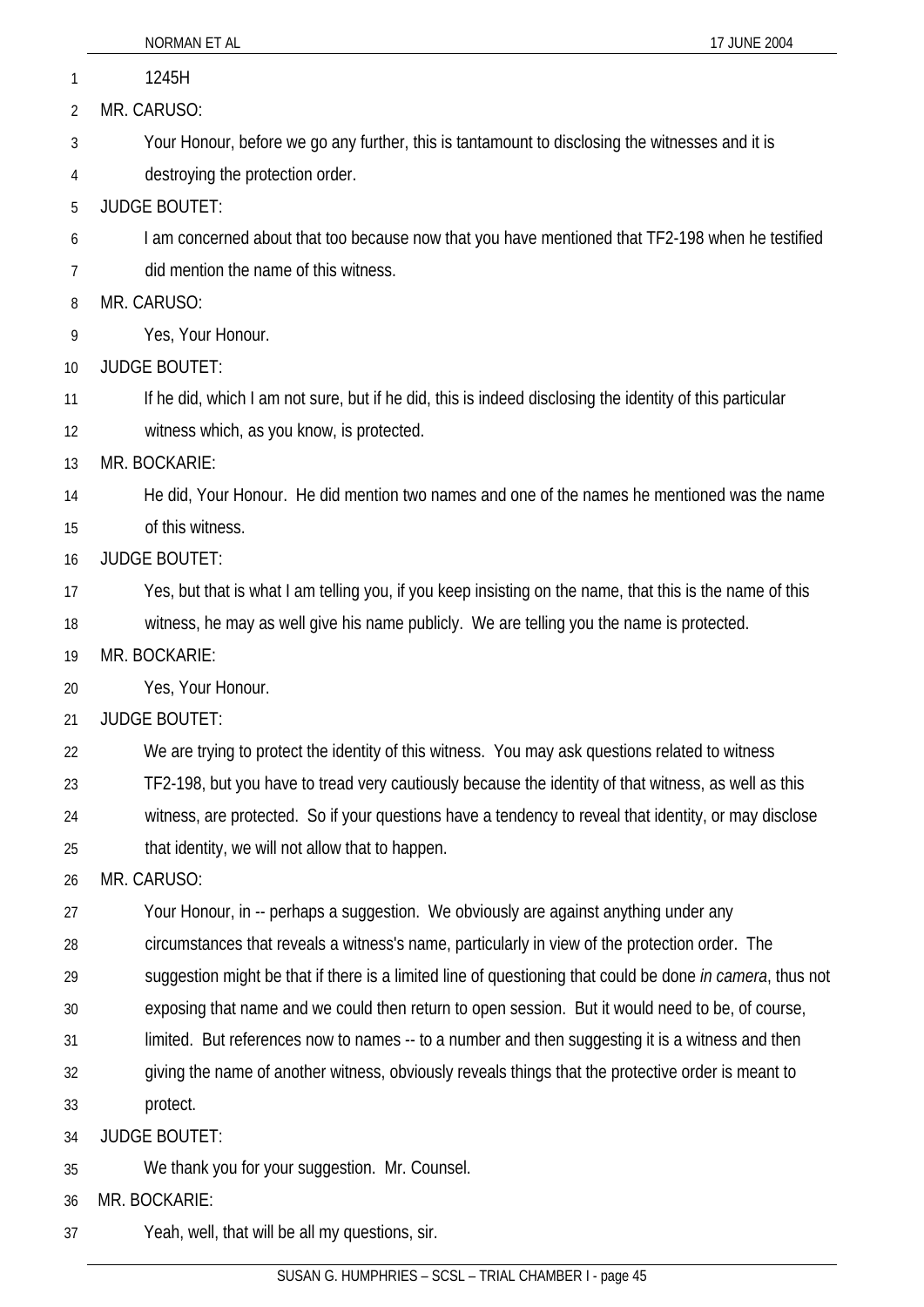1245H

MR. CARUSO:

Your Honour, before we go any further, this is tantamount to disclosing the witnesses and it is destroying the protection order.

JUDGE BOUTET:

I am concerned about that too because now that you have mentioned that TF2-198 when he testified did mention the name of this witness.

MR. CARUSO:

Yes, Your Honour.

JUDGE BOUTET:

If he did, which I am not sure, but if he did, this is indeed disclosing the identity of this particular witness which, as you know, is protected.

MR. BOCKARIE:

He did, Your Honour. He did mention two names and one of the names he mentioned was the name of this witness.

JUDGE BOUTET:

Yes, but that is what I am telling you, if you keep insisting on the name, that this is the name of this witness, he may as well give his name publicly. We are telling you the name is protected.

MR. BOCKARIE:

Yes, Your Honour.

JUDGE BOUTET:

We are trying to protect the identity of this witness. You may ask questions related to witness TF2-198, but you have to tread very cautiously because the identity of that witness, as well as this witness, are protected. So if your questions have a tendency to reveal that identity, or may disclose that identity, we will not allow that to happen.

MR. CARUSO:

Your Honour, in -- perhaps a suggestion. We obviously are against anything under any circumstances that reveals a witness's name, particularly in view of the protection order. The suggestion might be that if there is a limited line of questioning that could be done *in camera*, thus not exposing that name and we could then return to open session. But it would need to be, of course, limited. But references now to names -- to a number and then suggesting it is a witness and then giving the name of another witness, obviously reveals things that the protective order is meant to protect.

JUDGE BOUTET:

We thank you for your suggestion. Mr. Counsel.

MR. BOCKARIE:

Yeah, well, that will be all my questions, sir.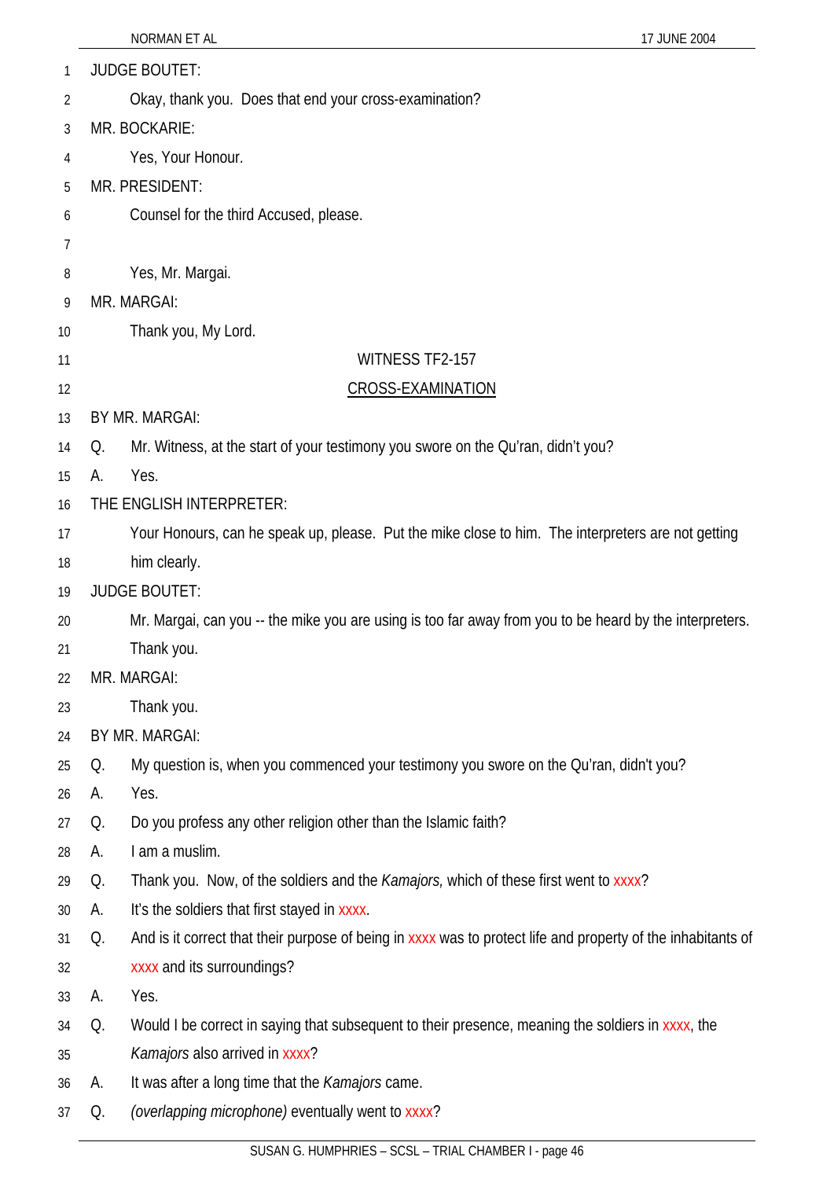JUDGE BOUTET:

Okay, thank you. Does that end your cross-examination?

MR. BOCKARIE:

Yes, Your Honour.

MR. PRESIDENT:

Counsel for the third Accused, please.

Yes, Mr. Margai.

MR. MARGAI:

Thank you, My Lord.

WITNESS TF2-157

CROSS-EXAMINATION

BY MR. MARGAI:

Q. Mr. Witness, at the start of your testimony you swore on the Qu'ran, didn't you?

A. Yes.

THE ENGLISH INTERPRETER:

Your Honours, can he speak up, please. Put the mike close to him. The interpreters are not getting him clearly.

JUDGE BOUTET:

Mr. Margai, can you -- the mike you are using is too far away from you to be heard by the interpreters. Thank you.

MR. MARGAI:

Thank you.

BY MR. MARGAI:

Q. My question is, when you commenced your testimony you swore on the Qu'ran, didn't you?

A. Yes.

Q. Do you profess any other religion other than the Islamic faith?

A. I am a muslim.

Q. Thank you. Now, of the soldiers and the *Kamajors,* which of these first went to xxxx?

A. It's the soldiers that first stayed in xxxx.

Q. And is it correct that their purpose of being in xxxx was to protect life and property of the inhabitants of xxxx and its surroundings?

A. Yes.

Q. Would I be correct in saying that subsequent to their presence, meaning the soldiers in xxxx, the *Kamajors* also arrived in xxxx?

A. It was after a long time that the *Kamajors* came.

Q. *(overlapping microphone)* eventually went to xxxx?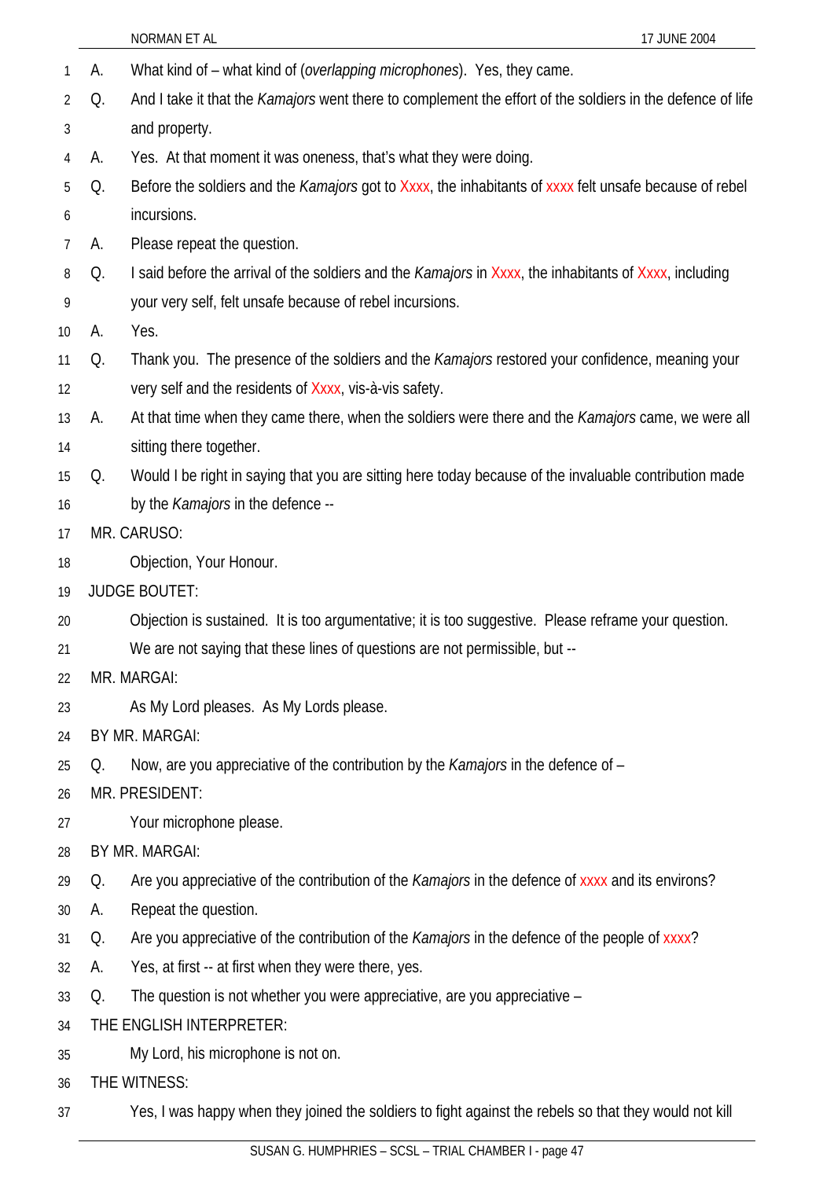A. What kind of – what kind of (*overlapping microphones*). Yes, they came.

Q. And I take it that the *Kamajors* went there to complement the effort of the soldiers in the defence of life and property.

A. Yes. At that moment it was oneness, that's what they were doing.

Q. Before the soldiers and the *Kamajors* got to Xxxx, the inhabitants of xxxx felt unsafe because of rebel incursions.

A. Please repeat the question.

Q. I said before the arrival of the soldiers and the *Kamajors* in Xxxx, the inhabitants of Xxxx, including your very self, felt unsafe because of rebel incursions.

A. Yes.

Q. Thank you. The presence of the soldiers and the *Kamajors* restored your confidence, meaning your very self and the residents of Xxxx, vis-à-vis safety.

A. At that time when they came there, when the soldiers were there and the *Kamajors* came, we were all sitting there together.

Q. Would I be right in saying that you are sitting here today because of the invaluable contribution made by the *Kamajors* in the defence --

MR. CARUSO:

Objection, Your Honour.

JUDGE BOUTET:

Objection is sustained. It is too argumentative; it is too suggestive. Please reframe your question. We are not saying that these lines of questions are not permissible, but --

MR. MARGAI:

As My Lord pleases. As My Lords please.

BY MR. MARGAI:

Q. Now, are you appreciative of the contribution by the *Kamajors* in the defence of –

MR. PRESIDENT:

Your microphone please.

BY MR. MARGAI:

Q. Are you appreciative of the contribution of the *Kamajors* in the defence of xxxx and its environs?

A. Repeat the question.

Q. Are you appreciative of the contribution of the *Kamajors* in the defence of the people of xxxx?

A. Yes, at first -- at first when they were there, yes.

Q. The question is not whether you were appreciative, are you appreciative –

THE ENGLISH INTERPRETER:

My Lord, his microphone is not on.

THE WITNESS:

Yes, I was happy when they joined the soldiers to fight against the rebels so that they would not kill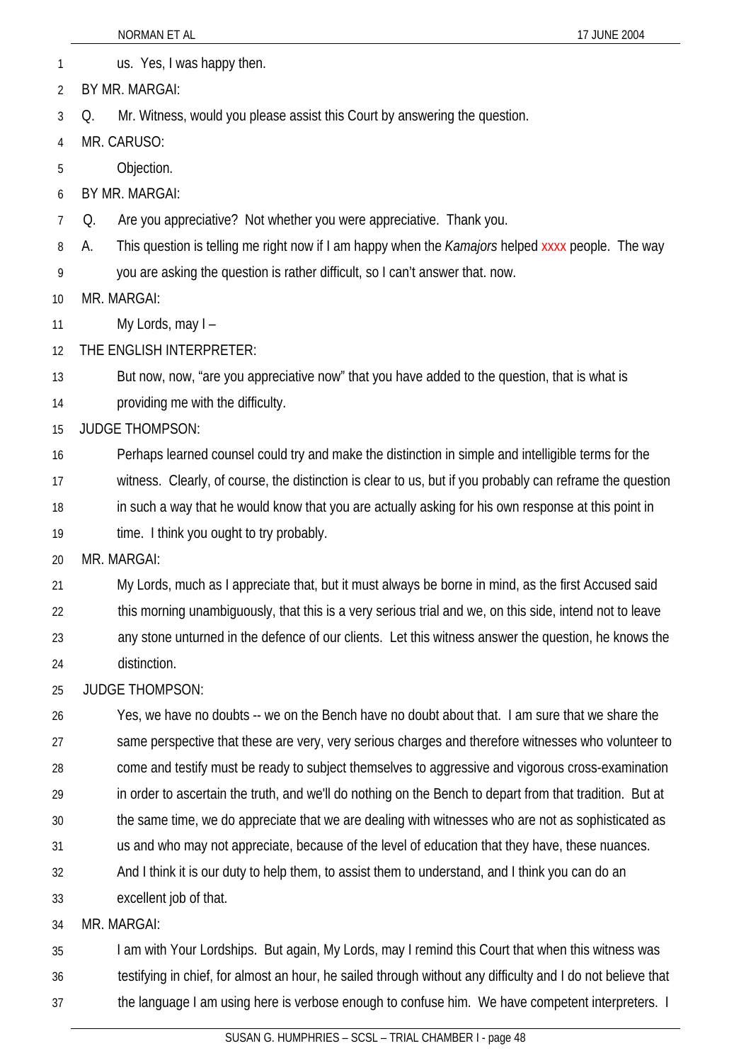us. Yes, I was happy then.

BY MR. MARGAI:

Q. Mr. Witness, would you please assist this Court by answering the question.

MR. CARUSO:

Objection.

BY MR. MARGAI:

Q. Are you appreciative? Not whether you were appreciative. Thank you.

A. This question is telling me right now if I am happy when the *Kamajors* helped xxxx people. The way you are asking the question is rather difficult, so I can't answer that. now.

MR. MARGAI:

My Lords, may I –

THE ENGLISH INTERPRETER:

But now, now, "are you appreciative now" that you have added to the question, that is what is providing me with the difficulty.

JUDGE THOMPSON:

Perhaps learned counsel could try and make the distinction in simple and intelligible terms for the witness. Clearly, of course, the distinction is clear to us, but if you probably can reframe the question in such a way that he would know that you are actually asking for his own response at this point in time. I think you ought to try probably.

MR. MARGAI:

My Lords, much as I appreciate that, but it must always be borne in mind, as the first Accused said this morning unambiguously, that this is a very serious trial and we, on this side, intend not to leave any stone unturned in the defence of our clients. Let this witness answer the question, he knows the distinction.

JUDGE THOMPSON:

Yes, we have no doubts -- we on the Bench have no doubt about that. I am sure that we share the same perspective that these are very, very serious charges and therefore witnesses who volunteer to come and testify must be ready to subject themselves to aggressive and vigorous cross-examination in order to ascertain the truth, and we'll do nothing on the Bench to depart from that tradition. But at the same time, we do appreciate that we are dealing with witnesses who are not as sophisticated as us and who may not appreciate, because of the level of education that they have, these nuances. And I think it is our duty to help them, to assist them to understand, and I think you can do an excellent job of that.

MR. MARGAI:

I am with Your Lordships. But again, My Lords, may I remind this Court that when this witness was testifying in chief, for almost an hour, he sailed through without any difficulty and I do not believe that the language I am using here is verbose enough to confuse him. We have competent interpreters. I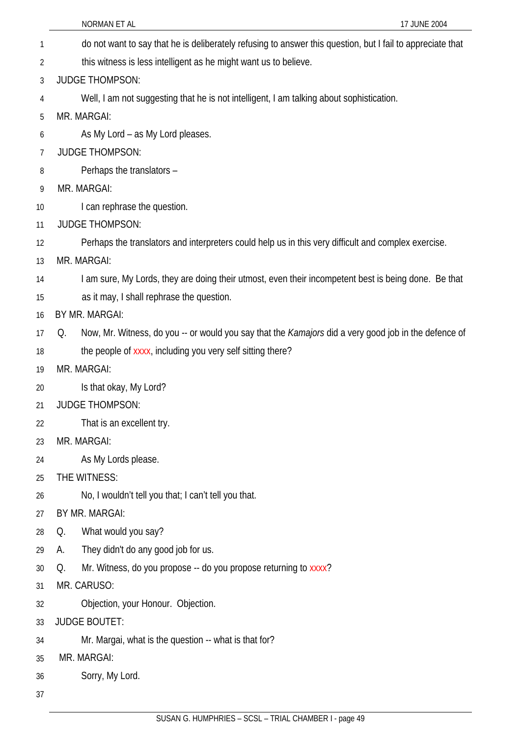do not want to say that he is deliberately refusing to answer this question, but I fail to appreciate that this witness is less intelligent as he might want us to believe.

JUDGE THOMPSON:

Well, I am not suggesting that he is not intelligent, I am talking about sophistication.

MR. MARGAI:

As My Lord – as My Lord pleases.

JUDGE THOMPSON:

Perhaps the translators –

MR. MARGAI:

I can rephrase the question.

JUDGE THOMPSON:

Perhaps the translators and interpreters could help us in this very difficult and complex exercise.

MR. MARGAI:

I am sure, My Lords, they are doing their utmost, even their incompetent best is being done. Be that as it may, I shall rephrase the question.

BY MR. MARGAI:

Q. Now, Mr. Witness, do you -- or would you say that the *Kamajors* did a very good job in the defence of the people of xxxx, including you very self sitting there?

MR. MARGAI:

Is that okay, My Lord?

JUDGE THOMPSON:

That is an excellent try.

MR. MARGAI:

As My Lords please.

THE WITNESS:

No, I wouldn't tell you that; I can't tell you that.

BY MR. MARGAI:

Q. What would you say?

A. They didn't do any good job for us.

Q. Mr. Witness, do you propose -- do you propose returning to xxxx?

MR. CARUSO:

Objection, your Honour. Objection.

JUDGE BOUTET:

Mr. Margai, what is the question -- what is that for?

MR. MARGAI:

Sorry, My Lord.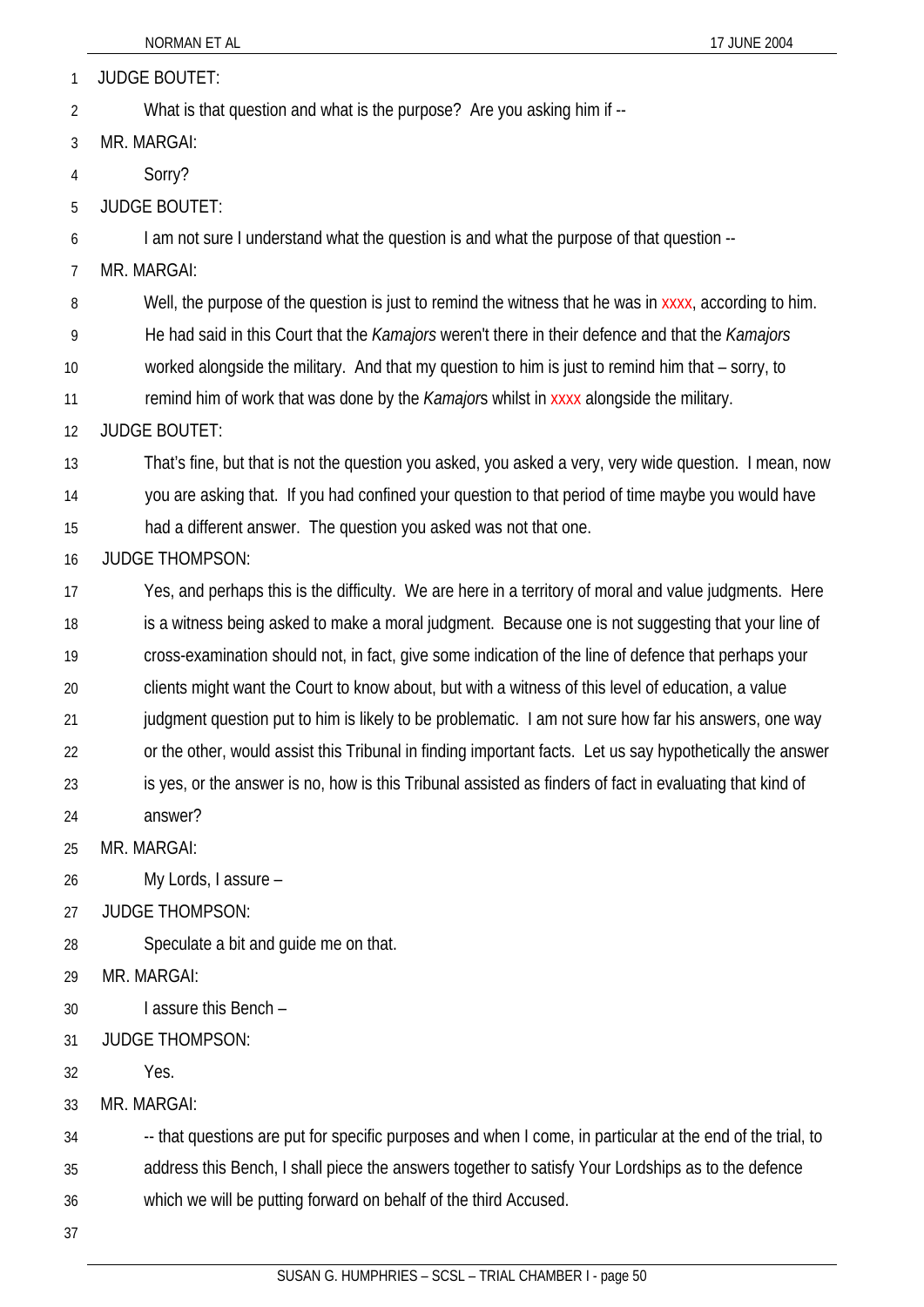JUDGE BOUTET:

What is that question and what is the purpose? Are you asking him if --

MR. MARGAI:

Sorry?

JUDGE BOUTET:

I am not sure I understand what the question is and what the purpose of that question --

MR. MARGAI:

Well, the purpose of the question is just to remind the witness that he was in xxxx, according to him. He had said in this Court that the *Kamajors* weren't there in their defence and that the *Kamajors* worked alongside the military. And that my question to him is just to remind him that – sorry, to remind him of work that was done by the *Kamajor*s whilst in xxxx alongside the military.

JUDGE BOUTET:

That's fine, but that is not the question you asked, you asked a very, very wide question. I mean, now you are asking that. If you had confined your question to that period of time maybe you would have had a different answer. The question you asked was not that one.

JUDGE THOMPSON:

Yes, and perhaps this is the difficulty. We are here in a territory of moral and value judgments. Here is a witness being asked to make a moral judgment. Because one is not suggesting that your line of cross-examination should not, in fact, give some indication of the line of defence that perhaps your clients might want the Court to know about, but with a witness of this level of education, a value judgment question put to him is likely to be problematic. I am not sure how far his answers, one way or the other, would assist this Tribunal in finding important facts. Let us say hypothetically the answer is yes, or the answer is no, how is this Tribunal assisted as finders of fact in evaluating that kind of answer?

MR. MARGAI:

My Lords, I assure –

JUDGE THOMPSON:

Speculate a bit and guide me on that.

MR. MARGAI:

I assure this Bench –

JUDGE THOMPSON:

Yes.

MR. MARGAI:

-- that questions are put for specific purposes and when I come, in particular at the end of the trial, to address this Bench, I shall piece the answers together to satisfy Your Lordships as to the defence which we will be putting forward on behalf of the third Accused.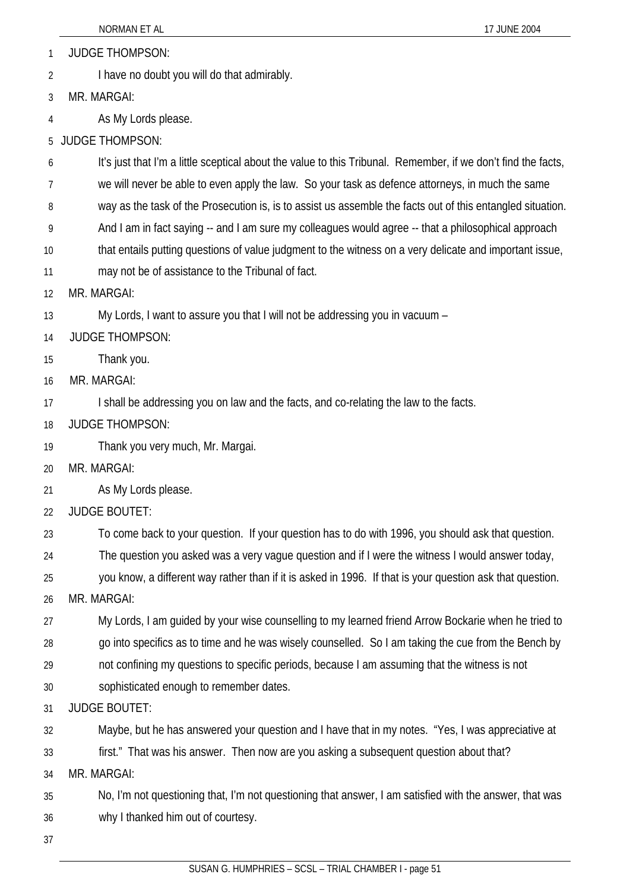JUDGE THOMPSON:

I have no doubt you will do that admirably.

MR. MARGAI:

As My Lords please.

JUDGE THOMPSON:

It's just that I'm a little sceptical about the value to this Tribunal. Remember, if we don't find the facts, we will never be able to even apply the law. So your task as defence attorneys, in much the same way as the task of the Prosecution is, is to assist us assemble the facts out of this entangled situation. And I am in fact saying -- and I am sure my colleagues would agree -- that a philosophical approach that entails putting questions of value judgment to the witness on a very delicate and important issue, may not be of assistance to the Tribunal of fact.

MR. MARGAI:

My Lords, I want to assure you that I will not be addressing you in vacuum –

JUDGE THOMPSON:

Thank you.

MR. MARGAI:

I shall be addressing you on law and the facts, and co-relating the law to the facts.

JUDGE THOMPSON:

Thank you very much, Mr. Margai.

MR. MARGAI:

As My Lords please.

JUDGE BOUTET:

To come back to your question. If your question has to do with 1996, you should ask that question. The question you asked was a very vague question and if I were the witness I would answer today, you know, a different way rather than if it is asked in 1996. If that is your question ask that question.

MR. MARGAI:

My Lords, I am guided by your wise counselling to my learned friend Arrow Bockarie when he tried to go into specifics as to time and he was wisely counselled. So I am taking the cue from the Bench by not confining my questions to specific periods, because I am assuming that the witness is not sophisticated enough to remember dates.

JUDGE BOUTET:

Maybe, but he has answered your question and I have that in my notes. "Yes, I was appreciative at first." That was his answer. Then now are you asking a subsequent question about that?

MR. MARGAI:

No, I'm not questioning that, I'm not questioning that answer, I am satisfied with the answer, that was why I thanked him out of courtesy.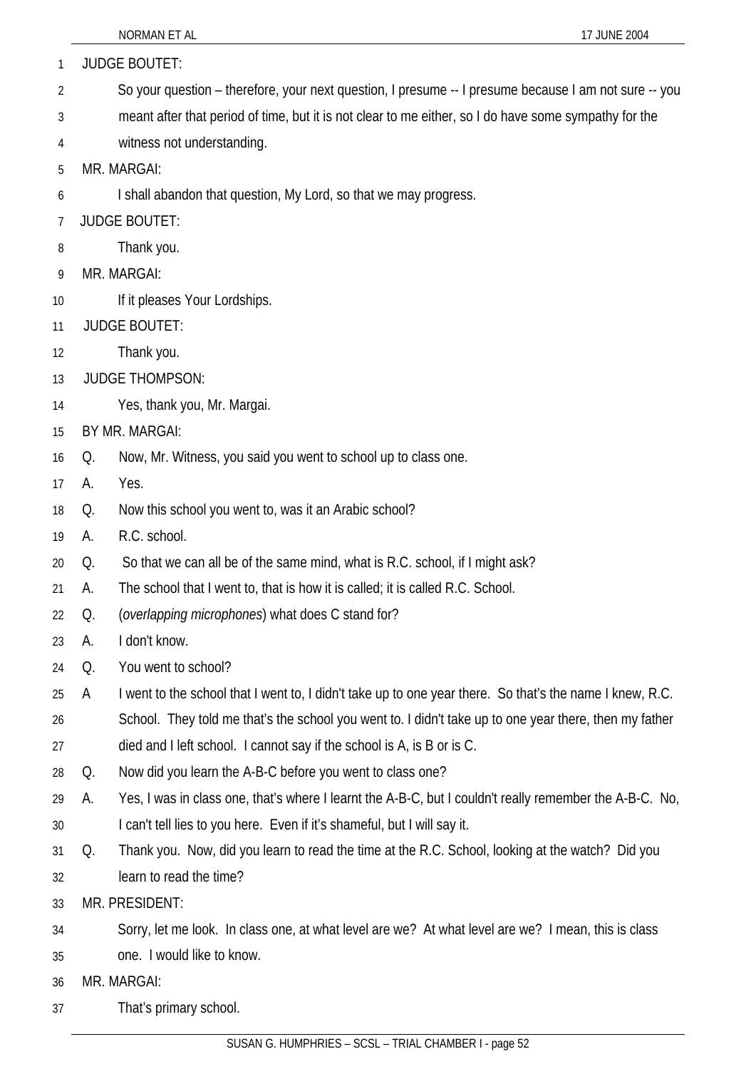JUDGE BOUTET:

So your question – therefore, your next question, I presume -- I presume because I am not sure -- you meant after that period of time, but it is not clear to me either, so I do have some sympathy for the witness not understanding.

MR. MARGAI:

I shall abandon that question, My Lord, so that we may progress.

JUDGE BOUTET:

Thank you.

MR. MARGAI:

If it pleases Your Lordships.

JUDGE BOUTET:

Thank you.

JUDGE THOMPSON:

Yes, thank you, Mr. Margai.

BY MR. MARGAI:

Q. Now, Mr. Witness, you said you went to school up to class one.

A. Yes.

Q. Now this school you went to, was it an Arabic school?

A. R.C. school.

Q. So that we can all be of the same mind, what is R.C. school, if I might ask?

A. The school that I went to, that is how it is called; it is called R.C. School.

Q. (*overlapping microphones*) what does C stand for?

A. I don't know.

Q. You went to school?

A I went to the school that I went to, I didn't take up to one year there. So that's the name I knew, R.C. School. They told me that's the school you went to. I didn't take up to one year there, then my father died and I left school. I cannot say if the school is A, is B or is C.

Q. Now did you learn the A-B-C before you went to class one?

A. Yes, I was in class one, that's where I learnt the A-B-C, but I couldn't really remember the A-B-C. No, I can't tell lies to you here. Even if it's shameful, but I will say it.

Q. Thank you. Now, did you learn to read the time at the R.C. School, looking at the watch? Did you learn to read the time?

MR. PRESIDENT:

Sorry, let me look. In class one, at what level are we? At what level are we? I mean, this is class one. I would like to know.

MR. MARGAI:

That's primary school.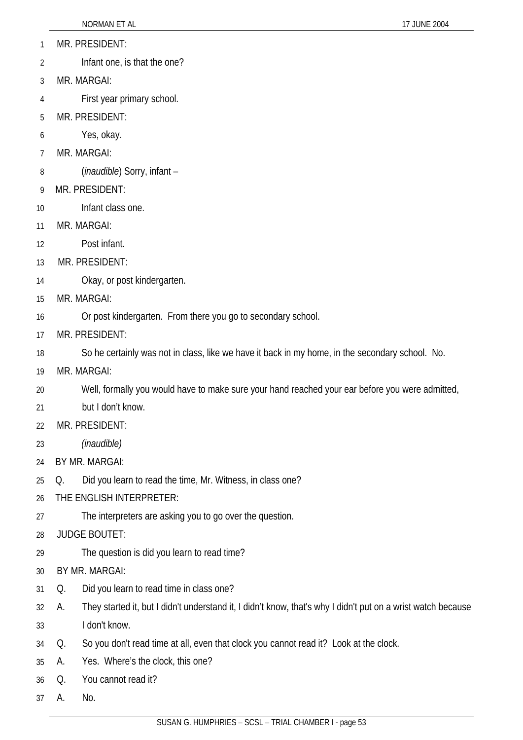MR. PRESIDENT:

Infant one, is that the one?

MR. MARGAI:

First year primary school.

MR. PRESIDENT:

Yes, okay.

MR. MARGAI:

(*inaudible*) Sorry, infant –

MR. PRESIDENT:

Infant class one.

MR. MARGAI:

Post infant.

MR. PRESIDENT:

Okay, or post kindergarten.

MR. MARGAI:

Or post kindergarten. From there you go to secondary school.

MR. PRESIDENT:

So he certainly was not in class, like we have it back in my home, in the secondary school. No.

MR. MARGAI:

Well, formally you would have to make sure your hand reached your ear before you were admitted, but I don't know.

MR. PRESIDENT:

*(inaudible)*

BY MR. MARGAI:

Q. Did you learn to read the time, Mr. Witness, in class one?

THE ENGLISH INTERPRETER:

The interpreters are asking you to go over the question.

JUDGE BOUTET:

The question is did you learn to read time?

BY MR. MARGAI:

Q. Did you learn to read time in class one?

A. They started it, but I didn't understand it, I didn't know, that's why I didn't put on a wrist watch because I don't know.

Q. So you don't read time at all, even that clock you cannot read it? Look at the clock.

A. Yes. Where's the clock, this one?

Q. You cannot read it?

A. No.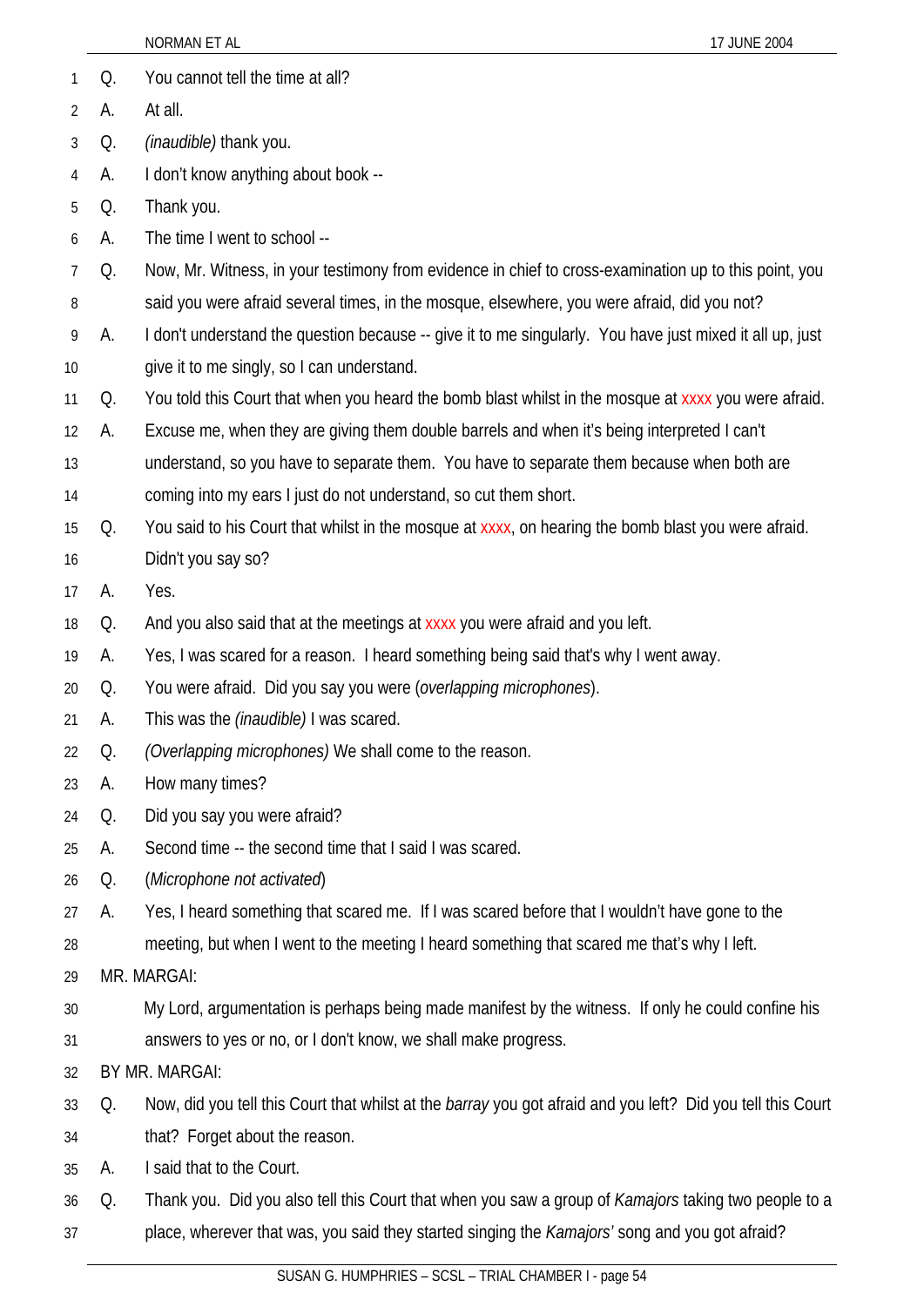Q. You cannot tell the time at all?

A. At all.

Q. *(inaudible)* thank you.

A. I don't know anything about book --

Q. Thank you.

A. The time I went to school --

Q. Now, Mr. Witness, in your testimony from evidence in chief to cross-examination up to this point, you said you were afraid several times, in the mosque, elsewhere, you were afraid, did you not?

A. I don't understand the question because -- give it to me singularly. You have just mixed it all up, just give it to me singly, so I can understand.

Q. You told this Court that when you heard the bomb blast whilst in the mosque at xxxx you were afraid.

A. Excuse me, when they are giving them double barrels and when it's being interpreted I can't understand, so you have to separate them. You have to separate them because when both are coming into my ears I just do not understand, so cut them short.

Q. You said to his Court that whilst in the mosque at xxxx, on hearing the bomb blast you were afraid. Didn't you say so?

A. Yes.

Q. And you also said that at the meetings at xxxx you were afraid and you left.

A. Yes, I was scared for a reason. I heard something being said that's why I went away.

Q. You were afraid. Did you say you were (*overlapping microphones*).

A. This was the *(inaudible)* I was scared.

Q. *(Overlapping microphones)* We shall come to the reason.

A. How many times?

Q. Did you say you were afraid?

A. Second time -- the second time that I said I was scared.

Q. (*Microphone not activated*)

A. Yes, I heard something that scared me. If I was scared before that I wouldn't have gone to the meeting, but when I went to the meeting I heard something that scared me that's why I left.

MR. MARGAI:

My Lord, argumentation is perhaps being made manifest by the witness. If only he could confine his answers to yes or no, or I don't know, we shall make progress.

BY MR. MARGAI:

Q. Now, did you tell this Court that whilst at the *barray* you got afraid and you left? Did you tell this Court that? Forget about the reason.

A. I said that to the Court.

Q. Thank you. Did you also tell this Court that when you saw a group of *Kamajors* taking two people to a place, wherever that was, you said they started singing the *Kamajors'* song and you got afraid?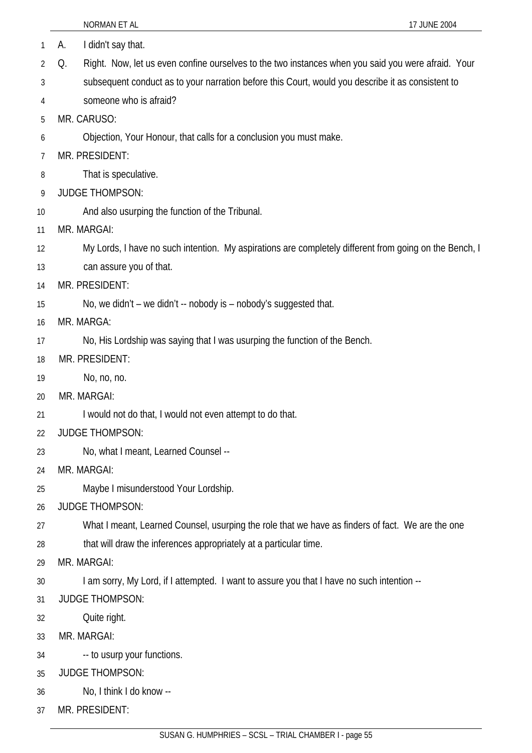A. I didn't say that.

Q. Right. Now, let us even confine ourselves to the two instances when you said you were afraid. Your subsequent conduct as to your narration before this Court, would you describe it as consistent to someone who is afraid?

MR. CARUSO:

Objection, Your Honour, that calls for a conclusion you must make.

MR. PRESIDENT:

That is speculative.

JUDGE THOMPSON:

And also usurping the function of the Tribunal.

MR. MARGAI:

My Lords, I have no such intention. My aspirations are completely different from going on the Bench, I can assure you of that.

MR. PRESIDENT:

No, we didn't – we didn't -- nobody is – nobody's suggested that.

MR. MARGA:

No, His Lordship was saying that I was usurping the function of the Bench.

MR. PRESIDENT:

No, no, no.

MR. MARGAI:

I would not do that, I would not even attempt to do that.

JUDGE THOMPSON:

No, what I meant, Learned Counsel --

MR. MARGAI:

Maybe I misunderstood Your Lordship.

JUDGE THOMPSON:

What I meant, Learned Counsel, usurping the role that we have as finders of fact. We are the one that will draw the inferences appropriately at a particular time.

MR. MARGAI:

I am sorry, My Lord, if I attempted. I want to assure you that I have no such intention --

JUDGE THOMPSON:

Quite right.

MR. MARGAI:

-- to usurp your functions.

JUDGE THOMPSON:

No, I think I do know --

MR. PRESIDENT: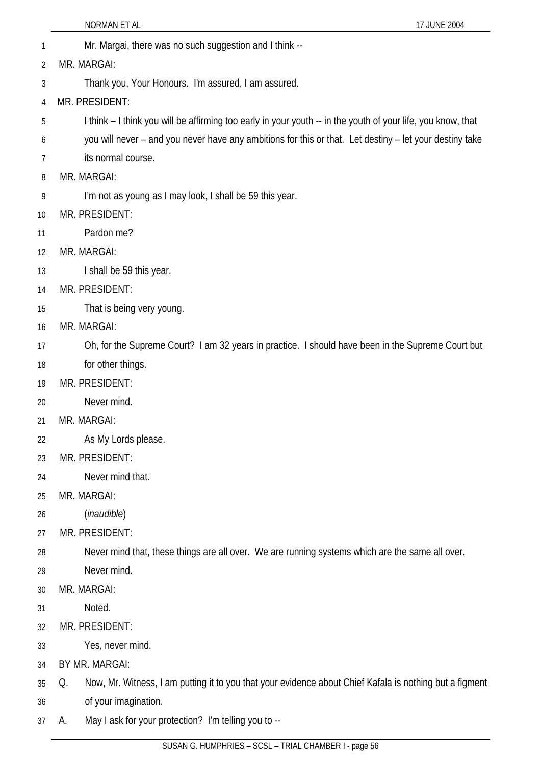Mr. Margai, there was no such suggestion and I think --

MR. MARGAI:

Thank you, Your Honours. I'm assured, I am assured.

MR. PRESIDENT:

I think – I think you will be affirming too early in your youth -- in the youth of your life, you know, that you will never – and you never have any ambitions for this or that. Let destiny – let your destiny take its normal course.

MR. MARGAI:

I'm not as young as I may look, I shall be 59 this year.

MR. PRESIDENT:

Pardon me?

MR. MARGAI:

I shall be 59 this year.

MR. PRESIDENT:

That is being very young.

MR. MARGAI:

Oh, for the Supreme Court? I am 32 years in practice. I should have been in the Supreme Court but for other things.

MR. PRESIDENT:

Never mind.

MR. MARGAI:

As My Lords please.

MR. PRESIDENT:

Never mind that.

MR. MARGAI:

(*inaudible*)

MR. PRESIDENT:

Never mind that, these things are all over. We are running systems which are the same all over. Never mind.

MR. MARGAI:

Noted.

MR. PRESIDENT:

Yes, never mind.

BY MR. MARGAI:

Q. Now, Mr. Witness, I am putting it to you that your evidence about Chief Kafala is nothing but a figment of your imagination.

A. May I ask for your protection? I'm telling you to --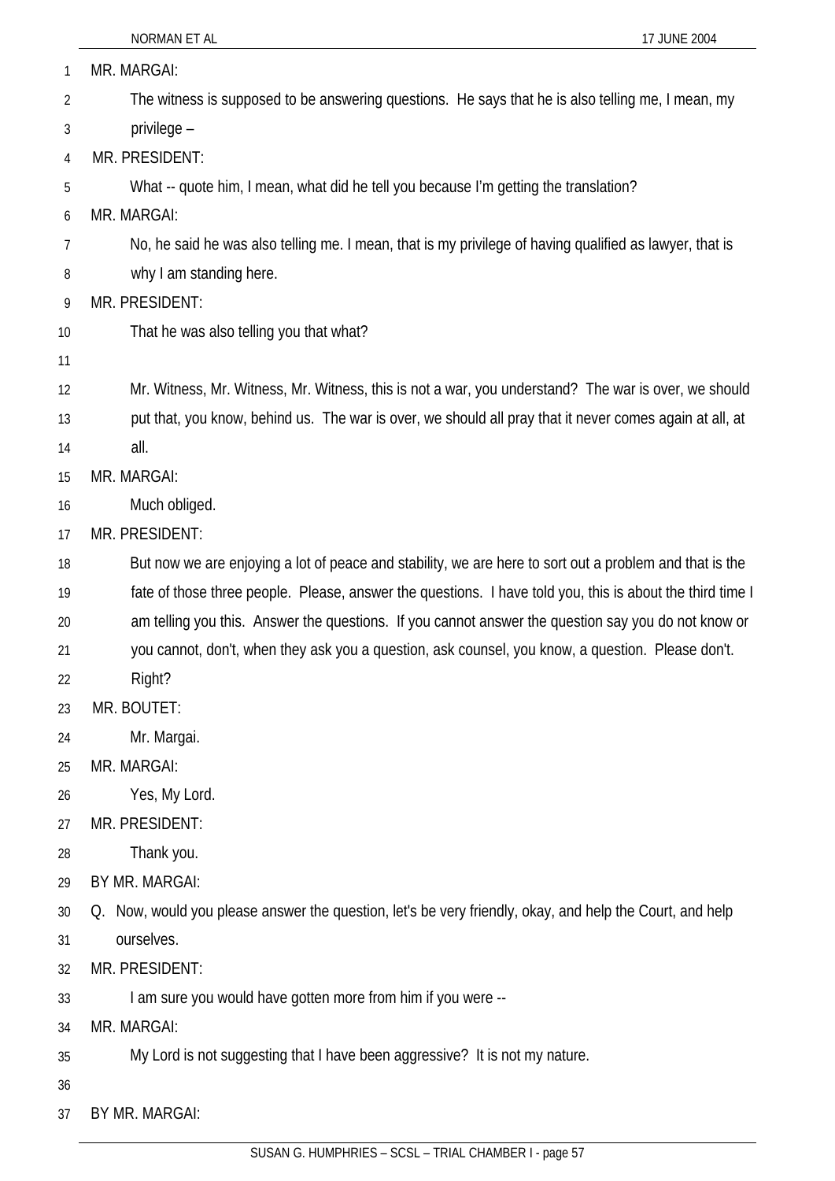MR. MARGAI:

The witness is supposed to be answering questions. He says that he is also telling me, I mean, my privilege –

MR. PRESIDENT:

What -- quote him, I mean, what did he tell you because I'm getting the translation?

MR. MARGAI:

No, he said he was also telling me. I mean, that is my privilege of having qualified as lawyer, that is why I am standing here.

MR. PRESIDENT:

That he was also telling you that what?

Mr. Witness, Mr. Witness, Mr. Witness, this is not a war, you understand? The war is over, we should put that, you know, behind us. The war is over, we should all pray that it never comes again at all, at all.

MR. MARGAI:

Much obliged.

MR. PRESIDENT:

But now we are enjoying a lot of peace and stability, we are here to sort out a problem and that is the fate of those three people. Please, answer the questions. I have told you, this is about the third time I am telling you this. Answer the questions. If you cannot answer the question say you do not know or you cannot, don't, when they ask you a question, ask counsel, you know, a question. Please don't. Right?

MR. BOUTET:

Mr. Margai.

MR. MARGAI:

Yes, My Lord.

MR. PRESIDENT:

Thank you.

BY MR. MARGAI:

Q. Now, would you please answer the question, let's be very friendly, okay, and help the Court, and help ourselves.

MR. PRESIDENT:

I am sure you would have gotten more from him if you were --

MR. MARGAI:

My Lord is not suggesting that I have been aggressive? It is not my nature.

BY MR. MARGAI: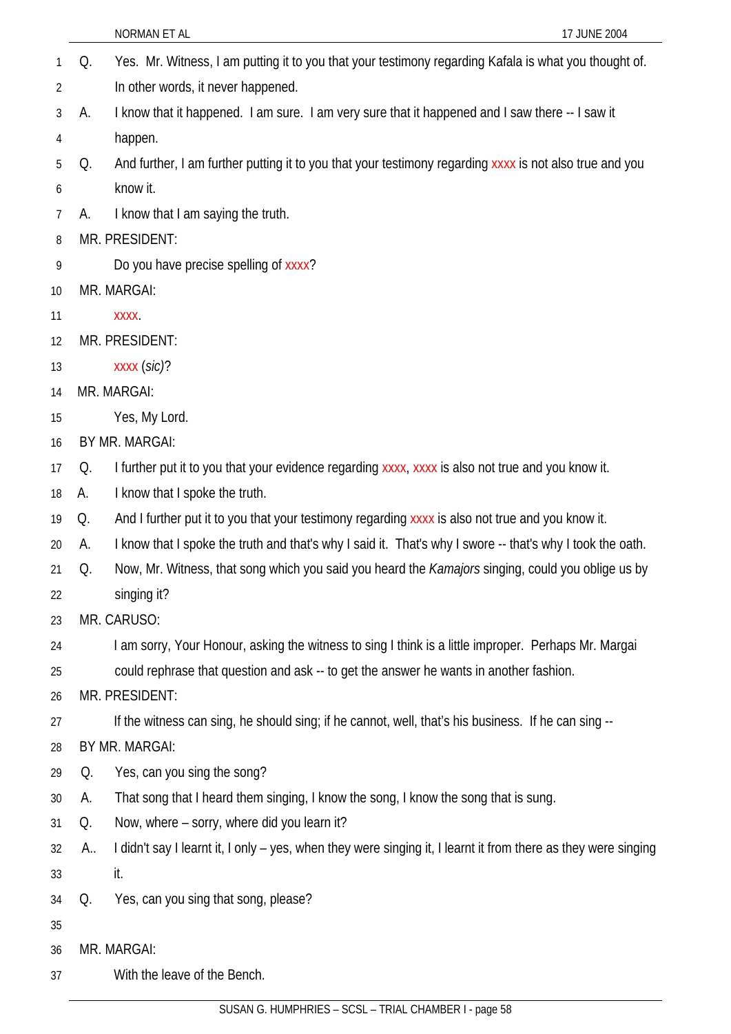Q. Yes. Mr. Witness, I am putting it to you that your testimony regarding Kafala is what you thought of. In other words, it never happened.

A. I know that it happened. I am sure. I am very sure that it happened and I saw there -- I saw it happen.

Q. And further, I am further putting it to you that your testimony regarding xxxx is not also true and you know it.

A. I know that I am saying the truth.

MR. PRESIDENT:

Do you have precise spelling of xxxx?

MR. MARGAI:

xxxx.

MR. PRESIDENT:

xxxx (*sic*)?

MR. MARGAI:

Yes, My Lord.

BY MR. MARGAI:

Q. I further put it to you that your evidence regarding xxxx, xxxx is also not true and you know it.

A. I know that I spoke the truth.

Q. And I further put it to you that your testimony regarding xxxx is also not true and you know it.

A. I know that I spoke the truth and that's why I said it. That's why I swore -- that's why I took the oath.

Q. Now, Mr. Witness, that song which you said you heard the *Kamajors* singing, could you oblige us by singing it?

MR. CARUSO:

I am sorry, Your Honour, asking the witness to sing I think is a little improper. Perhaps Mr. Margai could rephrase that question and ask -- to get the answer he wants in another fashion.

MR. PRESIDENT:

If the witness can sing, he should sing; if he cannot, well, that's his business. If he can sing --

BY MR. MARGAI:

Q. Yes, can you sing the song?

A. That song that I heard them singing, I know the song, I know the song that is sung.

Q. Now, where – sorry, where did you learn it?

A.. I didn't say I learnt it, I only – yes, when they were singing it, I learnt it from there as they were singing it.

Q. Yes, can you sing that song, please?

MR. MARGAI:

With the leave of the Bench.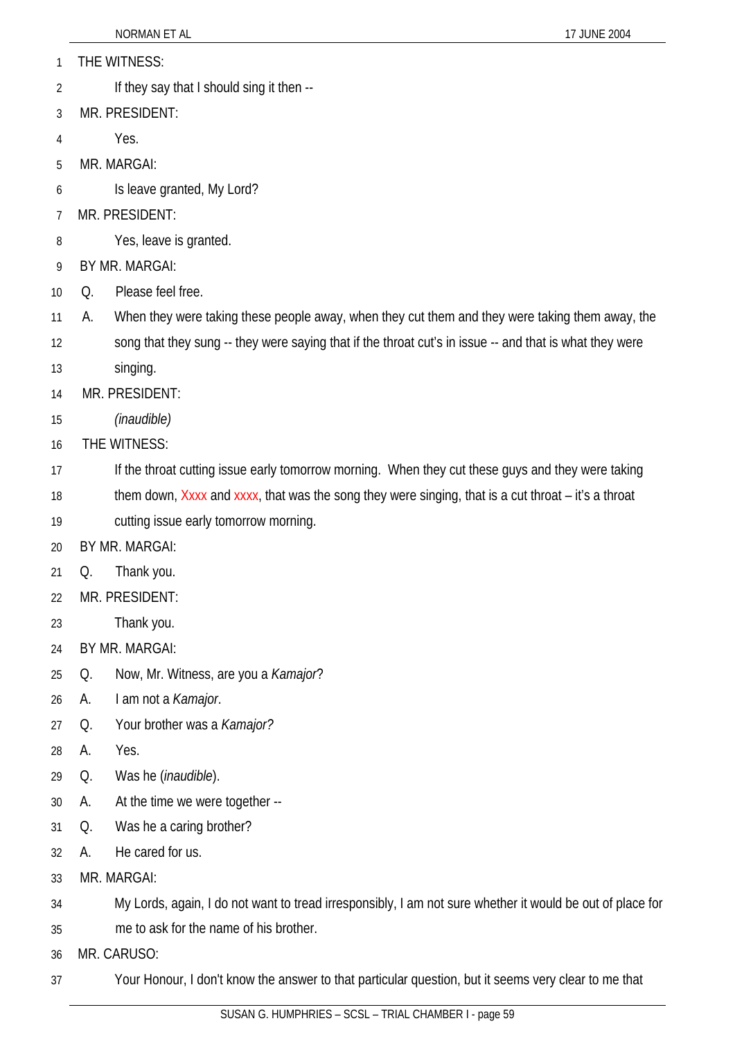THE WITNESS:

If they say that I should sing it then --

MR. PRESIDENT:

Yes.

MR. MARGAI:

Is leave granted, My Lord?

MR. PRESIDENT:

Yes, leave is granted.

BY MR. MARGAI:

Q. Please feel free.

A. When they were taking these people away, when they cut them and they were taking them away, the song that they sung -- they were saying that if the throat cut's in issue -- and that is what they were singing.

MR. PRESIDENT:

*(inaudible)*

THE WITNESS:

If the throat cutting issue early tomorrow morning. When they cut these guys and they were taking them down, Xxxx and xxxx, that was the song they were singing, that is a cut throat – it's a throat cutting issue early tomorrow morning.

BY MR. MARGAI:

Q. Thank you.

MR. PRESIDENT:

Thank you.

BY MR. MARGAI:

Q. Now, Mr. Witness, are you a *Kamajor*?

A. I am not a *Kamajor*.

Q. Your brother was a *Kamajor?*

A. Yes.

Q. Was he (*inaudible*).

A. At the time we were together --

Q. Was he a caring brother?

A. He cared for us.

MR. MARGAI:

My Lords, again, I do not want to tread irresponsibly, I am not sure whether it would be out of place for me to ask for the name of his brother.

MR. CARUSO:

Your Honour, I don't know the answer to that particular question, but it seems very clear to me that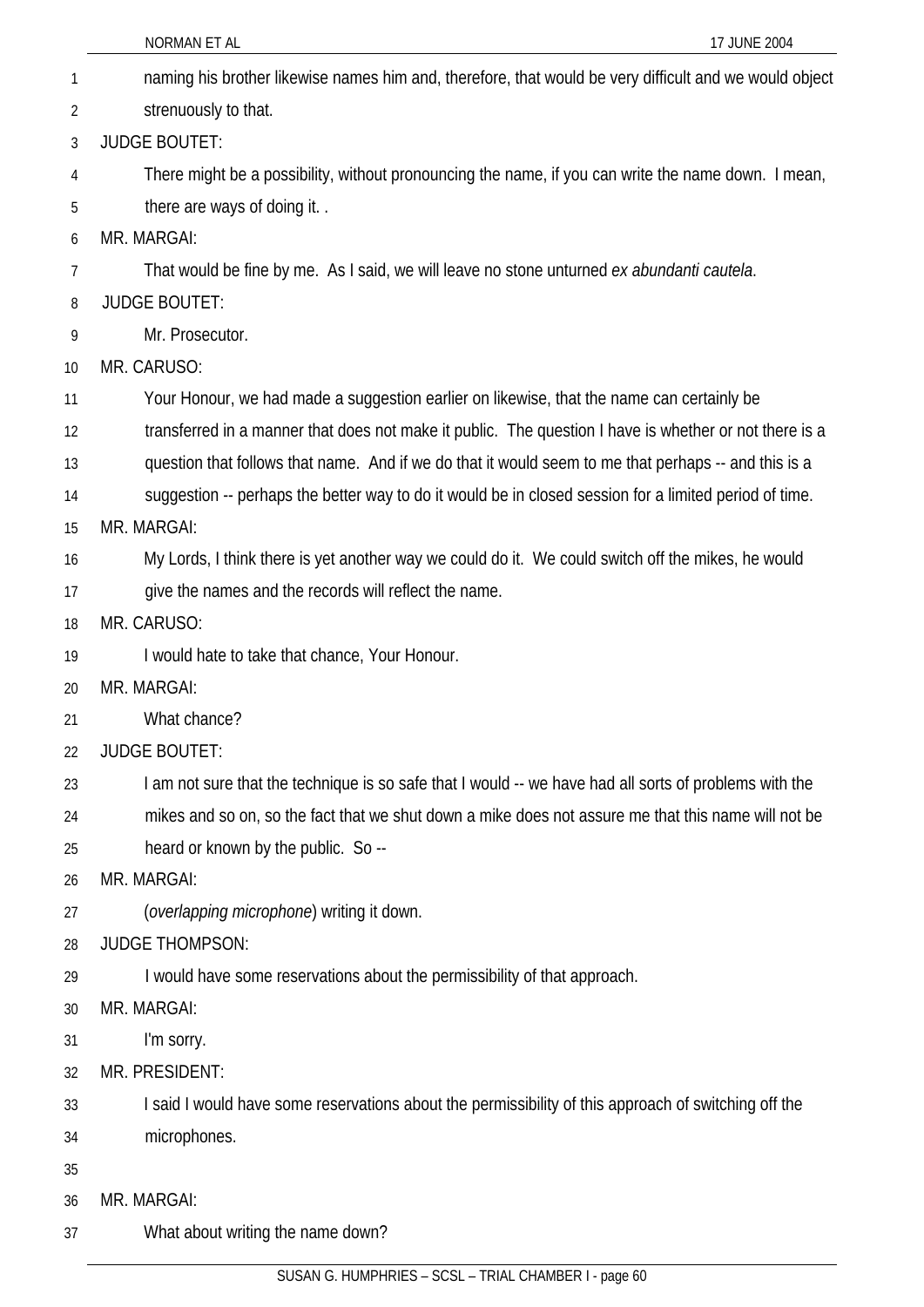naming his brother likewise names him and, therefore, that would be very difficult and we would object strenuously to that.

JUDGE BOUTET:

There might be a possibility, without pronouncing the name, if you can write the name down. I mean, there are ways of doing it. .

MR. MARGAI:

That would be fine by me. As I said, we will leave no stone unturned *ex abundanti cautela*.

JUDGE BOUTET:

Mr. Prosecutor.

MR. CARUSO:

Your Honour, we had made a suggestion earlier on likewise, that the name can certainly be transferred in a manner that does not make it public. The question I have is whether or not there is a question that follows that name. And if we do that it would seem to me that perhaps -- and this is a suggestion -- perhaps the better way to do it would be in closed session for a limited period of time.

MR. MARGAI:

My Lords, I think there is yet another way we could do it. We could switch off the mikes, he would give the names and the records will reflect the name.

MR. CARUSO:

I would hate to take that chance, Your Honour.

MR. MARGAI:

What chance?

JUDGE BOUTET:

I am not sure that the technique is so safe that I would -- we have had all sorts of problems with the mikes and so on, so the fact that we shut down a mike does not assure me that this name will not be heard or known by the public. So --

MR. MARGAI:

(*overlapping microphone*) writing it down.

JUDGE THOMPSON:

I would have some reservations about the permissibility of that approach.

MR. MARGAI:

I'm sorry.

MR. PRESIDENT:

I said I would have some reservations about the permissibility of this approach of switching off the microphones.

MR. MARGAI:

What about writing the name down?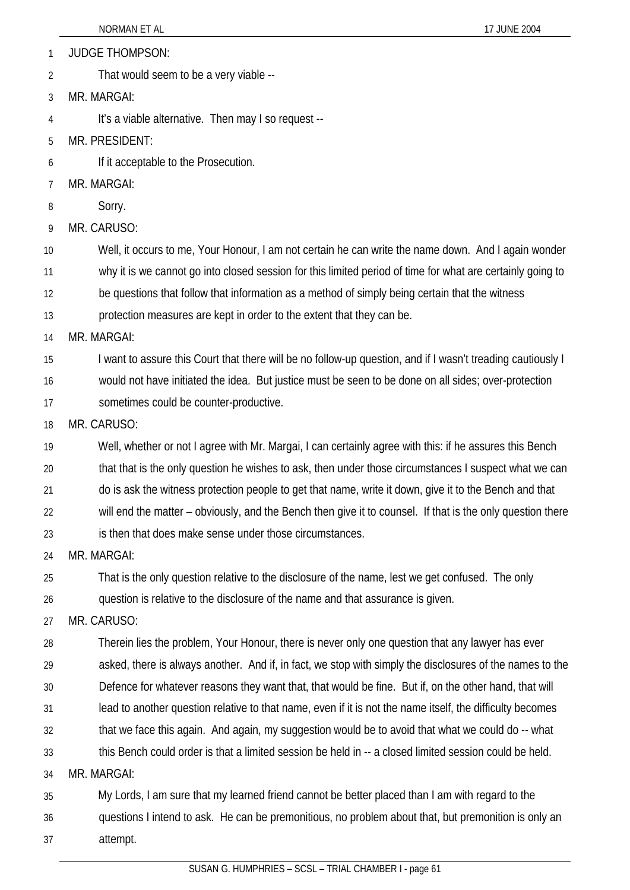JUDGE THOMPSON:

That would seem to be a very viable --

MR. MARGAI:

It's a viable alternative. Then may I so request --

MR. PRESIDENT:

If it acceptable to the Prosecution.

MR. MARGAI:

Sorry.

MR. CARUSO:

Well, it occurs to me, Your Honour, I am not certain he can write the name down. And I again wonder why it is we cannot go into closed session for this limited period of time for what are certainly going to be questions that follow that information as a method of simply being certain that the witness protection measures are kept in order to the extent that they can be.

MR. MARGAI:

I want to assure this Court that there will be no follow-up question, and if I wasn't treading cautiously I would not have initiated the idea. But justice must be seen to be done on all sides; over-protection sometimes could be counter-productive.

MR. CARUSO:

Well, whether or not I agree with Mr. Margai, I can certainly agree with this: if he assures this Bench that that is the only question he wishes to ask, then under those circumstances I suspect what we can do is ask the witness protection people to get that name, write it down, give it to the Bench and that will end the matter – obviously, and the Bench then give it to counsel. If that is the only question there is then that does make sense under those circumstances.

MR. MARGAI:

That is the only question relative to the disclosure of the name, lest we get confused. The only question is relative to the disclosure of the name and that assurance is given.

MR. CARUSO:

Therein lies the problem, Your Honour, there is never only one question that any lawyer has ever asked, there is always another. And if, in fact, we stop with simply the disclosures of the names to the Defence for whatever reasons they want that, that would be fine. But if, on the other hand, that will lead to another question relative to that name, even if it is not the name itself, the difficulty becomes that we face this again. And again, my suggestion would be to avoid that what we could do -- what this Bench could order is that a limited session be held in -- a closed limited session could be held.

MR. MARGAI:

My Lords, I am sure that my learned friend cannot be better placed than I am with regard to the questions I intend to ask. He can be premonitious, no problem about that, but premonition is only an attempt.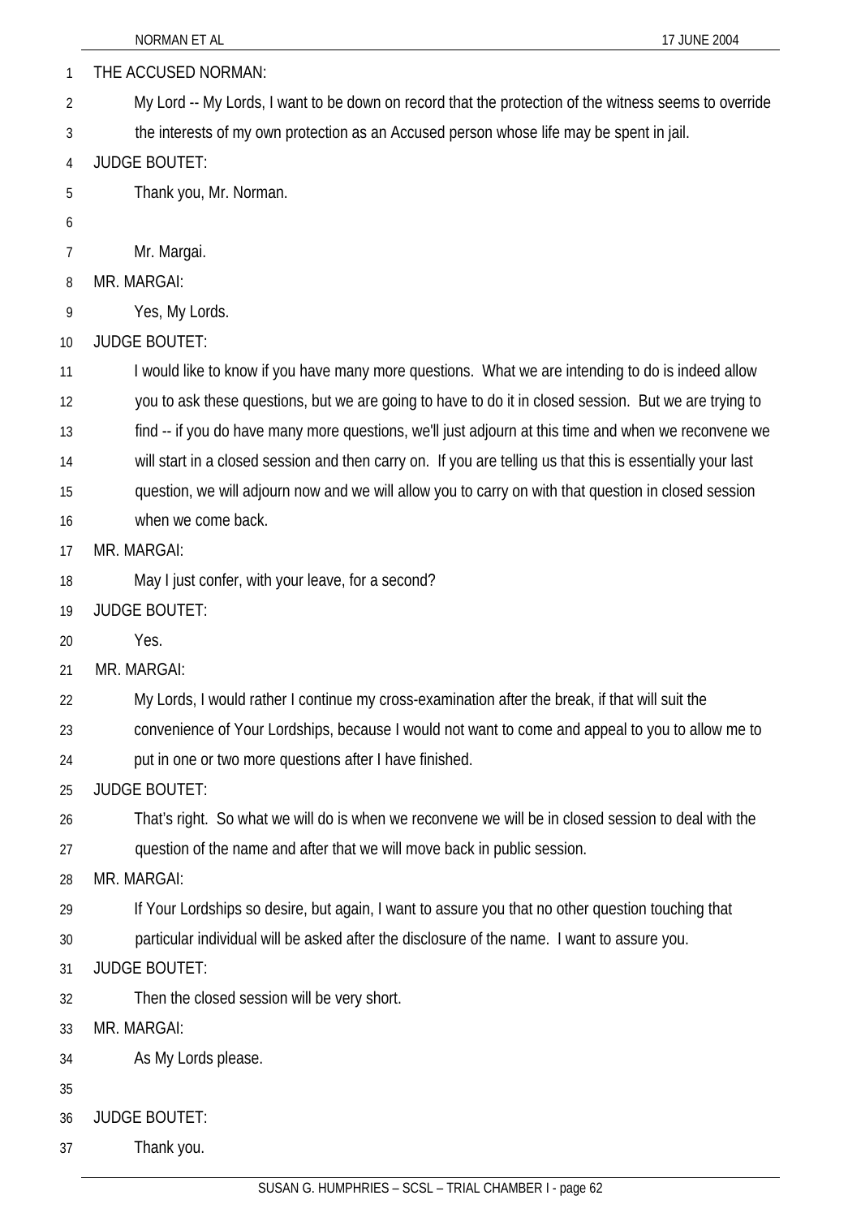THE ACCUSED NORMAN:

My Lord -- My Lords, I want to be down on record that the protection of the witness seems to override the interests of my own protection as an Accused person whose life may be spent in jail.

JUDGE BOUTET:

Thank you, Mr. Norman.

Mr. Margai.

MR. MARGAI:

Yes, My Lords.

JUDGE BOUTET:

I would like to know if you have many more questions. What we are intending to do is indeed allow you to ask these questions, but we are going to have to do it in closed session. But we are trying to find -- if you do have many more questions, we'll just adjourn at this time and when we reconvene we will start in a closed session and then carry on. If you are telling us that this is essentially your last question, we will adjourn now and we will allow you to carry on with that question in closed session when we come back.

MR. MARGAI:

May I just confer, with your leave, for a second?

JUDGE BOUTET:

Yes.

MR. MARGAI:

My Lords, I would rather I continue my cross-examination after the break, if that will suit the convenience of Your Lordships, because I would not want to come and appeal to you to allow me to put in one or two more questions after I have finished.

JUDGE BOUTET:

That's right. So what we will do is when we reconvene we will be in closed session to deal with the question of the name and after that we will move back in public session.

MR. MARGAI:

If Your Lordships so desire, but again, I want to assure you that no other question touching that particular individual will be asked after the disclosure of the name. I want to assure you.

JUDGE BOUTET:

Then the closed session will be very short.

MR. MARGAI:

As My Lords please.

JUDGE BOUTET:

Thank you.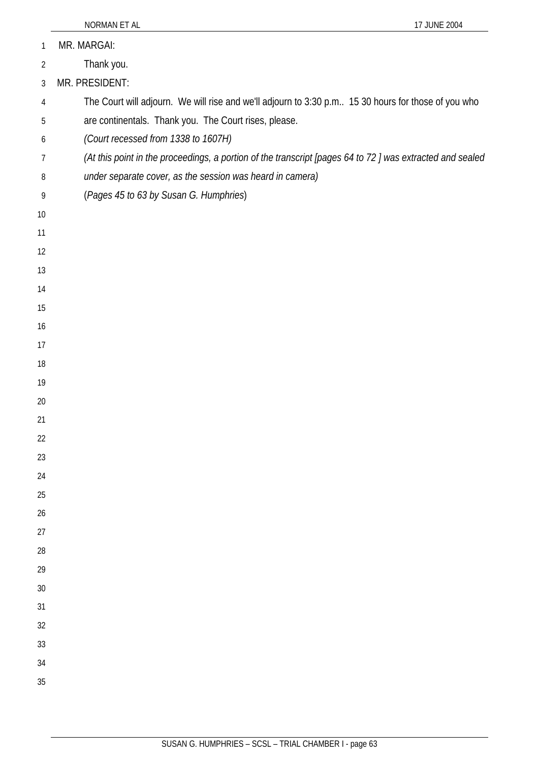MR. MARGAI:

Thank you.

MR. PRESIDENT:

The Court will adjourn. We will rise and we'll adjourn to 3:30 p.m.. 15 30 hours for those of you who are continentals. Thank you. The Court rises, please.

*(Court recessed from 1338 to 1607H)*

*(At this point in the proceedings, a portion of the transcript [pages 64 to 72 ] was extracted and sealed under separate cover, as the session was heard in camera)*

(*Pages 45 to 63 by Susan G. Humphries*)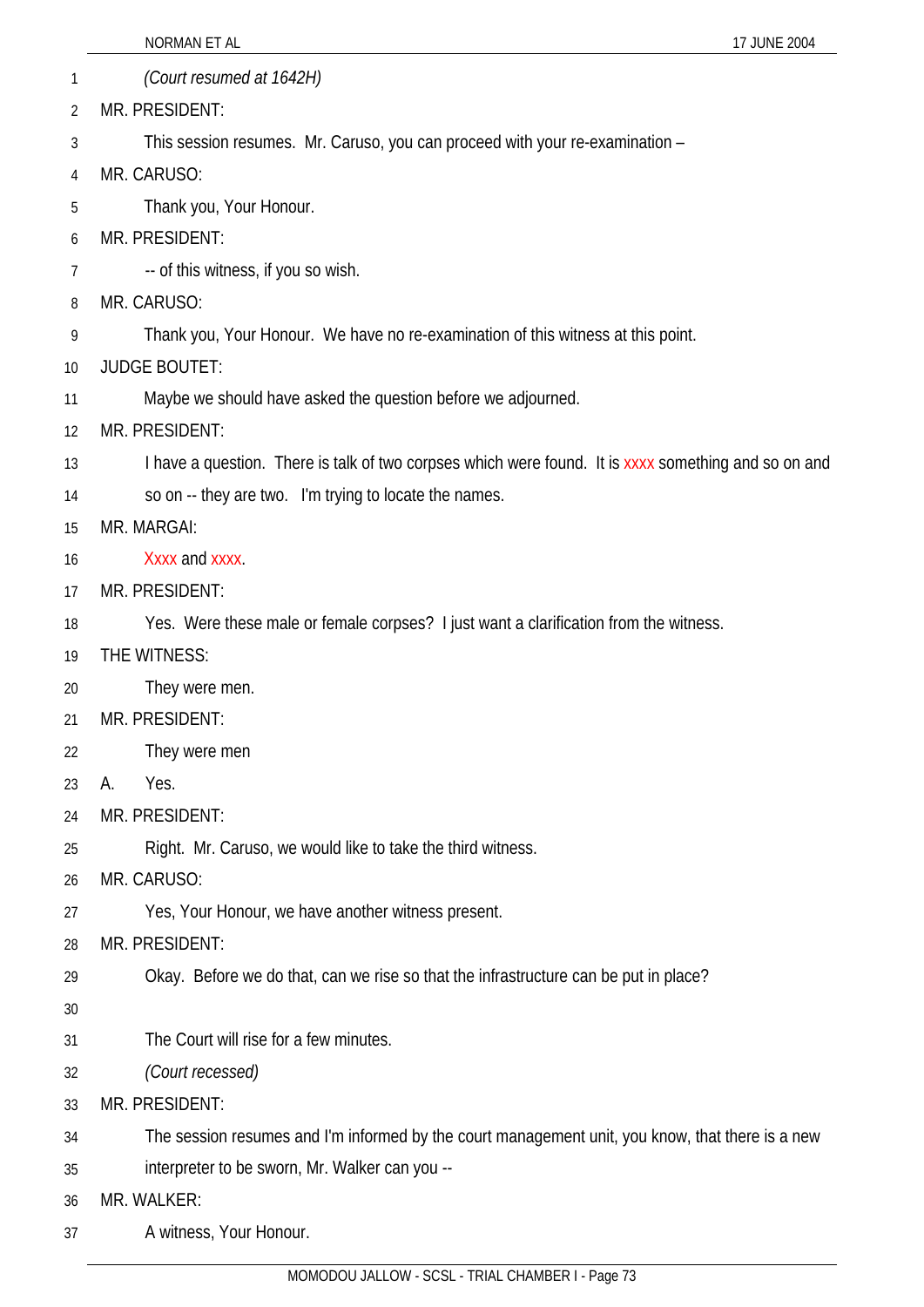*(Court resumed at 1642H)*

MR. PRESIDENT:

This session resumes. Mr. Caruso, you can proceed with your re-examination –

MR. CARUSO:

Thank you, Your Honour.

MR. PRESIDENT:

-- of this witness, if you so wish.

MR. CARUSO:

Thank you, Your Honour. We have no re-examination of this witness at this point.

JUDGE BOUTET:

Maybe we should have asked the question before we adjourned.

MR. PRESIDENT:

I have a question. There is talk of two corpses which were found. It is xxxx something and so on and so on -- they are two. I'm trying to locate the names.

MR. MARGAI:

Xxxx and xxxx.

MR. PRESIDENT:

Yes. Were these male or female corpses? I just want a clarification from the witness.

THE WITNESS:

They were men.

MR. PRESIDENT:

They were men

A. Yes.

MR. PRESIDENT:

Right. Mr. Caruso, we would like to take the third witness.

MR. CARUSO:

Yes, Your Honour, we have another witness present.

MR. PRESIDENT:

Okay. Before we do that, can we rise so that the infrastructure can be put in place?

The Court will rise for a few minutes.

*(Court recessed)*

MR. PRESIDENT:

The session resumes and I'm informed by the court management unit, you know, that there is a new interpreter to be sworn, Mr. Walker can you --

MR. WALKER:

A witness, Your Honour.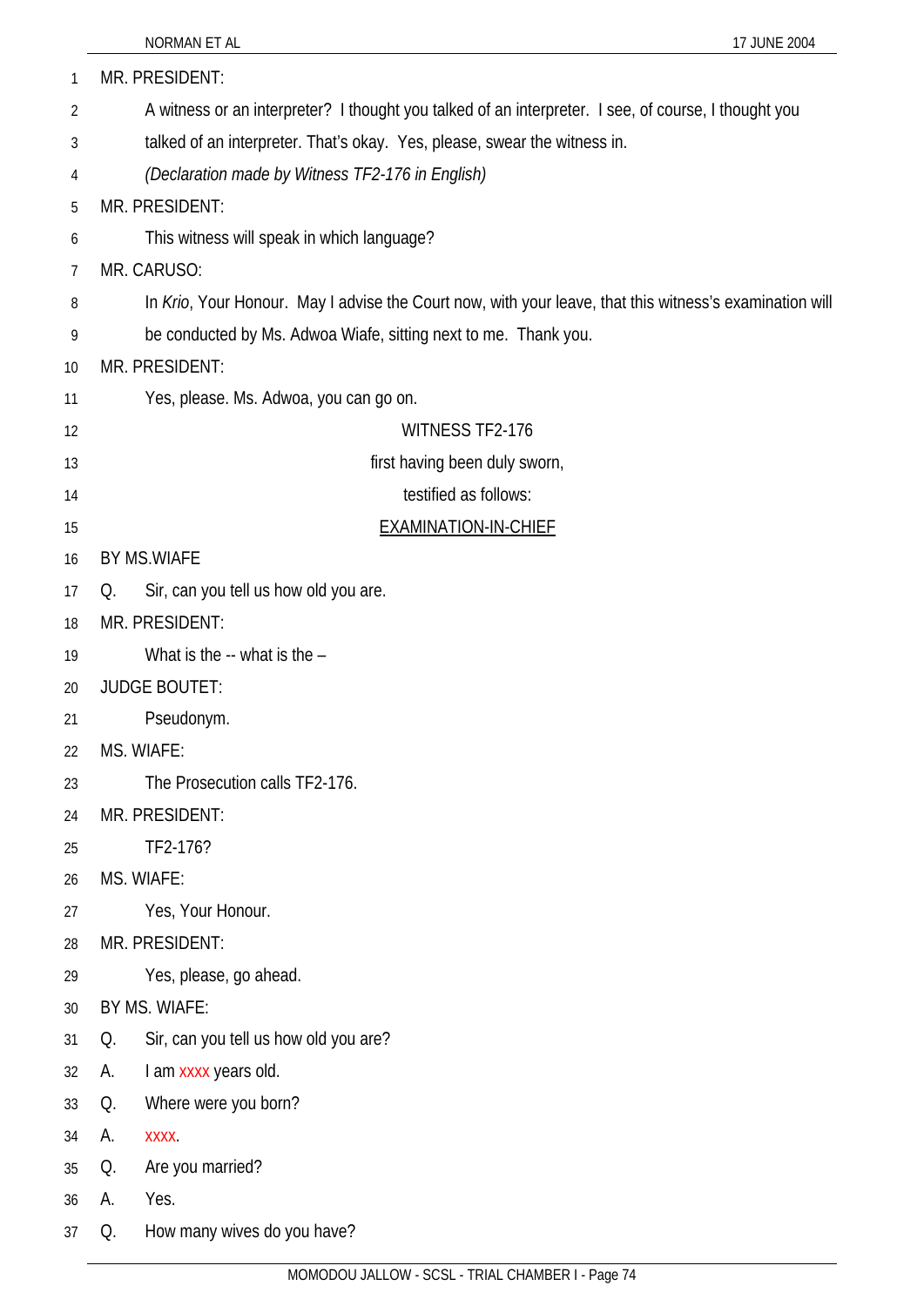MR. PRESIDENT:

A witness or an interpreter? I thought you talked of an interpreter. I see, of course, I thought you talked of an interpreter. That's okay. Yes, please, swear the witness in.

*(Declaration made by Witness TF2-176 in English)*

MR. PRESIDENT:

This witness will speak in which language?

MR. CARUSO:

In *Krio*, Your Honour. May I advise the Court now, with your leave, that this witness's examination will be conducted by Ms. Adwoa Wiafe, sitting next to me. Thank you.

MR. PRESIDENT:

Yes, please. Ms. Adwoa, you can go on.

WITNESS TF2-176

first having been duly sworn,

testified as follows:

<u>EXAMINATION-IN-CHIEF</u>

BY MS.WIAFE

Q. Sir, can you tell us how old you are.

MR. PRESIDENT:

What is the -- what is the –

JUDGE BOUTET:

Pseudonym.

MS. WIAFE:

The Prosecution calls TF2-176.

MR. PRESIDENT:

TF2-176?

MS. WIAFE:

Yes, Your Honour.

MR. PRESIDENT:

Yes, please, go ahead.

BY MS. WIAFE:

Q. Sir, can you tell us how old you are?

A. I am xxxx years old.

Q. Where were you born?

A. xxxx.

Q. Are you married?

A. Yes.

Q. How many wives do you have?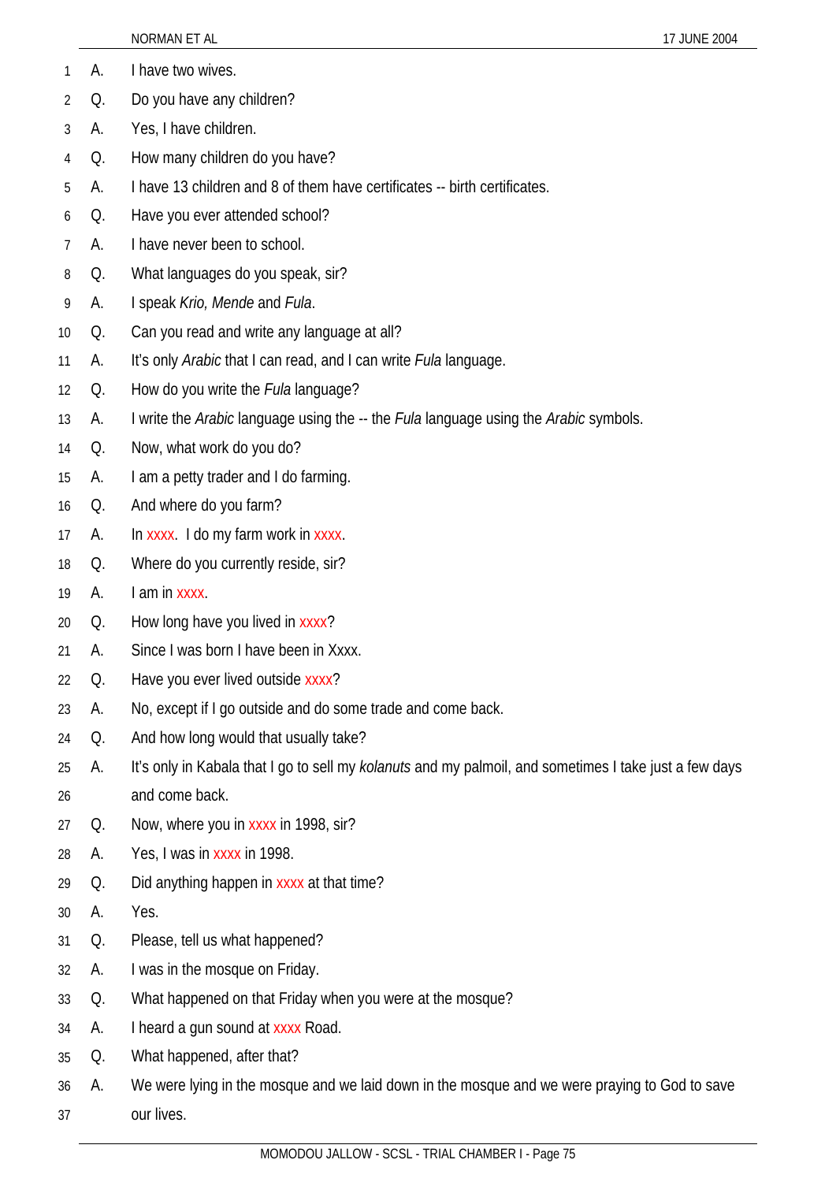A. I have two wives.

Q. Do you have any children?

A. Yes, I have children.

Q. How many children do you have?

A. I have 13 children and 8 of them have certificates -- birth certificates.

Q. Have you ever attended school?

A. I have never been to school.

Q. What languages do you speak, sir?

A. I speak *Krio, Mende* and *Fula*.

Q. Can you read and write any language at all?

A. It's only *Arabic* that I can read, and I can write *Fula* language.

Q. How do you write the *Fula* language?

A. I write the *Arabic* language using the -- the *Fula* language using the *Arabic* symbols.

Q. Now, what work do you do?

A. I am a petty trader and I do farming.

Q. And where do you farm?

A. In xxxx. I do my farm work in xxxx.

Q. Where do you currently reside, sir?

A. I am in xxxx.

Q. How long have you lived in xxxx?

A. Since I was born I have been in Xxxx.

Q. Have you ever lived outside xxxx?

A. No, except if I go outside and do some trade and come back.

Q. And how long would that usually take?

A. It's only in Kabala that I go to sell my *kolanuts* and my palmoil, and sometimes I take just a few days and come back.

Q. Now, where you in xxxx in 1998, sir?

A. Yes, I was in xxxx in 1998.

Q. Did anything happen in xxxx at that time?

A. Yes.

Q. Please, tell us what happened?

A. I was in the mosque on Friday.

Q. What happened on that Friday when you were at the mosque?

A. I heard a gun sound at xxxx Road.

Q. What happened, after that?

A. We were lying in the mosque and we laid down in the mosque and we were praying to God to save our lives.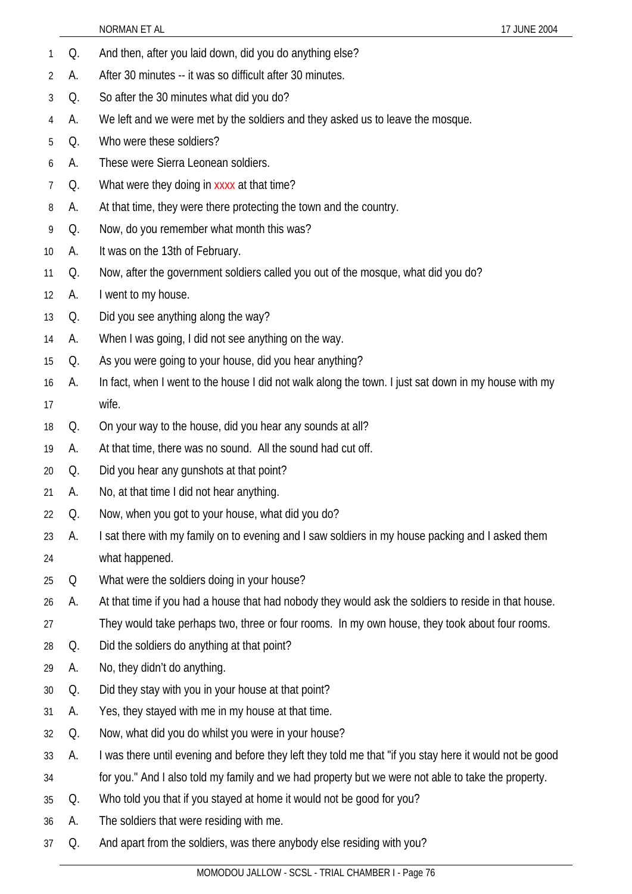Q. And then, after you laid down, did you do anything else?

A. After 30 minutes -- it was so difficult after 30 minutes.

Q. So after the 30 minutes what did you do?

A. We left and we were met by the soldiers and they asked us to leave the mosque.

Q. Who were these soldiers?

A. These were Sierra Leonean soldiers.

Q. What were they doing in xxxx at that time?

A. At that time, they were there protecting the town and the country.

Q. Now, do you remember what month this was?

A. It was on the 13th of February.

Q. Now, after the government soldiers called you out of the mosque, what did you do?

A. I went to my house.

Q. Did you see anything along the way?

A. When I was going, I did not see anything on the way.

Q. As you were going to your house, did you hear anything?

A. In fact, when I went to the house I did not walk along the town. I just sat down in my house with my wife.

Q. On your way to the house, did you hear any sounds at all?

A. At that time, there was no sound. All the sound had cut off.

Q. Did you hear any gunshots at that point?

A. No, at that time I did not hear anything.

Q. Now, when you got to your house, what did you do?

A. I sat there with my family on to evening and I saw soldiers in my house packing and I asked them what happened.

Q What were the soldiers doing in your house?

A. At that time if you had a house that had nobody they would ask the soldiers to reside in that house. They would take perhaps two, three or four rooms. In my own house, they took about four rooms.

Q. Did the soldiers do anything at that point?

A. No, they didn't do anything.

Q. Did they stay with you in your house at that point?

A. Yes, they stayed with me in my house at that time.

Q. Now, what did you do whilst you were in your house?

A. I was there until evening and before they left they told me that "if you stay here it would not be good for you." And I also told my family and we had property but we were not able to take the property.

Q. Who told you that if you stayed at home it would not be good for you?

A. The soldiers that were residing with me.

Q. And apart from the soldiers, was there anybody else residing with you?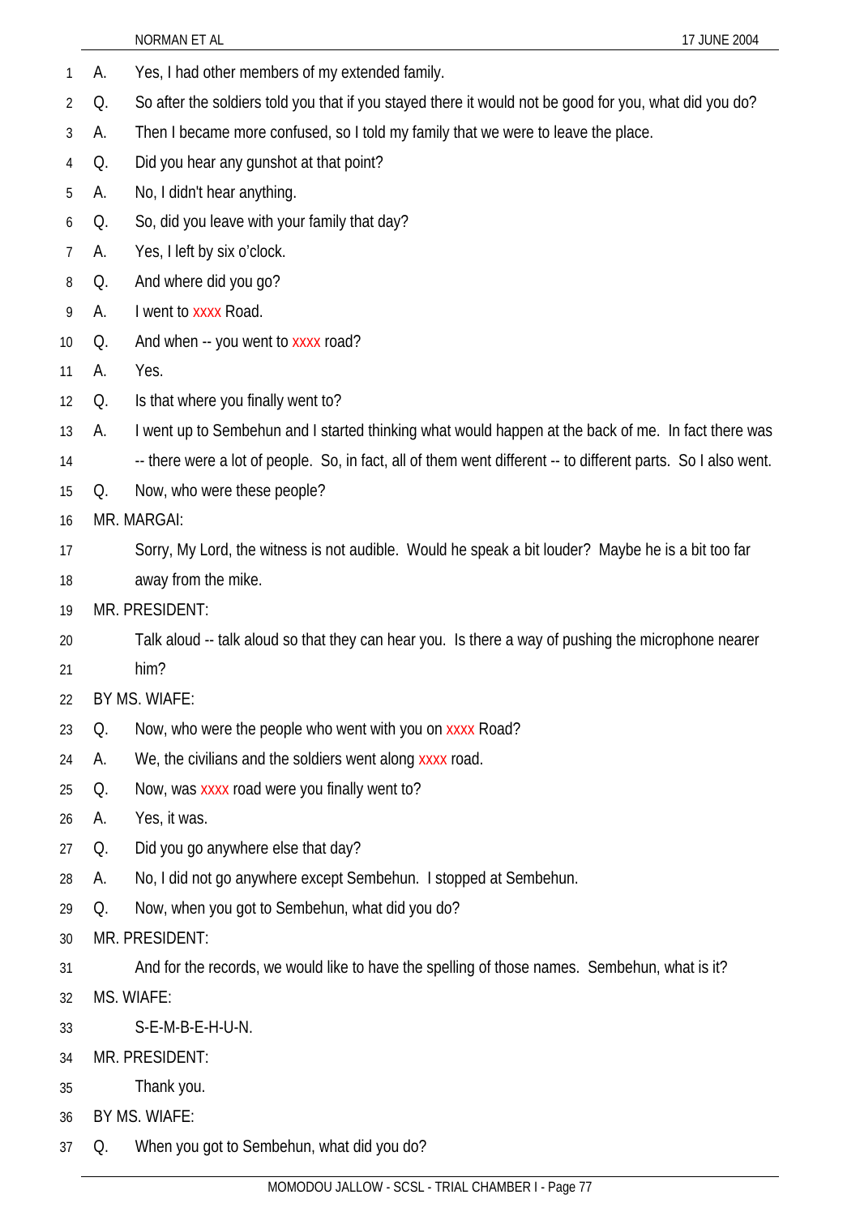A. Yes, I had other members of my extended family.

Q. So after the soldiers told you that if you stayed there it would not be good for you, what did you do?

A. Then I became more confused, so I told my family that we were to leave the place.

Q. Did you hear any gunshot at that point?

A. No, I didn't hear anything.

Q. So, did you leave with your family that day?

A. Yes, I left by six o'clock.

Q. And where did you go?

A. I went to xxxx Road.

Q. And when -- you went to xxxx road?

A. Yes.

Q. Is that where you finally went to?

A. I went up to Sembehun and I started thinking what would happen at the back of me. In fact there was -- there were a lot of people. So, in fact, all of them went different -- to different parts. So I also went.

Q. Now, who were these people?

MR. MARGAI:

Sorry, My Lord, the witness is not audible. Would he speak a bit louder? Maybe he is a bit too far away from the mike.

MR. PRESIDENT:

Talk aloud -- talk aloud so that they can hear you. Is there a way of pushing the microphone nearer him?

BY MS. WIAFE:

Q. Now, who were the people who went with you on xxxx Road?

A. We, the civilians and the soldiers went along xxxx road.

Q. Now, was xxxx road were you finally went to?

A. Yes, it was.

Q. Did you go anywhere else that day?

A. No, I did not go anywhere except Sembehun. I stopped at Sembehun.

Q. Now, when you got to Sembehun, what did you do?

MR. PRESIDENT:

And for the records, we would like to have the spelling of those names. Sembehun, what is it?

MS. WIAFE:

S-E-M-B-E-H-U-N.

MR. PRESIDENT:

Thank you.

BY MS. WIAFE:

Q. When you got to Sembehun, what did you do?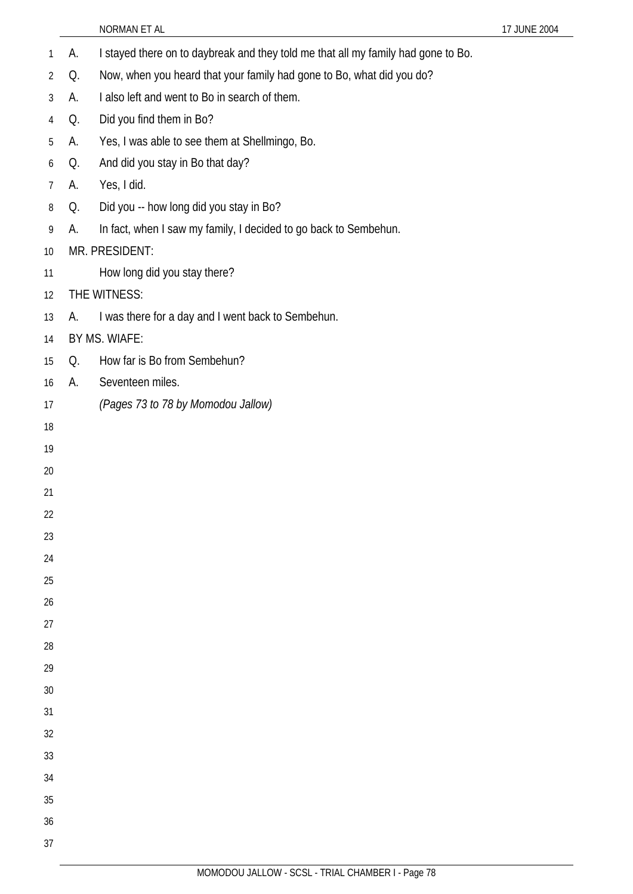A. I stayed there on to daybreak and they told me that all my family had gone to Bo.

Q. Now, when you heard that your family had gone to Bo, what did you do?

A. I also left and went to Bo in search of them.

Q. Did you find them in Bo?

A. Yes, I was able to see them at Shellmingo, Bo.

Q. And did you stay in Bo that day?

A. Yes, I did.

Q. Did you -- how long did you stay in Bo?

A. In fact, when I saw my family, I decided to go back to Sembehun.

MR. PRESIDENT:

How long did you stay there?

THE WITNESS:

A. I was there for a day and I went back to Sembehun.

BY MS. WIAFE:

Q. How far is Bo from Sembehun?

A. Seventeen miles.

*(Pages 73 to 78 by Momodou Jallow)*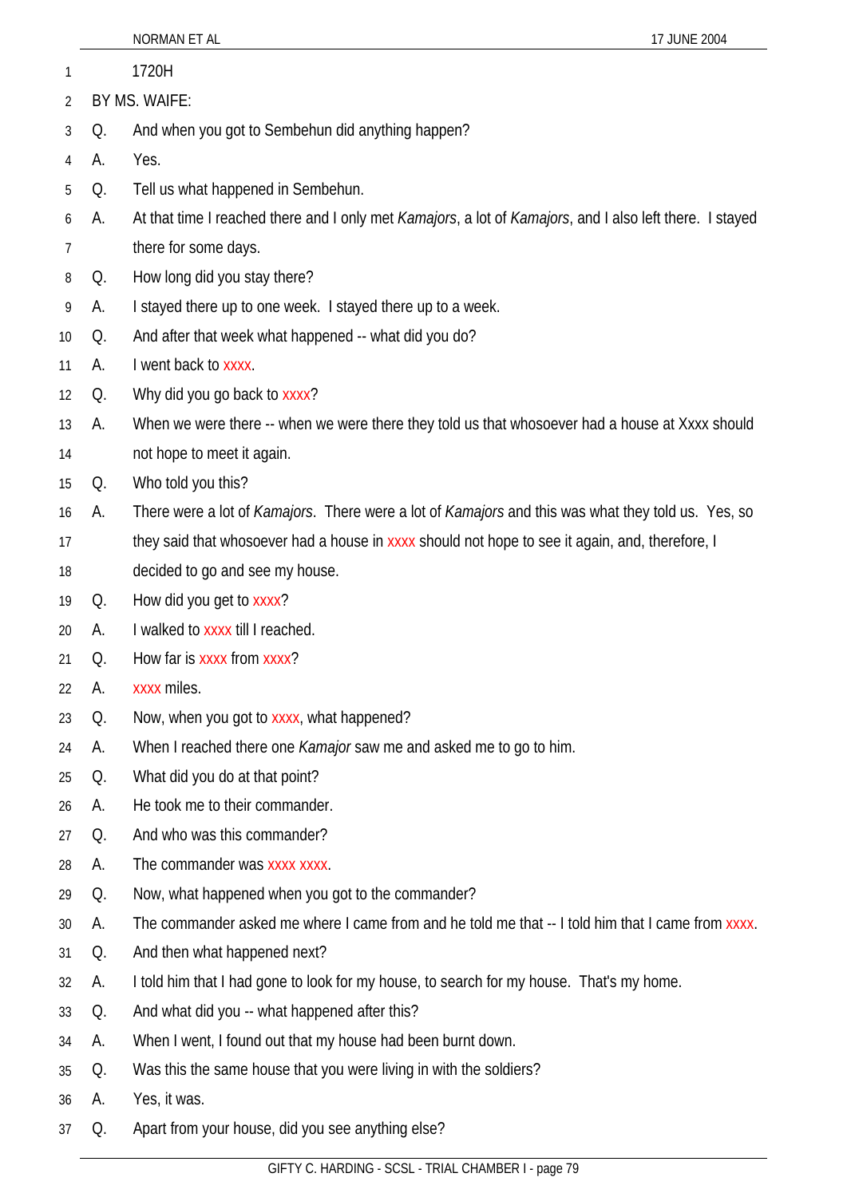1720H

BY MS. WAIFE:

Q. And when you got to Sembehun did anything happen?

A. Yes.

Q. Tell us what happened in Sembehun.

A. At that time I reached there and I only met *Kamajors*, a lot of *Kamajors*, and I also left there. I stayed there for some days.

Q. How long did you stay there?

A. I stayed there up to one week. I stayed there up to a week.

Q. And after that week what happened -- what did you do?

A. I went back to xxxx.

Q. Why did you go back to xxxx?

A. When we were there -- when we were there they told us that whosoever had a house at Xxxx should not hope to meet it again.

Q. Who told you this?

A. There were a lot of *Kamajors*. There were a lot of *Kamajors* and this was what they told us. Yes, so they said that whosoever had a house in xxxx should not hope to see it again, and, therefore, I decided to go and see my house.

Q. How did you get to xxxx?

A. I walked to xxxx till I reached.

Q. How far is xxxx from xxxx?

A. xxxx miles.

Q. Now, when you got to xxxx, what happened?

A. When I reached there one *Kamajor* saw me and asked me to go to him.

Q. What did you do at that point?

A. He took me to their commander.

Q. And who was this commander?

A. The commander was xxxx xxxx.

Q. Now, what happened when you got to the commander?

A. The commander asked me where I came from and he told me that -- I told him that I came from xxxx.

Q. And then what happened next?

A. I told him that I had gone to look for my house, to search for my house. That's my home.

Q. And what did you -- what happened after this?

A. When I went, I found out that my house had been burnt down.

Q. Was this the same house that you were living in with the soldiers?

A. Yes, it was.

Q. Apart from your house, did you see anything else?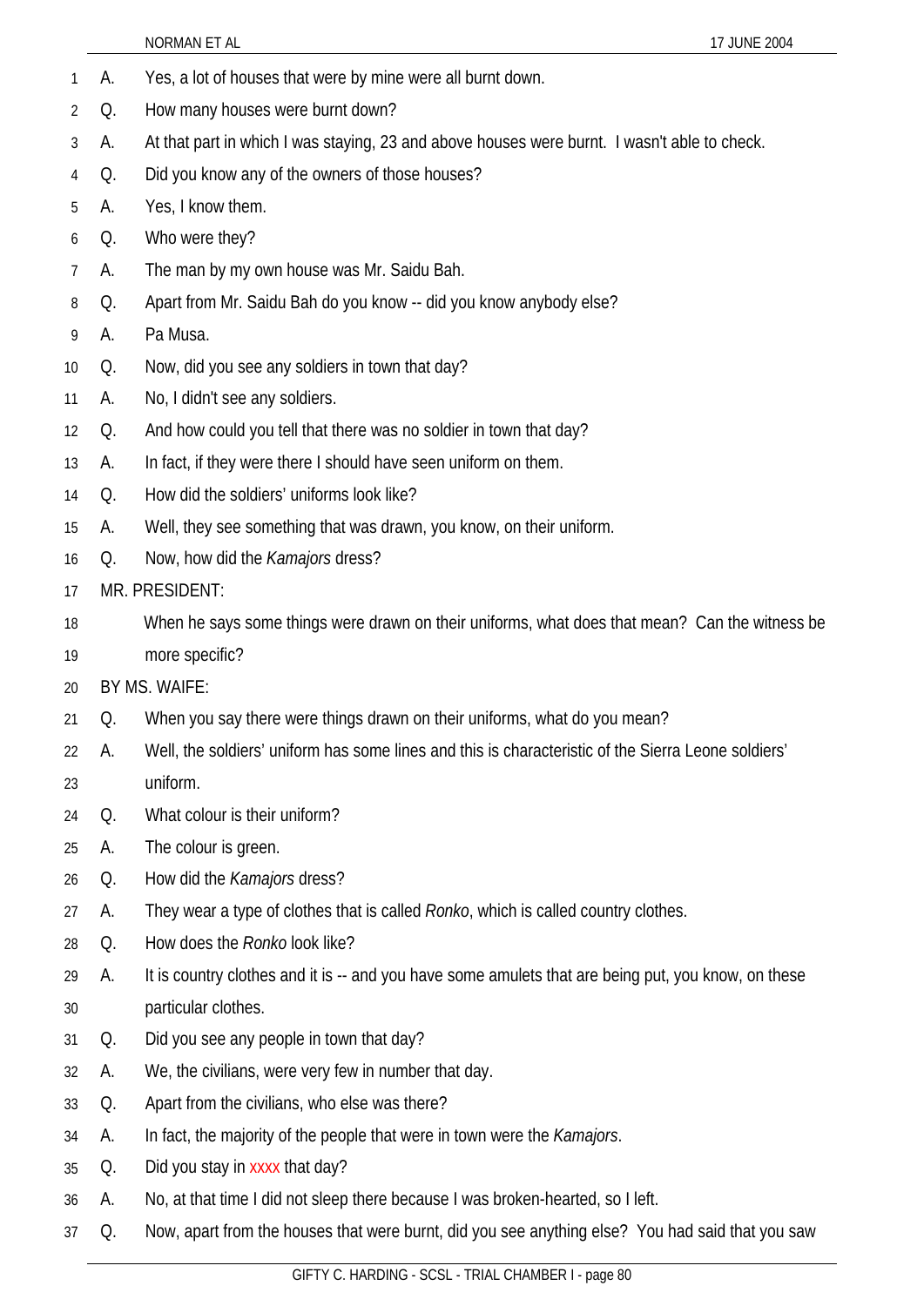1 A. Yes, a lot of houses that were by mine were all burnt down.

2 Q. How many houses were burnt down?

3 A. At that part in which I was staying, 23 and above houses were burnt. I wasn't able to check.

4 Q. Did you know any of the owners of those houses?

5 A. Yes, I know them.

6 Q. Who were they?

7 A. The man by my own house was Mr. Saidu Bah.

8 Q. Apart from Mr. Saidu Bah do you know -- did you know anybody else?

9 A. Pa Musa.

10 Q. Now, did you see any soldiers in town that day?

11 A. No, I didn't see any soldiers.

12 Q. And how could you tell that there was no soldier in town that day?

13 A. In fact, if they were there I should have seen uniform on them.

14 Q. How did the soldiers' uniforms look like?

15 A. Well, they see something that was drawn, you know, on their uniform.

16 Q. Now, how did the *Kamajors* dress?

17 MR. PRESIDENT:

18 When he says some things were drawn on their uniforms, what does that mean? Can the witness be

19 more specific?

20 BY MS. WAIFE:

21 Q. When you say there were things drawn on their uniforms, what do you mean?

22 A. Well, the soldiers' uniform has some lines and this is characteristic of the Sierra Leone soldiers'

23 uniform.

24 Q. What colour is their uniform?

25 A. The colour is green.

26 Q. How did the *Kamajors* dress?

27 A. They wear a type of clothes that is called *Ronko*, which is called country clothes.

28 Q. How does the *Ronko* look like?

29 A. It is country clothes and it is -- and you have some amulets that are being put, you know, on these

30 particular clothes.

31 Q. Did you see any people in town that day?

32 A. We, the civilians, were very few in number that day.

33 Q. Apart from the civilians, who else was there?

34 A. In fact, the majority of the people that were in town were the *Kamajors*.

35 Q. Did you stay in xxxx that day?

36 A. No, at that time I did not sleep there because I was broken-hearted, so I left.

37 Q. Now, apart from the houses that were burnt, did you see anything else? You had said that you saw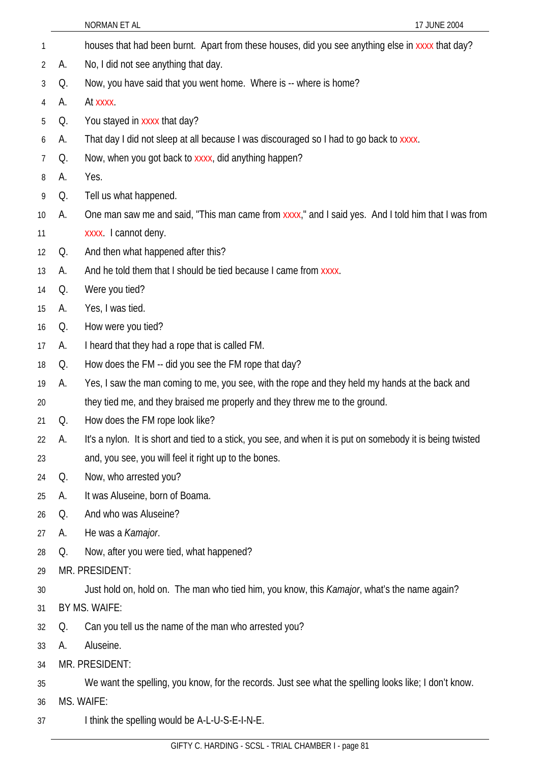houses that had been burnt. Apart from these houses, did you see anything else in xxxx that day?

A. No, I did not see anything that day.

Q. Now, you have said that you went home. Where is -- where is home?

A. At xxxx.

Q. You stayed in xxxx that day?

A. That day I did not sleep at all because I was discouraged so I had to go back to xxxx.

Q. Now, when you got back to xxxx, did anything happen?

A. Yes.

Q. Tell us what happened.

A. One man saw me and said, "This man came from xxxx," and I said yes. And I told him that I was from xxxx. I cannot deny.

Q. And then what happened after this?

A. And he told them that I should be tied because I came from xxxx.

Q. Were you tied?

A. Yes, I was tied.

Q. How were you tied?

A. I heard that they had a rope that is called FM.

Q. How does the FM -- did you see the FM rope that day?

A. Yes, I saw the man coming to me, you see, with the rope and they held my hands at the back and they tied me, and they braised me properly and they threw me to the ground.

Q. How does the FM rope look like?

A. It's a nylon. It is short and tied to a stick, you see, and when it is put on somebody it is being twisted and, you see, you will feel it right up to the bones.

Q. Now, who arrested you?

A. It was Aluseine, born of Boama.

Q. And who was Aluseine?

A. He was a *Kamajor*.

Q. Now, after you were tied, what happened?

MR. PRESIDENT:

Just hold on, hold on. The man who tied him, you know, this *Kamajor*, what's the name again?

BY MS. WAIFE:

Q. Can you tell us the name of the man who arrested you?

A. Aluseine.

MR. PRESIDENT:

We want the spelling, you know, for the records. Just see what the spelling looks like; I don't know.

MS. WAIFE:

I think the spelling would be A-L-U-S-E-I-N-E.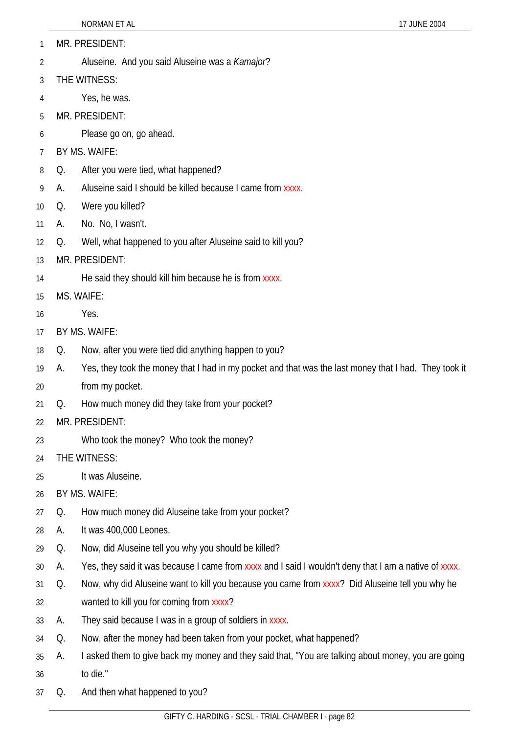MR. PRESIDENT:

Aluseine. And you said Aluseine was a *Kamajor*?

THE WITNESS:

Yes, he was.

MR. PRESIDENT:

Please go on, go ahead.

BY MS. WAIFE:

Q. After you were tied, what happened?

A. Aluseine said I should be killed because I came from xxxx.

Q. Were you killed?

A. No. No, I wasn't.

Q. Well, what happened to you after Aluseine said to kill you?

MR. PRESIDENT:

He said they should kill him because he is from xxxx.

MS. WAIFE:

Yes.

BY MS. WAIFE:

Q. Now, after you were tied did anything happen to you?

A. Yes, they took the money that I had in my pocket and that was the last money that I had. They took it from my pocket.

Q. How much money did they take from your pocket?

MR. PRESIDENT:

Who took the money? Who took the money?

THE WITNESS:

It was Aluseine.

BY MS. WAIFE:

Q. How much money did Aluseine take from your pocket?

A. It was 400,000 Leones.

Q. Now, did Aluseine tell you why you should be killed?

A. Yes, they said it was because I came from xxxx and I said I wouldn't deny that I am a native of xxxx.

Q. Now, why did Aluseine want to kill you because you came from xxxx? Did Aluseine tell you why he wanted to kill you for coming from xxxx?

A. They said because I was in a group of soldiers in xxxx.

Q. Now, after the money had been taken from your pocket, what happened?

A. I asked them to give back my money and they said that, "You are talking about money, you are going to die."

Q. And then what happened to you?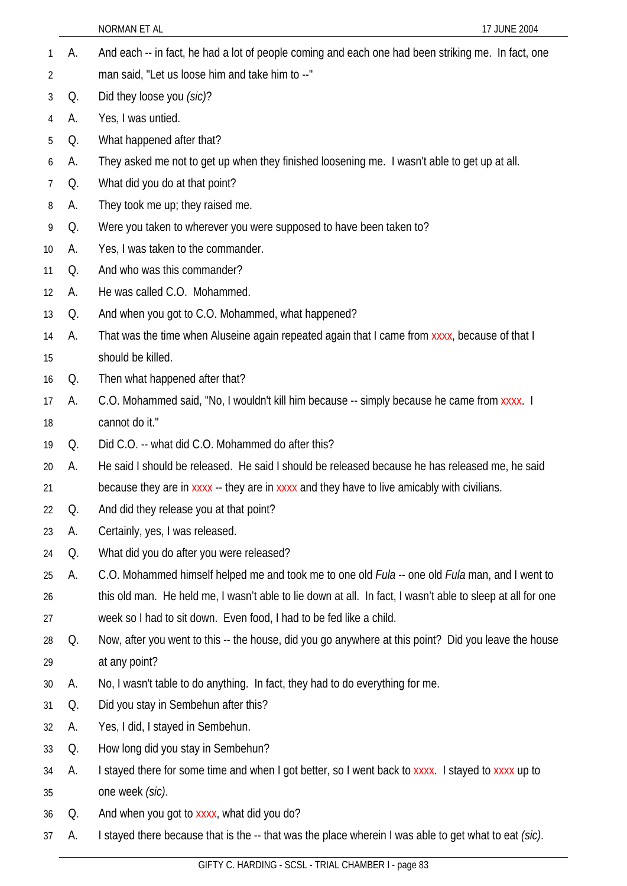A. And each -- in fact, he had a lot of people coming and each one had been striking me. In fact, one man said, "Let us loose him and take him to --"

Q. Did they loose you *(sic)*?

A. Yes, I was untied.

Q. What happened after that?

A. They asked me not to get up when they finished loosening me. I wasn't able to get up at all.

Q. What did you do at that point?

A. They took me up; they raised me.

Q. Were you taken to wherever you were supposed to have been taken to?

A. Yes, I was taken to the commander.

Q. And who was this commander?

A. He was called C.O. Mohammed.

Q. And when you got to C.O. Mohammed, what happened?

A. That was the time when Aluseine again repeated again that I came from xxxx, because of that I should be killed.

Q. Then what happened after that?

A. C.O. Mohammed said, "No, I wouldn't kill him because -- simply because he came from xxxx. I cannot do it."

Q. Did C.O. -- what did C.O. Mohammed do after this?

A. He said I should be released. He said I should be released because he has released me, he said because they are in xxxx -- they are in xxxx and they have to live amicably with civilians.

Q. And did they release you at that point?

A. Certainly, yes, I was released.

Q. What did you do after you were released?

A. C.O. Mohammed himself helped me and took me to one old *Fula* -- one old *Fula* man, and I went to this old man. He held me, I wasn't able to lie down at all. In fact, I wasn't able to sleep at all for one week so I had to sit down. Even food, I had to be fed like a child.

Q. Now, after you went to this -- the house, did you go anywhere at this point? Did you leave the house at any point?

A. No, I wasn't table to do anything. In fact, they had to do everything for me.

Q. Did you stay in Sembehun after this?

A. Yes, I did, I stayed in Sembehun.

Q. How long did you stay in Sembehun?

A. I stayed there for some time and when I got better, so I went back to xxxx. I stayed to xxxx up to one week *(sic)*.

Q. And when you got to xxxx, what did you do?

A. I stayed there because that is the -- that was the place wherein I was able to get what to eat *(sic)*.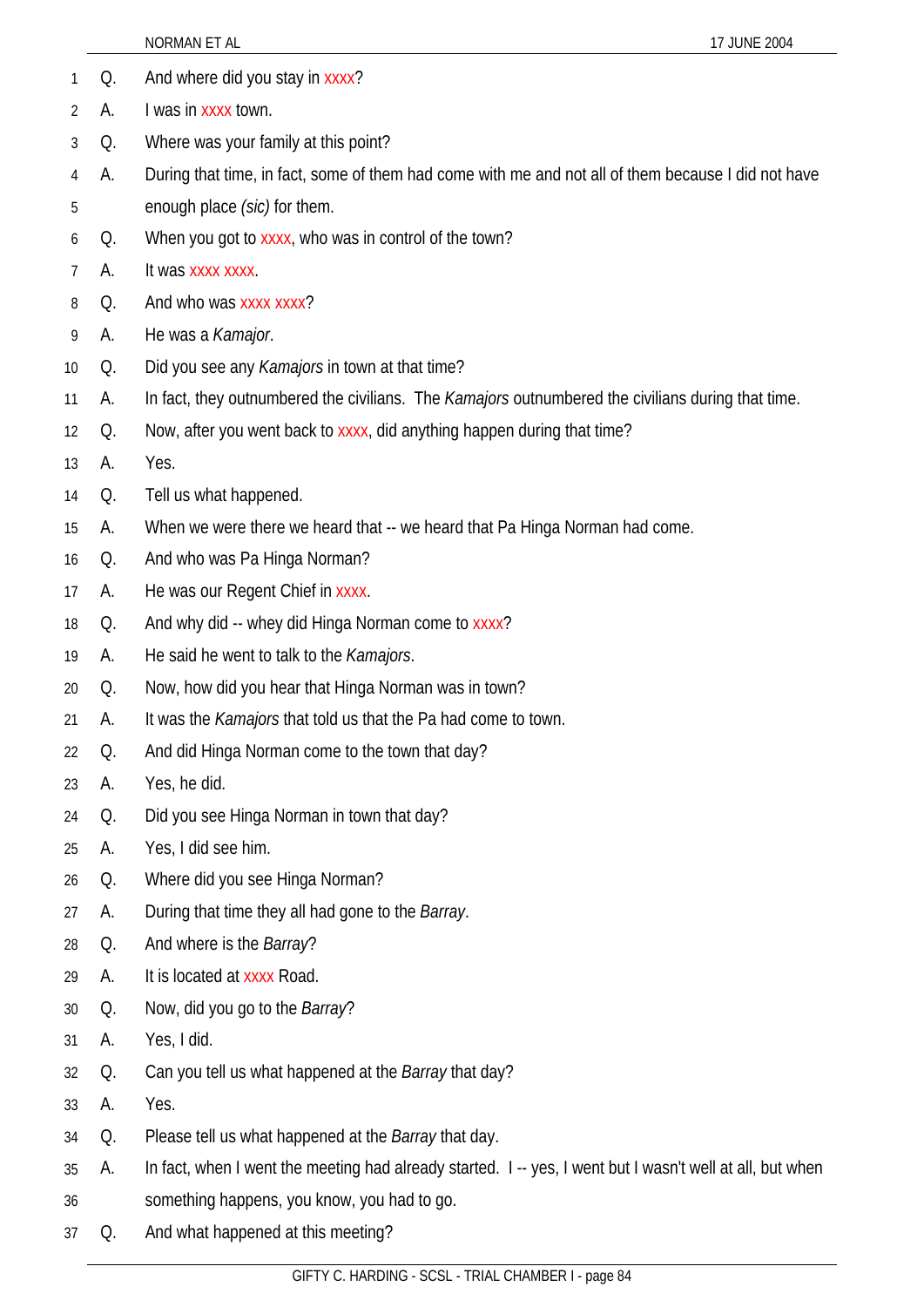1 Q. And where did you stay in xxxx?

2 A. I was in xxxx town.

3 Q. Where was your family at this point?

4 A. During that time, in fact, some of them had come with me and not all of them because I did not have

5 enough place *(sic)* for them.

6 Q. When you got to xxxx, who was in control of the town?

7 A. It was xxxx xxxx.

8 Q. And who was xxxx xxxx?

9 A. He was a *Kamajor*.

10 Q. Did you see any *Kamajors* in town at that time?

11 A. In fact, they outnumbered the civilians. The *Kamajors* outnumbered the civilians during that time.

12 Q. Now, after you went back to xxxx, did anything happen during that time?

13 A. Yes.

14 Q. Tell us what happened.

15 A. When we were there we heard that -- we heard that Pa Hinga Norman had come.

16 Q. And who was Pa Hinga Norman?

17 A. He was our Regent Chief in xxxx.

18 Q. And why did -- whey did Hinga Norman come to xxxx?

19 A. He said he went to talk to the *Kamajors*.

20 Q. Now, how did you hear that Hinga Norman was in town?

21 A. It was the *Kamajors* that told us that the Pa had come to town.

22 Q. And did Hinga Norman come to the town that day?

23 A. Yes, he did.

24 Q. Did you see Hinga Norman in town that day?

25 A. Yes, I did see him.

26 Q. Where did you see Hinga Norman?

27 A. During that time they all had gone to the *Barray*.

28 Q. And where is the *Barray*?

29 A. It is located at xxxx Road.

30 Q. Now, did you go to the *Barray*?

31 A. Yes, I did.

32 Q. Can you tell us what happened at the *Barray* that day?

33 A. Yes.

34 Q. Please tell us what happened at the *Barray* that day.

35 A. In fact, when I went the meeting had already started. I -- yes, I went but I wasn't well at all, but when

36 something happens, you know, you had to go.

37 Q. And what happened at this meeting?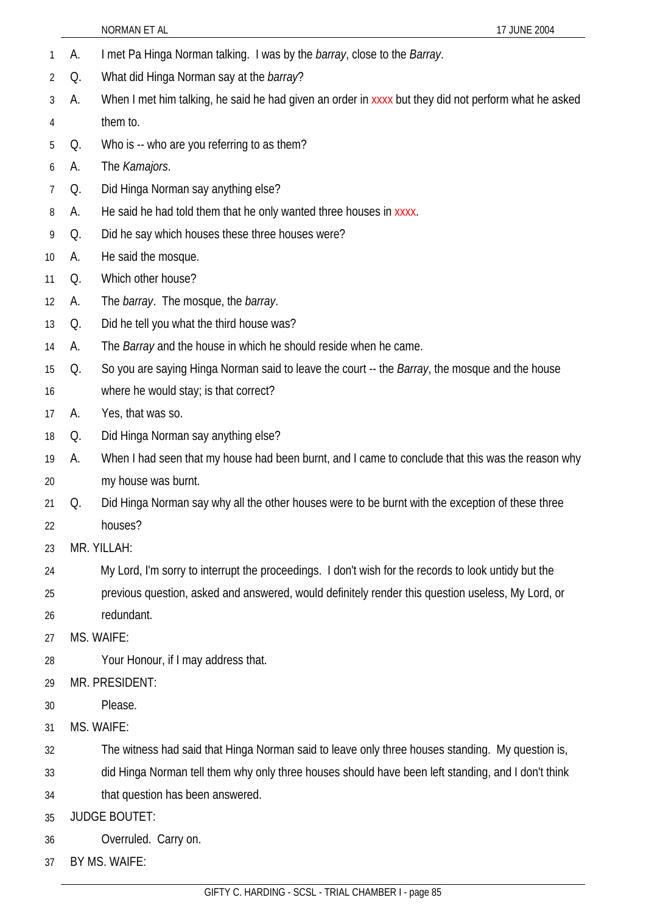A. I met Pa Hinga Norman talking. I was by the *barray*, close to the *Barray*.

Q. What did Hinga Norman say at the *barray*?

A. When I met him talking, he said he had given an order in xxxx but they did not perform what he asked them to.

Q. Who is -- who are you referring to as them?

A. The *Kamajors*.

Q. Did Hinga Norman say anything else?

A. He said he had told them that he only wanted three houses in xxxx.

Q. Did he say which houses these three houses were?

A. He said the mosque.

Q. Which other house?

A. The *barray*. The mosque, the *barray*.

Q. Did he tell you what the third house was?

A. The *Barray* and the house in which he should reside when he came.

Q. So you are saying Hinga Norman said to leave the court -- the *Barray*, the mosque and the house where he would stay; is that correct?

A. Yes, that was so.

Q. Did Hinga Norman say anything else?

A. When I had seen that my house had been burnt, and I came to conclude that this was the reason why my house was burnt.

Q. Did Hinga Norman say why all the other houses were to be burnt with the exception of these three houses?

MR. YILLAH:

My Lord, I'm sorry to interrupt the proceedings. I don't wish for the records to look untidy but the previous question, asked and answered, would definitely render this question useless, My Lord, or redundant.

MS. WAIFE:

Your Honour, if I may address that.

MR. PRESIDENT:

Please.

MS. WAIFE:

The witness had said that Hinga Norman said to leave only three houses standing. My question is, did Hinga Norman tell them why only three houses should have been left standing, and I don't think that question has been answered.

JUDGE BOUTET:

Overruled. Carry on.

BY MS. WAIFE: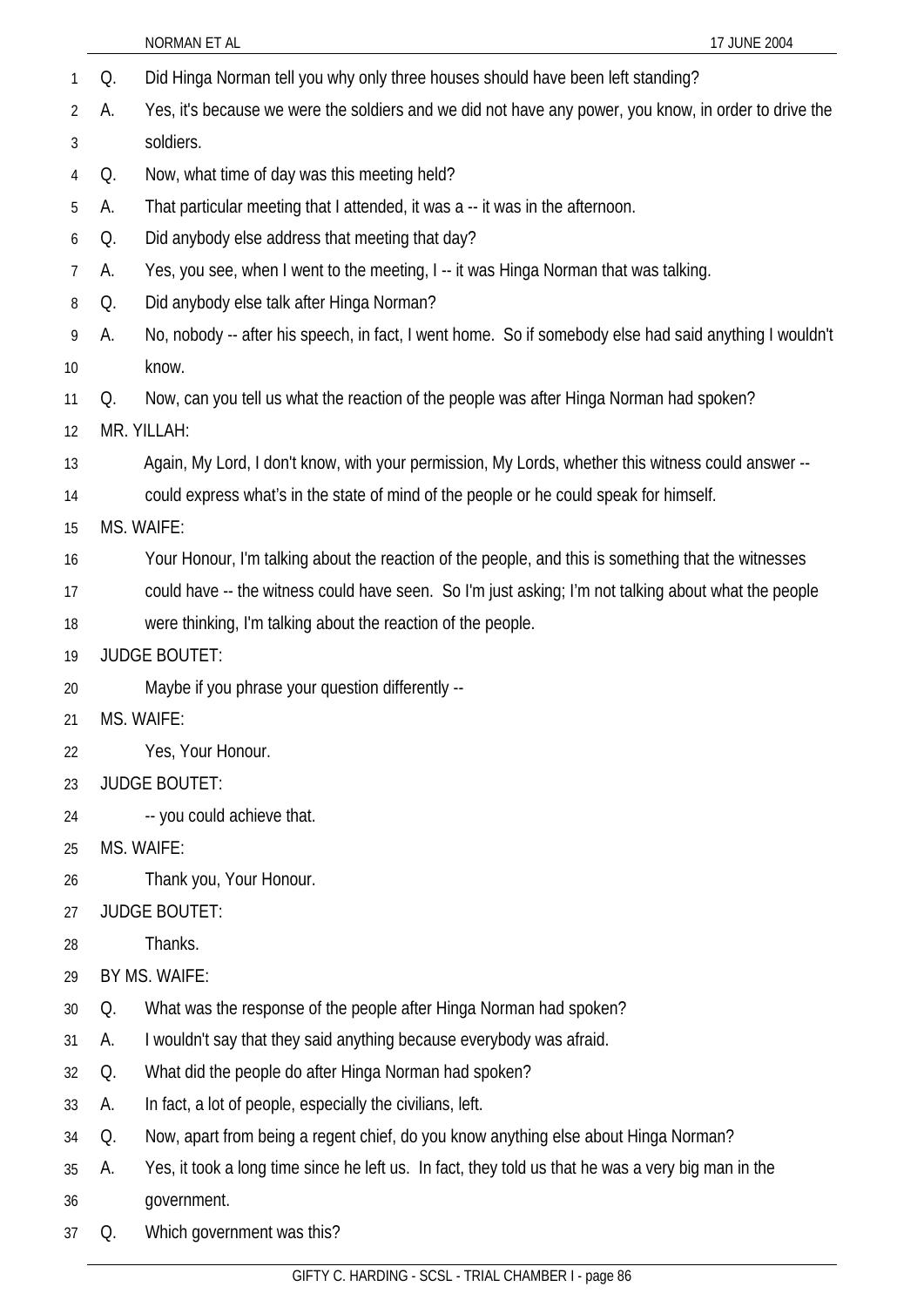Q. Did Hinga Norman tell you why only three houses should have been left standing?

A. Yes, it's because we were the soldiers and we did not have any power, you know, in order to drive the soldiers.

Q. Now, what time of day was this meeting held?

A. That particular meeting that I attended, it was a -- it was in the afternoon.

Q. Did anybody else address that meeting that day?

A. Yes, you see, when I went to the meeting, I -- it was Hinga Norman that was talking.

Q. Did anybody else talk after Hinga Norman?

A. No, nobody -- after his speech, in fact, I went home. So if somebody else had said anything I wouldn't know.

Q. Now, can you tell us what the reaction of the people was after Hinga Norman had spoken?

MR. YILLAH:

Again, My Lord, I don't know, with your permission, My Lords, whether this witness could answer -- could express what's in the state of mind of the people or he could speak for himself.

MS. WAIFE:

Your Honour, I'm talking about the reaction of the people, and this is something that the witnesses could have -- the witness could have seen. So I'm just asking; I'm not talking about what the people were thinking, I'm talking about the reaction of the people.

JUDGE BOUTET:

Maybe if you phrase your question differently --

MS. WAIFE:

Yes, Your Honour.

JUDGE BOUTET:

-- you could achieve that.

MS. WAIFE:

Thank you, Your Honour.

JUDGE BOUTET:

Thanks.

BY MS. WAIFE:

Q. What was the response of the people after Hinga Norman had spoken?

A. I wouldn't say that they said anything because everybody was afraid.

Q. What did the people do after Hinga Norman had spoken?

A. In fact, a lot of people, especially the civilians, left.

Q. Now, apart from being a regent chief, do you know anything else about Hinga Norman?

A. Yes, it took a long time since he left us. In fact, they told us that he was a very big man in the government.

Q. Which government was this?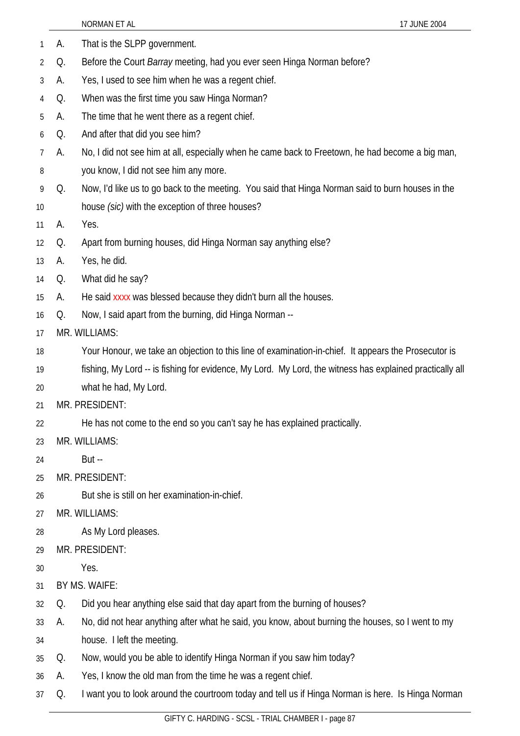A. That is the SLPP government.

Q. Before the Court *Barray* meeting, had you ever seen Hinga Norman before?

A. Yes, I used to see him when he was a regent chief.

Q. When was the first time you saw Hinga Norman?

A. The time that he went there as a regent chief.

Q. And after that did you see him?

A. No, I did not see him at all, especially when he came back to Freetown, he had become a big man, you know, I did not see him any more.

Q. Now, I'd like us to go back to the meeting. You said that Hinga Norman said to burn houses in the house *(sic)* with the exception of three houses?

A. Yes.

Q. Apart from burning houses, did Hinga Norman say anything else?

A. Yes, he did.

Q. What did he say?

A. He said xxxx was blessed because they didn't burn all the houses.

Q. Now, I said apart from the burning, did Hinga Norman --

MR. WILLIAMS:

Your Honour, we take an objection to this line of examination-in-chief. It appears the Prosecutor is fishing, My Lord -- is fishing for evidence, My Lord. My Lord, the witness has explained practically all what he had, My Lord.

MR. PRESIDENT:

He has not come to the end so you can't say he has explained practically.

MR. WILLIAMS:

But --

MR. PRESIDENT:

But she is still on her examination-in-chief.

MR. WILLIAMS:

As My Lord pleases.

MR. PRESIDENT:

Yes.

BY MS. WAIFE:

Q. Did you hear anything else said that day apart from the burning of houses?

A. No, did not hear anything after what he said, you know, about burning the houses, so I went to my house. I left the meeting.

Q. Now, would you be able to identify Hinga Norman if you saw him today?

A. Yes, I know the old man from the time he was a regent chief.

Q. I want you to look around the courtroom today and tell us if Hinga Norman is here. Is Hinga Norman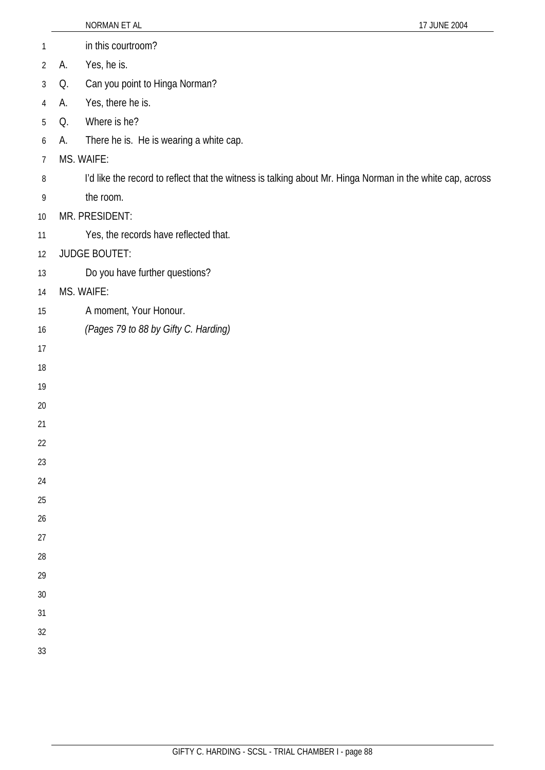in this courtroom?

A. Yes, he is.

Q. Can you point to Hinga Norman?

A. Yes, there he is.

Q. Where is he?

A. There he is. He is wearing a white cap.

MS. WAIFE:

I'd like the record to reflect that the witness is talking about Mr. Hinga Norman in the white cap, across the room.

MR. PRESIDENT:

Yes, the records have reflected that.

JUDGE BOUTET:

Do you have further questions?

MS. WAIFE:

A moment, Your Honour.

*(Pages 79 to 88 by Gifty C. Harding)*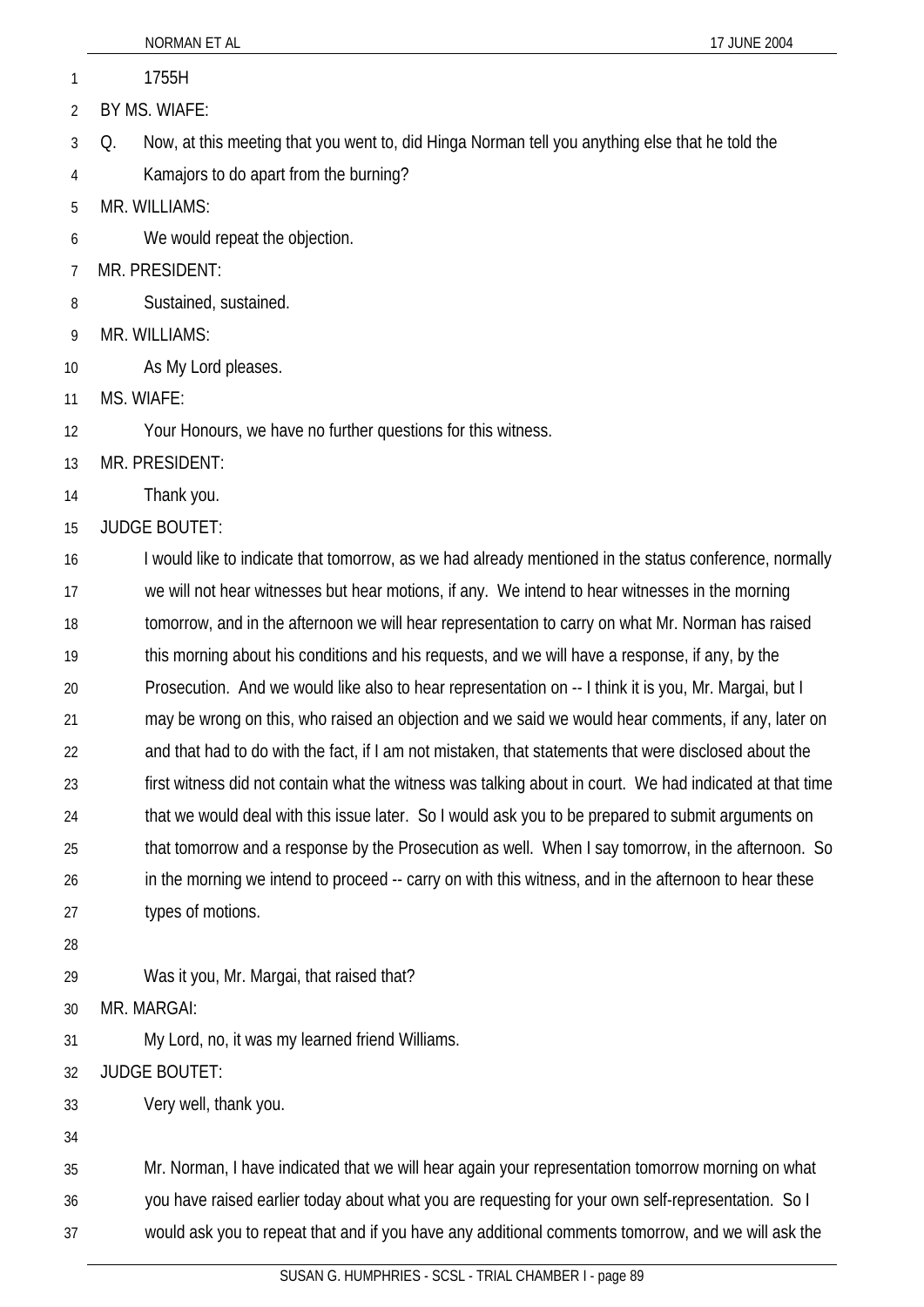1755H

BY MS. WIAFE:

Q. Now, at this meeting that you went to, did Hinga Norman tell you anything else that he told the Kamajors to do apart from the burning?

MR. WILLIAMS:

We would repeat the objection.

MR. PRESIDENT:

Sustained, sustained.

MR. WILLIAMS:

As My Lord pleases.

MS. WIAFE:

Your Honours, we have no further questions for this witness.

MR. PRESIDENT:

Thank you.

JUDGE BOUTET:

I would like to indicate that tomorrow, as we had already mentioned in the status conference, normally we will not hear witnesses but hear motions, if any. We intend to hear witnesses in the morning tomorrow, and in the afternoon we will hear representation to carry on what Mr. Norman has raised this morning about his conditions and his requests, and we will have a response, if any, by the Prosecution. And we would like also to hear representation on -- I think it is you, Mr. Margai, but I may be wrong on this, who raised an objection and we said we would hear comments, if any, later on and that had to do with the fact, if I am not mistaken, that statements that were disclosed about the first witness did not contain what the witness was talking about in court. We had indicated at that time that we would deal with this issue later. So I would ask you to be prepared to submit arguments on that tomorrow and a response by the Prosecution as well. When I say tomorrow, in the afternoon. So in the morning we intend to proceed -- carry on with this witness, and in the afternoon to hear these types of motions.

Was it you, Mr. Margai, that raised that?

MR. MARGAI:

My Lord, no, it was my learned friend Williams.

JUDGE BOUTET:

Very well, thank you.

Mr. Norman, I have indicated that we will hear again your representation tomorrow morning on what you have raised earlier today about what you are requesting for your own self-representation. So I would ask you to repeat that and if you have any additional comments tomorrow, and we will ask the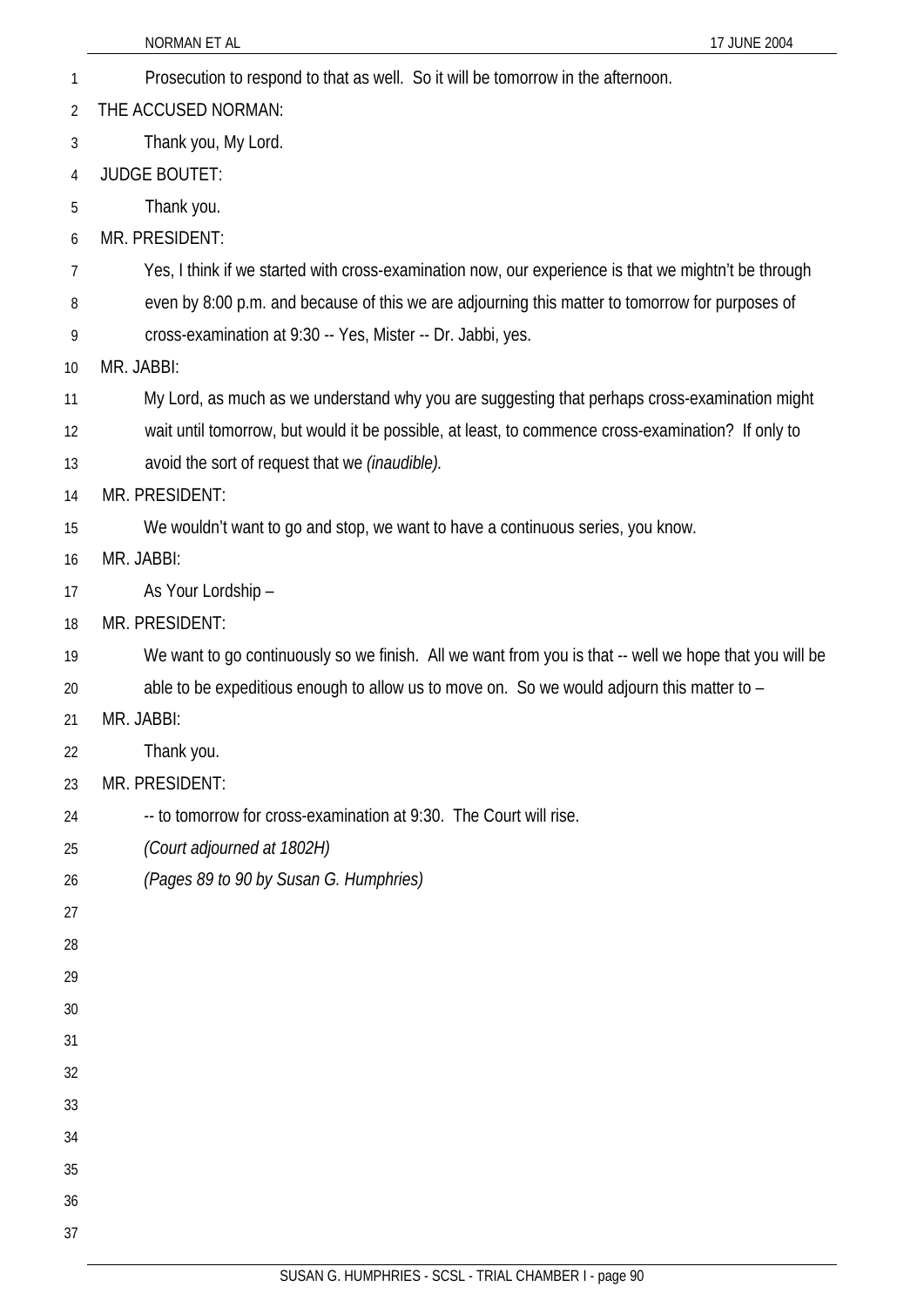Prosecution to respond to that as well. So it will be tomorrow in the afternoon.

THE ACCUSED NORMAN:

Thank you, My Lord.

JUDGE BOUTET:

Thank you.

MR. PRESIDENT:

Yes, I think if we started with cross-examination now, our experience is that we mightn't be through even by 8:00 p.m. and because of this we are adjourning this matter to tomorrow for purposes of cross-examination at 9:30 -- Yes, Mister -- Dr. Jabbi, yes.

MR. JABBI:

My Lord, as much as we understand why you are suggesting that perhaps cross-examination might wait until tomorrow, but would it be possible, at least, to commence cross-examination? If only to avoid the sort of request that we *(inaudible).*

MR. PRESIDENT:

We wouldn't want to go and stop, we want to have a continuous series, you know.

MR. JABBI:

As Your Lordship –

MR. PRESIDENT:

We want to go continuously so we finish. All we want from you is that -- well we hope that you will be able to be expeditious enough to allow us to move on. So we would adjourn this matter to –

MR. JABBI:

Thank you.

MR. PRESIDENT:

-- to tomorrow for cross-examination at 9:30. The Court will rise.

*(Court adjourned at 1802H)*

*(Pages 89 to 90 by Susan G. Humphries)*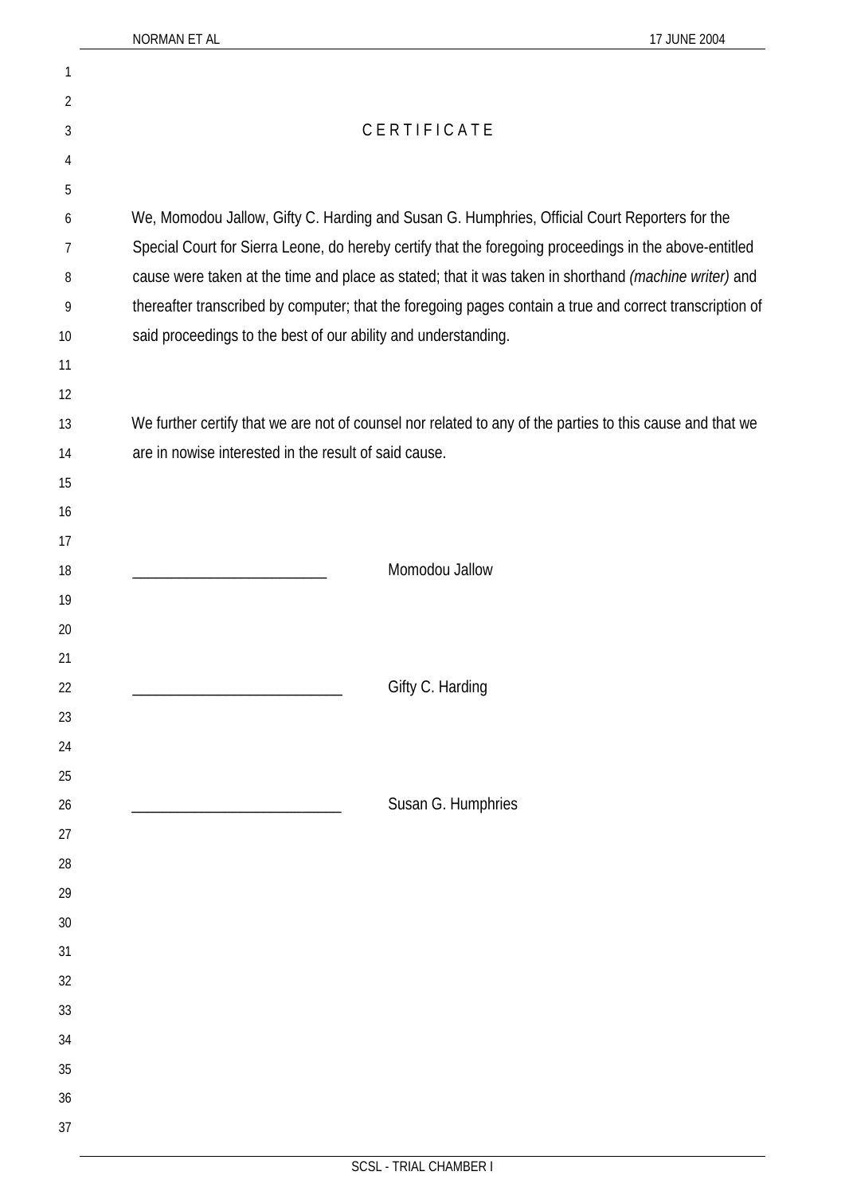# C E R T I F I C A T E

We, Momodou Jallow, Gifty C. Harding and Susan G. Humphries, Official Court Reporters for the Special Court for Sierra Leone, do hereby certify that the foregoing proceedings in the above-entitled cause were taken at the time and place as stated; that it was taken in shorthand *(machine writer)* and thereafter transcribed by computer; that the foregoing pages contain a true and correct transcription of said proceedings to the best of our ability and understanding.

We further certify that we are not of counsel nor related to any of the parties to this cause and that we are in nowise interested in the result of said cause.

___________________________ Momodou Jallow

___________________________ Gifty C. Harding

___________________________ Susan G. Humphries